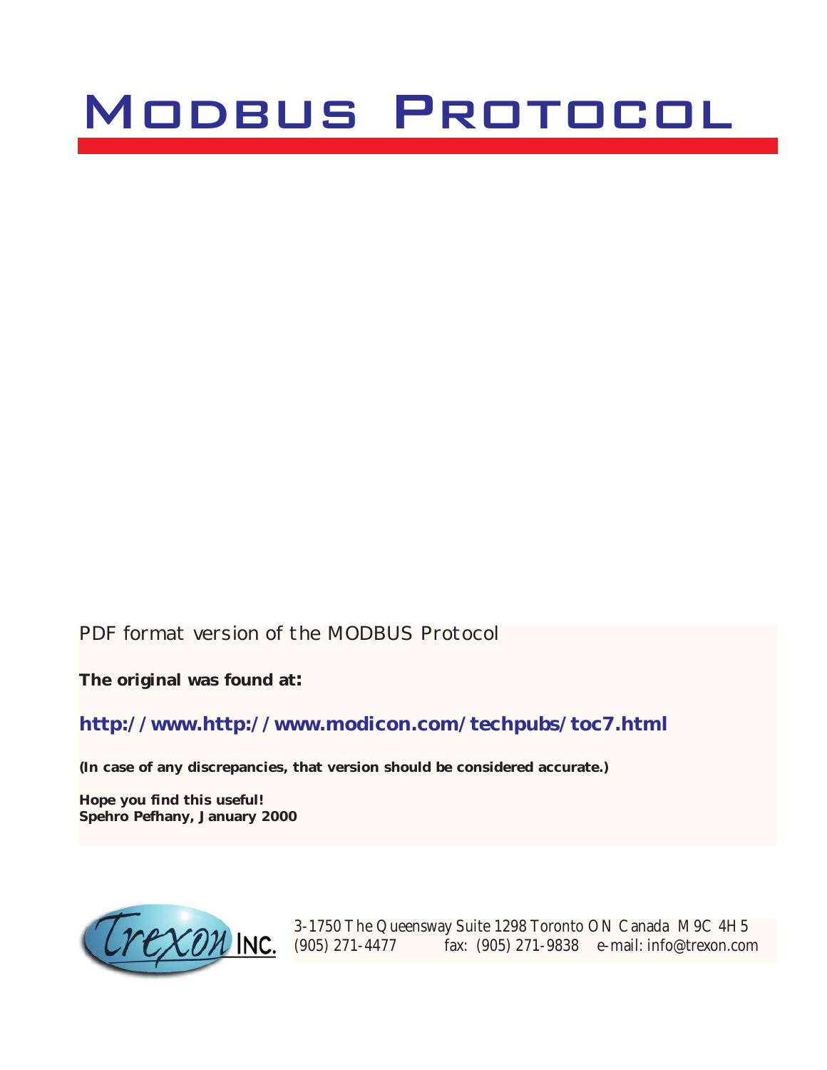# Modbus Protocol

PDF format version of the MODBUS Protocol

**The original was found at:**

**http://www.http://www.modicon.com/techpubs/toc7.html**

**(In case of any discrepancies, that version should be considered accurate.)**

**Hope you find this useful!**
**Spehro Pefhany, January 2000**

Trexon INC.

3-1750 The Queensway Suite 1298 Toronto ON Canada M9C 4H5
(905) 271-4477 fax: (905) 271-9838 e-mail: info@trexon.com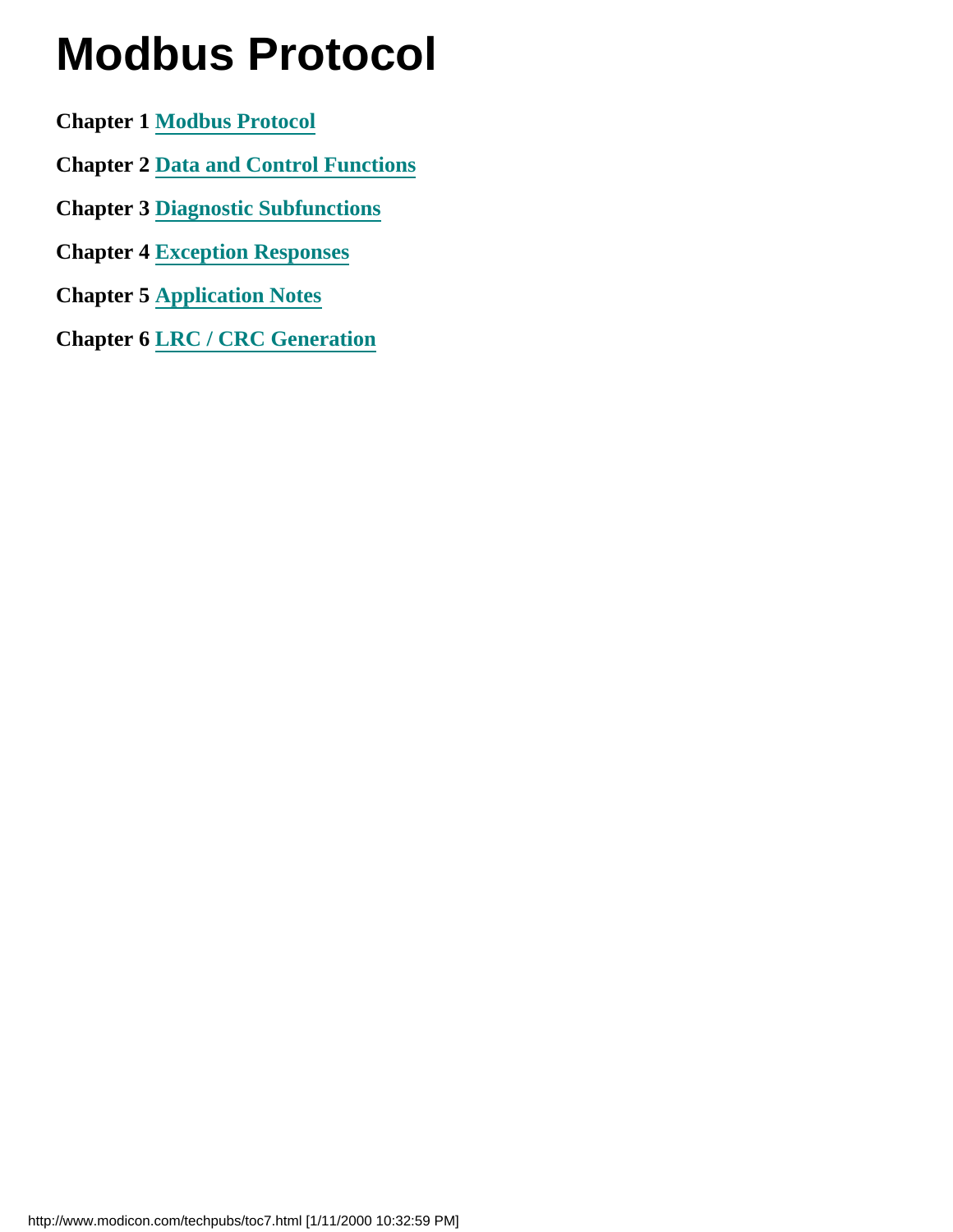# Modbus Protocol

**Chapter 1 Modbus Protocol**

**Chapter 2 Data and Control Functions**

**Chapter 3 Diagnostic Subfunctions**

**Chapter 4 Exception Responses**

**Chapter 5 Application Notes**

**Chapter 6 LRC / CRC Generation**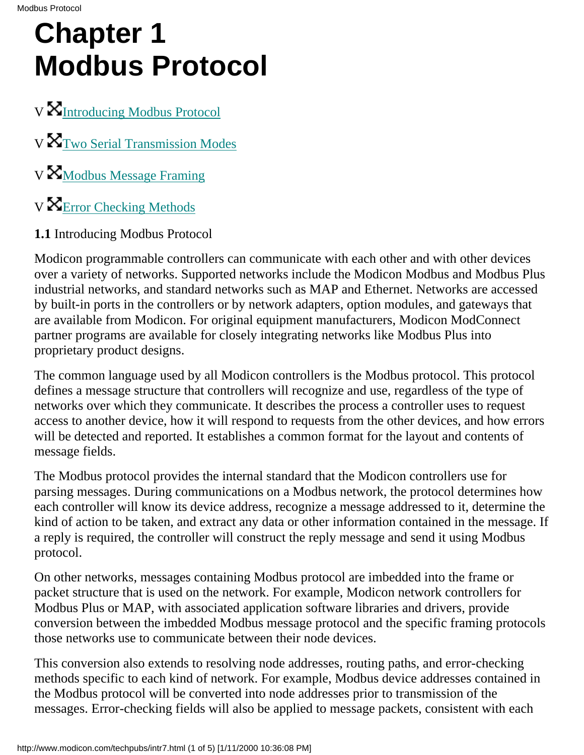# Chapter 1
# Modbus Protocol

- V Introducing Modbus Protocol
- V Two Serial Transmission Modes
- V Modbus Message Framing
- V Error Checking Methods

**1.1** Introducing Modbus Protocol

Modicon programmable controllers can communicate with each other and with other devices over a variety of networks. Supported networks include the Modicon Modbus and Modbus Plus industrial networks, and standard networks such as MAP and Ethernet. Networks are accessed by built-in ports in the controllers or by network adapters, option modules, and gateways that are available from Modicon. For original equipment manufacturers, Modicon ModConnect partner programs are available for closely integrating networks like Modbus Plus into proprietary product designs.

The common language used by all Modicon controllers is the Modbus protocol. This protocol defines a message structure that controllers will recognize and use, regardless of the type of networks over which they communicate. It describes the process a controller uses to request access to another device, how it will respond to requests from the other devices, and how errors will be detected and reported. It establishes a common format for the layout and contents of message fields.

The Modbus protocol provides the internal standard that the Modicon controllers use for parsing messages. During communications on a Modbus network, the protocol determines how each controller will know its device address, recognize a message addressed to it, determine the kind of action to be taken, and extract any data or other information contained in the message. If a reply is required, the controller will construct the reply message and send it using Modbus protocol.

On other networks, messages containing Modbus protocol are imbedded into the frame or packet structure that is used on the network. For example, Modicon network controllers for Modbus Plus or MAP, with associated application software libraries and drivers, provide conversion between the imbedded Modbus message protocol and the specific framing protocols those networks use to communicate between their node devices.

This conversion also extends to resolving node addresses, routing paths, and error-checking methods specific to each kind of network. For example, Modbus device addresses contained in the Modbus protocol will be converted into node addresses prior to transmission of the messages. Error-checking fields will also be applied to message packets, consistent with each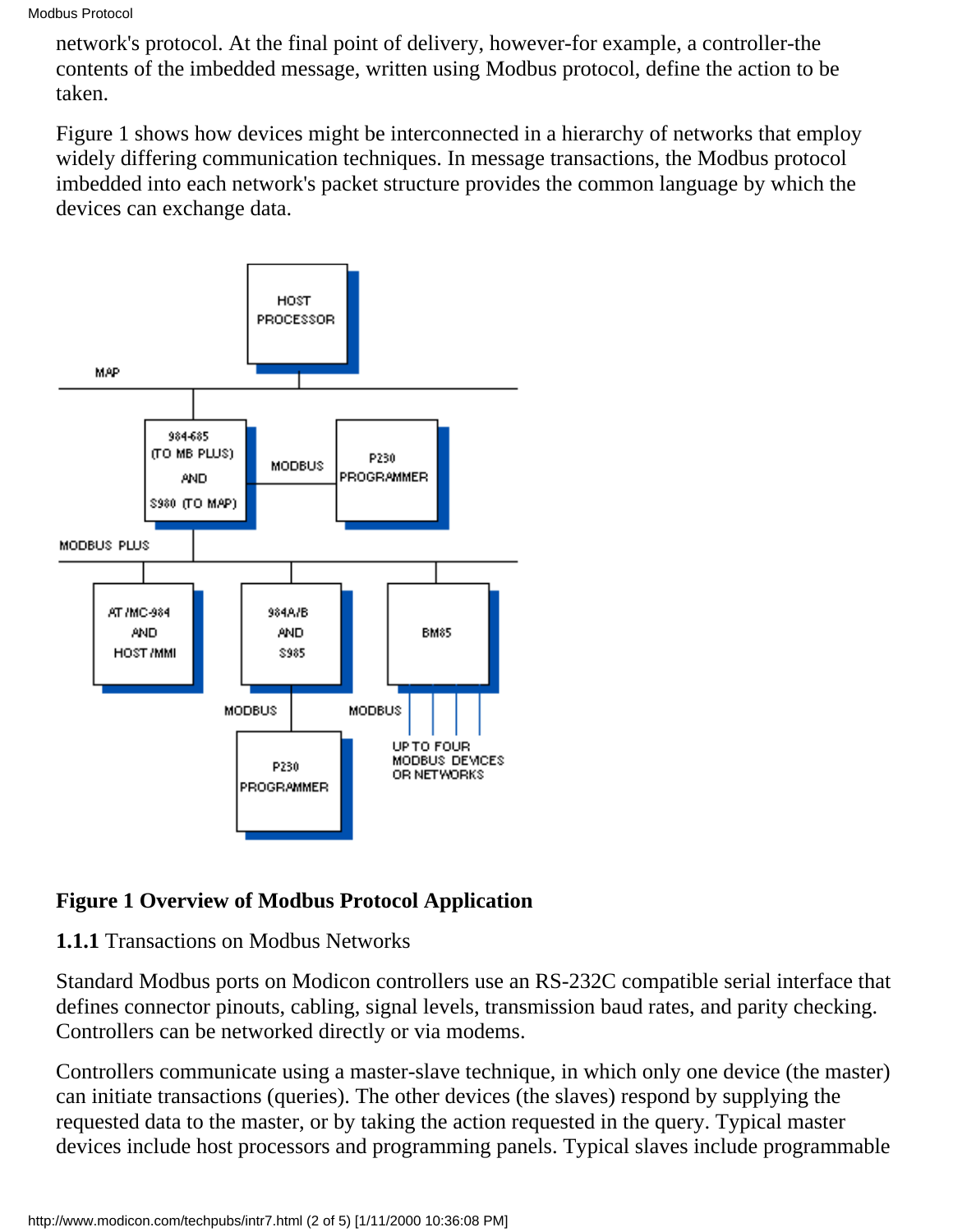network's protocol. At the final point of delivery, however-for example, a controller-the contents of the imbedded message, written using Modbus protocol, define the action to be taken.

Figure 1 shows how devices might be interconnected in a hierarchy of networks that employ widely differing communication techniques. In message transactions, the Modbus protocol imbedded into each network's packet structure provides the common language by which the devices can exchange data.

**Figure 1 Overview of Modbus Protocol Application**

### **1.1.1** Transactions on Modbus Networks

Standard Modbus ports on Modicon controllers use an RS-232C compatible serial interface that defines connector pinouts, cabling, signal levels, transmission baud rates, and parity checking. Controllers can be networked directly or via modems.

Controllers communicate using a master-slave technique, in which only one device (the master) can initiate transactions (queries). The other devices (the slaves) respond by supplying the requested data to the master, or by taking the action requested in the query. Typical master devices include host processors and programming panels. Typical slaves include programmable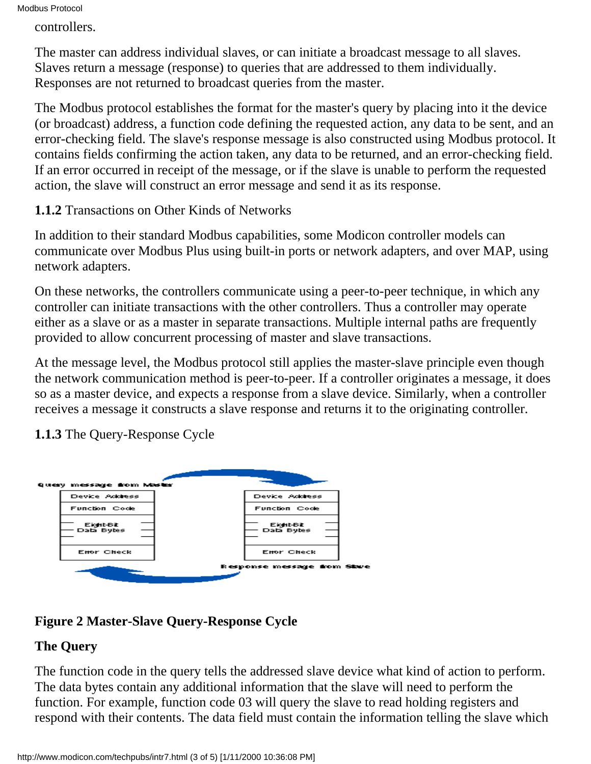controllers.

The master can address individual slaves, or can initiate a broadcast message to all slaves. Slaves return a message (response) to queries that are addressed to them individually. Responses are not returned to broadcast queries from the master.

The Modbus protocol establishes the format for the master's query by placing into it the device (or broadcast) address, a function code defining the requested action, any data to be sent, and an error-checking field. The slave's response message is also constructed using Modbus protocol. It contains fields confirming the action taken, any data to be returned, and an error-checking field. If an error occurred in receipt of the message, or if the slave is unable to perform the requested action, the slave will construct an error message and send it as its response.

### **1.1.2** Transactions on Other Kinds of Networks

In addition to their standard Modbus capabilities, some Modicon controller models can communicate over Modbus Plus using built-in ports or network adapters, and over MAP, using network adapters.

On these networks, the controllers communicate using a peer-to-peer technique, in which any controller can initiate transactions with the other controllers. Thus a controller may operate either as a slave or as a master in separate transactions. Multiple internal paths are frequently provided to allow concurrent processing of master and slave transactions.

At the message level, the Modbus protocol still applies the master-slave principle even though the network communication method is peer-to-peer. If a controller originates a message, it does so as a master device, and expects a response from a slave device. Similarly, when a controller receives a message it constructs a slave response and returns it to the originating controller.

### **1.1.3** The Query-Response Cycle

Query message from Master

| Device Address |
| --- |
| Function Code |
| Eight-Bit Data Bytes |
| Error Check |

Response message from Slave

| Device Address |
| --- |
| Function Code |
| Eight-Bit Data Bytes |
| Error Check |

**Figure 2 Master-Slave Query-Response Cycle**

**The Query**

The function code in the query tells the addressed slave device what kind of action to perform. The data bytes contain any additional information that the slave will need to perform the function. For example, function code 03 will query the slave to read holding registers and respond with their contents. The data field must contain the information telling the slave which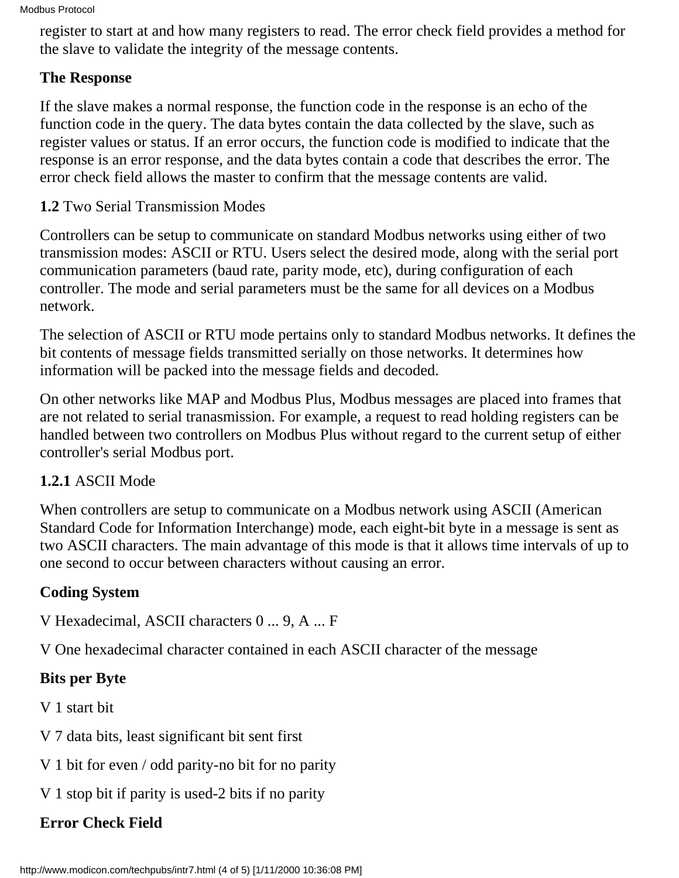register to start at and how many registers to read. The error check field provides a method for the slave to validate the integrity of the message contents.

**The Response**

If the slave makes a normal response, the function code in the response is an echo of the function code in the query. The data bytes contain the data collected by the slave, such as register values or status. If an error occurs, the function code is modified to indicate that the response is an error response, and the data bytes contain a code that describes the error. The error check field allows the master to confirm that the message contents are valid.

**1.2** Two Serial Transmission Modes

Controllers can be setup to communicate on standard Modbus networks using either of two transmission modes: ASCII or RTU. Users select the desired mode, along with the serial port communication parameters (baud rate, parity mode, etc), during configuration of each controller. The mode and serial parameters must be the same for all devices on a Modbus network.

The selection of ASCII or RTU mode pertains only to standard Modbus networks. It defines the bit contents of message fields transmitted serially on those networks. It determines how information will be packed into the message fields and decoded.

On other networks like MAP and Modbus Plus, Modbus messages are placed into frames that are not related to serial tranasmission. For example, a request to read holding registers can be handled between two controllers on Modbus Plus without regard to the current setup of either controller's serial Modbus port.

**1.2.1** ASCII Mode

When controllers are setup to communicate on a Modbus network using ASCII (American Standard Code for Information Interchange) mode, each eight-bit byte in a message is sent as two ASCII characters. The main advantage of this mode is that it allows time intervals of up to one second to occur between characters without causing an error.

**Coding System**

V Hexadecimal, ASCII characters 0 ... 9, A ... F

V One hexadecimal character contained in each ASCII character of the message

**Bits per Byte**

V 1 start bit

V 7 data bits, least significant bit sent first

V 1 bit for even / odd parity-no bit for no parity

V 1 stop bit if parity is used-2 bits if no parity

**Error Check Field**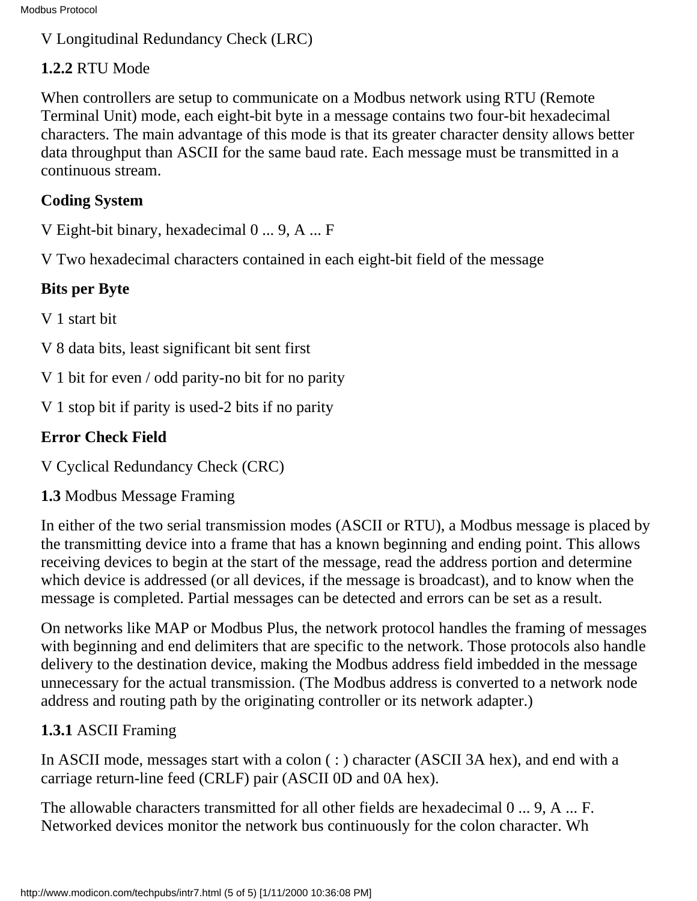V Longitudinal Redundancy Check (LRC)

**1.2.2** RTU Mode

When controllers are setup to communicate on a Modbus network using RTU (Remote Terminal Unit) mode, each eight-bit byte in a message contains two four-bit hexadecimal characters. The main advantage of this mode is that its greater character density allows better data throughput than ASCII for the same baud rate. Each message must be transmitted in a continuous stream.

**Coding System**

V Eight-bit binary, hexadecimal 0 ... 9, A ... F

V Two hexadecimal characters contained in each eight-bit field of the message

**Bits per Byte**

V 1 start bit

V 8 data bits, least significant bit sent first

V 1 bit for even / odd parity-no bit for no parity

V 1 stop bit if parity is used-2 bits if no parity

**Error Check Field**

V Cyclical Redundancy Check (CRC)

**1.3** Modbus Message Framing

In either of the two serial transmission modes (ASCII or RTU), a Modbus message is placed by the transmitting device into a frame that has a known beginning and ending point. This allows receiving devices to begin at the start of the message, read the address portion and determine which device is addressed (or all devices, if the message is broadcast), and to know when the message is completed. Partial messages can be detected and errors can be set as a result.

On networks like MAP or Modbus Plus, the network protocol handles the framing of messages with beginning and end delimiters that are specific to the network. Those protocols also handle delivery to the destination device, making the Modbus address field imbedded in the message unnecessary for the actual transmission. (The Modbus address is converted to a network node address and routing path by the originating controller or its network adapter.)

**1.3.1** ASCII Framing

In ASCII mode, messages start with a colon ( : ) character (ASCII 3A hex), and end with a carriage return-line feed (CRLF) pair (ASCII 0D and 0A hex).

The allowable characters transmitted for all other fields are hexadecimal 0 ... 9, A ... F. Networked devices monitor the network bus continuously for the colon character. Wh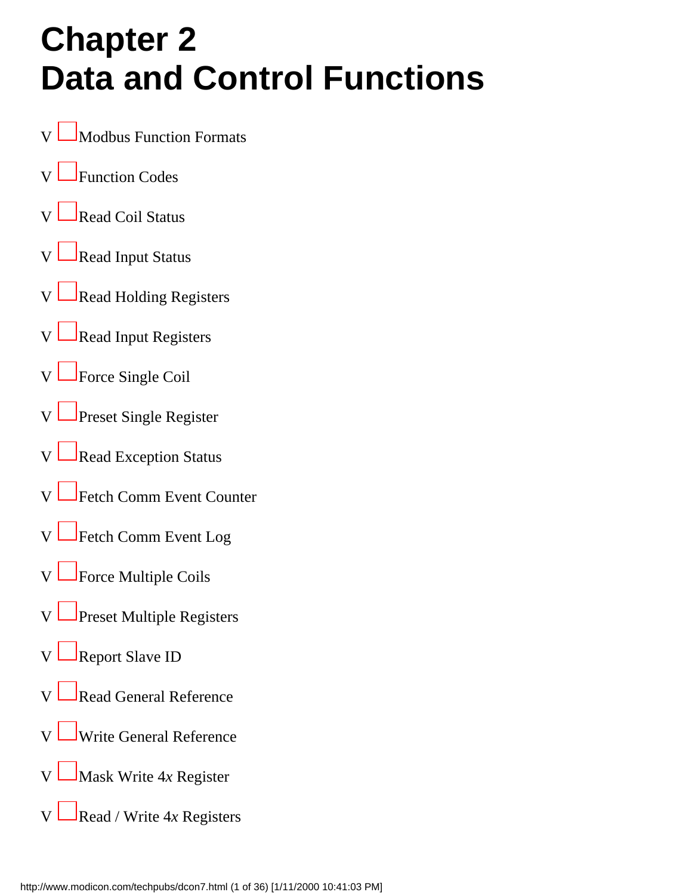# Chapter 2
# Data and Control Functions

- Modbus Function Formats
- Function Codes
- Read Coil Status
- Read Input Status
- Read Holding Registers
- Read Input Registers
- Force Single Coil
- Preset Single Register
- Read Exception Status
- Fetch Comm Event Counter
- Fetch Comm Event Log
- Force Multiple Coils
- Preset Multiple Registers
- Report Slave ID
- Read General Reference
- Write General Reference
- Mask Write 4*x* Register
- Read / Write 4*x* Registers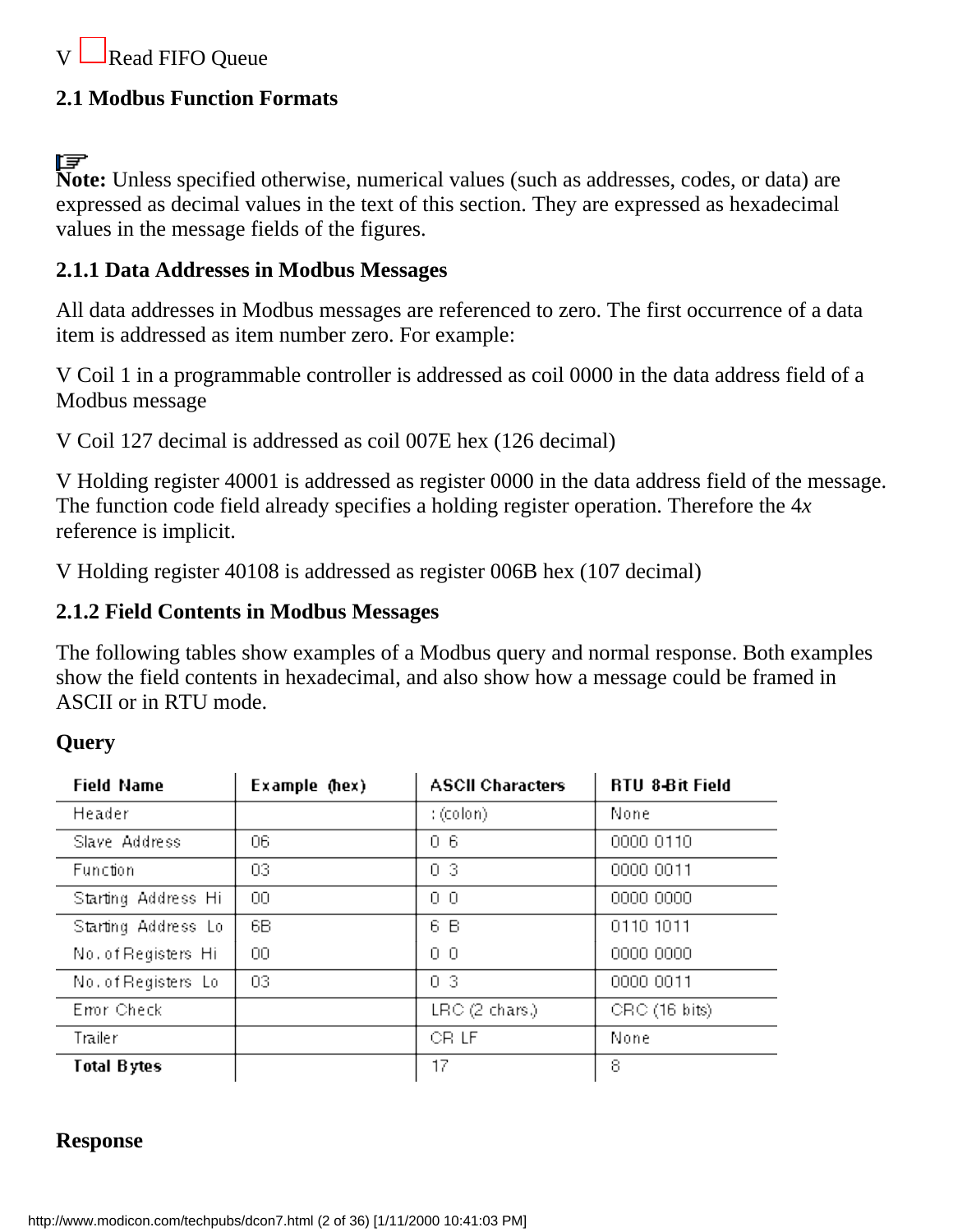- Read FIFO Queue

## 2.1 Modbus Function Formats

**Note:** Unless specified otherwise, numerical values (such as addresses, codes, or data) are expressed as decimal values in the text of this section. They are expressed as hexadecimal values in the message fields of the figures.

### 2.1.1 Data Addresses in Modbus Messages

All data addresses in Modbus messages are referenced to zero. The first occurrence of a data item is addressed as item number zero. For example:

- Coil 1 in a programmable controller is addressed as coil 0000 in the data address field of a Modbus message
- Coil 127 decimal is addressed as coil 007E hex (126 decimal)
- Holding register 40001 is addressed as register 0000 in the data address field of the message. The function code field already specifies a holding register operation. Therefore the 4*x* reference is implicit.
- Holding register 40108 is addressed as register 006B hex (107 decimal)

### 2.1.2 Field Contents in Modbus Messages

The following tables show examples of a Modbus query and normal response. Both examples show the field contents in hexadecimal, and also show how a message could be framed in ASCII or in RTU mode.

**Query**

| Field Name | Example (hex) | ASCII Characters | RTU 8-Bit Field |
|---|---|---|---|
| Header | | : (colon) | None |
| Slave Address | 06 | 0 6 | 0000 0110 |
| Function | 03 | 0 3 | 0000 0011 |
| Starting Address Hi | 00 | 0 0 | 0000 0000 |
| Starting Address Lo | 6B | 6 B | 0110 1011 |
| No. of Registers Hi | 00 | 0 0 | 0000 0000 |
| No. of Registers Lo | 03 | 0 3 | 0000 0011 |
| Error Check | | LRC (2 chars.) | CRC (16 bits) |
| Trailer | | CR LF | None |
| **Total Bytes** | | 17 | 8 |

**Response**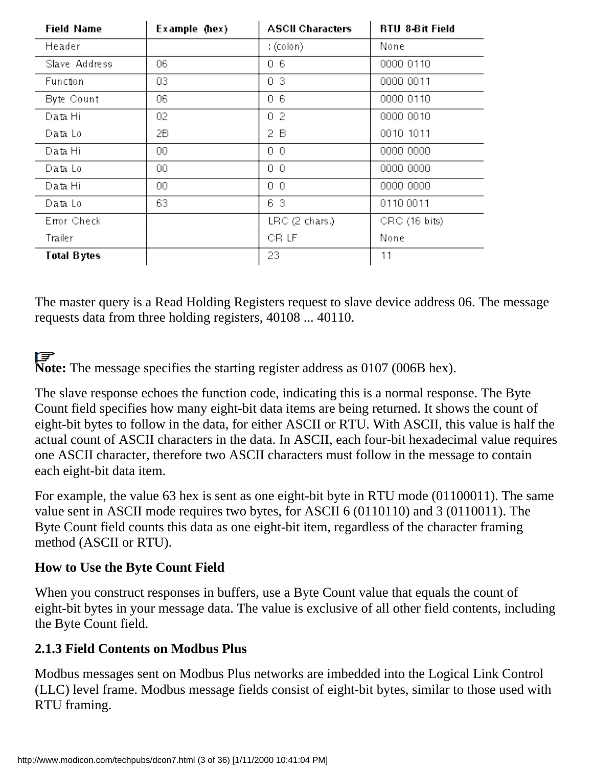| Field Name | Example (hex) | ASCII Characters | RTU 8-Bit Field |
|---|---|---|---|
| Header | | : (colon) | None |
| Slave Address | 06 | 0 6 | 0000 0110 |
| Function | 03 | 0 3 | 0000 0011 |
| Byte Count | 06 | 0 6 | 0000 0110 |
| Data Hi | 02 | 0 2 | 0000 0010 |
| Data Lo | 2B | 2 B | 0010 1011 |
| Data Hi | 00 | 0 0 | 0000 0000 |
| Data Lo | 00 | 0 0 | 0000 0000 |
| Data Hi | 00 | 0 0 | 0000 0000 |
| Data Lo | 63 | 6 3 | 0110 0011 |
| Error Check | | LRC (2 chars.) | CRC (16 bits) |
| Trailer | | CR LF | None |
| **Total Bytes** | | 23 | 11 |

The master query is a Read Holding Registers request to slave device address 06. The message requests data from three holding registers, 40108 ... 40110.

**Note:** The message specifies the starting register address as 0107 (006B hex).

The slave response echoes the function code, indicating this is a normal response. The Byte Count field specifies how many eight-bit data items are being returned. It shows the count of eight-bit bytes to follow in the data, for either ASCII or RTU. With ASCII, this value is half the actual count of ASCII characters in the data. In ASCII, each four-bit hexadecimal value requires one ASCII character, therefore two ASCII characters must follow in the message to contain each eight-bit data item.

For example, the value 63 hex is sent as one eight-bit byte in RTU mode (01100011). The same value sent in ASCII mode requires two bytes, for ASCII 6 (0110110) and 3 (0110011). The Byte Count field counts this data as one eight-bit item, regardless of the character framing method (ASCII or RTU).

**How to Use the Byte Count Field**

When you construct responses in buffers, use a Byte Count value that equals the count of eight-bit bytes in your message data. The value is exclusive of all other field contents, including the Byte Count field.

### 2.1.3 Field Contents on Modbus Plus

Modbus messages sent on Modbus Plus networks are imbedded into the Logical Link Control (LLC) level frame. Modbus message fields consist of eight-bit bytes, similar to those used with RTU framing.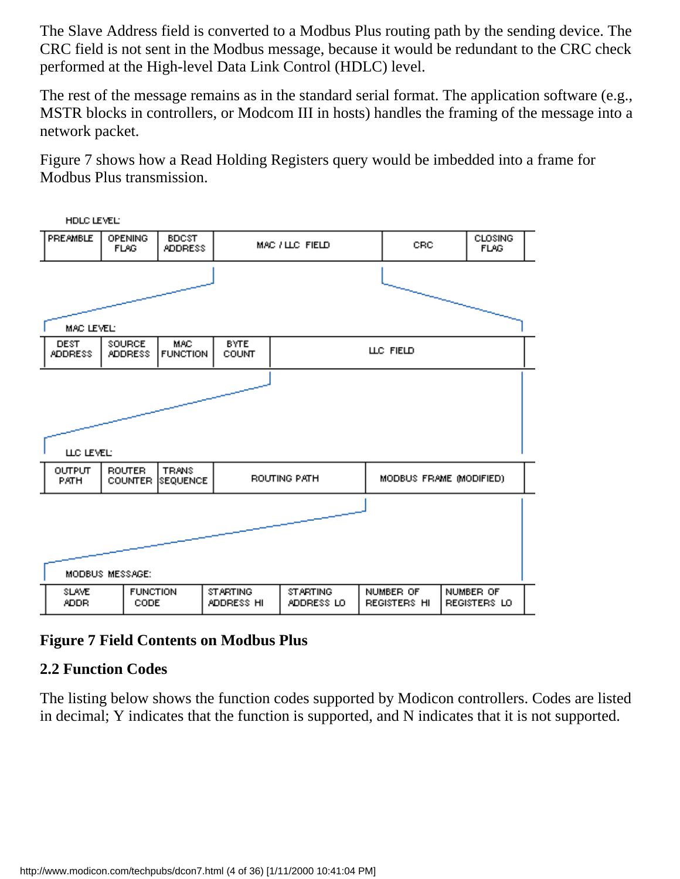The Slave Address field is converted to a Modbus Plus routing path by the sending device. The CRC field is not sent in the Modbus message, because it would be redundant to the CRC check performed at the High-level Data Link Control (HDLC) level.

The rest of the message remains as in the standard serial format. The application software (e.g., MSTR blocks in controllers, or Modcom III in hosts) handles the framing of the message into a network packet.

Figure 7 shows how a Read Holding Registers query would be imbedded into a frame for Modbus Plus transmission.

HDLC LEVEL:

| PREAMBLE | OPENING FLAG | BDCST ADDRESS | MAC / LLC FIELD | CRC | CLOSING FLAG |
|---|---|---|---|---|---|

MAC LEVEL:

| DEST ADDRESS | SOURCE ADDRESS | MAC FUNCTION | BYTE COUNT | LLC FIELD |
|---|---|---|---|---|

LLC LEVEL:

| OUTPUT PATH | ROUTER COUNTER | TRANS SEQUENCE | ROUTING PATH | MODBUS FRAME (MODIFIED) |
|---|---|---|---|---|

MODBUS MESSAGE:

| SLAVE ADDR | FUNCTION CODE | STARTING ADDRESS HI | STARTING ADDRESS LO | NUMBER OF REGISTERS HI | NUMBER OF REGISTERS LO |
|---|---|---|---|---|---|

**Figure 7 Field Contents on Modbus Plus**

### 2.2 Function Codes

The listing below shows the function codes supported by Modicon controllers. Codes are listed in decimal; Y indicates that the function is supported, and N indicates that it is not supported.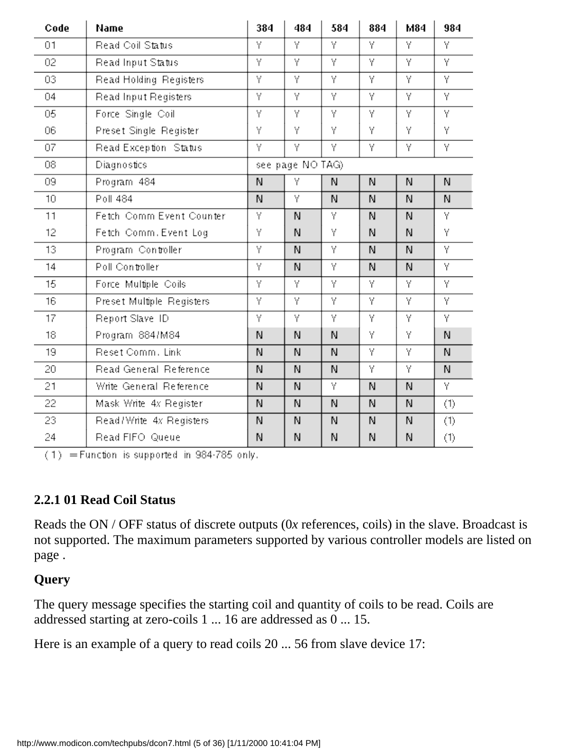| Code | Name | 384 | 484 | 584 | 884 | M84 | 984 |
|---|---|---|---|---|---|---|---|
| 01 | Read Coil Status | Y | Y | Y | Y | Y | Y |
| 02 | Read Input Status | Y | Y | Y | Y | Y | Y |
| 03 | Read Holding Registers | Y | Y | Y | Y | Y | Y |
| 04 | Read Input Registers | Y | Y | Y | Y | Y | Y |
| 05 | Force Single Coil | Y | Y | Y | Y | Y | Y |
| 06 | Preset Single Register | Y | Y | Y | Y | Y | Y |
| 07 | Read Exception Status | Y | Y | Y | Y | Y | Y |
| 08 | Diagnostics | see page NO TAG) | | | | | |
| 09 | Program 484 | N | Y | N | N | N | N |
| 10 | Poll 484 | N | Y | N | N | N | N |
| 11 | Fetch Comm Event Counter | Y | N | Y | N | N | Y |
| 12 | Fetch Comm. Event Log | Y | N | Y | N | N | Y |
| 13 | Program Controller | Y | N | Y | N | N | Y |
| 14 | Poll Controller | Y | N | Y | N | N | Y |
| 15 | Force Multiple Coils | Y | Y | Y | Y | Y | Y |
| 16 | Preset Multiple Registers | Y | Y | Y | Y | Y | Y |
| 17 | Report Slave ID | Y | Y | Y | Y | Y | Y |
| 18 | Program 884/M84 | N | N | N | Y | Y | N |
| 19 | Reset Comm. Link | N | N | N | Y | Y | N |
| 20 | Read General Reference | N | N | N | Y | Y | N |
| 21 | Write General Reference | N | N | Y | N | N | Y |
| 22 | Mask Write 4x Register | N | N | N | N | N | (1) |
| 23 | Read/Write 4x Registers | N | N | N | N | N | (1) |
| 24 | Read FIFO Queue | N | N | N | N | N | (1) |

(1) =Function is supported in 984-785 only.

### 2.2.1 01 Read Coil Status

Reads the ON / OFF status of discrete outputs (0*x* references, coils) in the slave. Broadcast is not supported. The maximum parameters supported by various controller models are listed on page .

**Query**

The query message specifies the starting coil and quantity of coils to be read. Coils are addressed starting at zero-coils 1 ... 16 are addressed as 0 ... 15.

Here is an example of a query to read coils 20 ... 56 from slave device 17: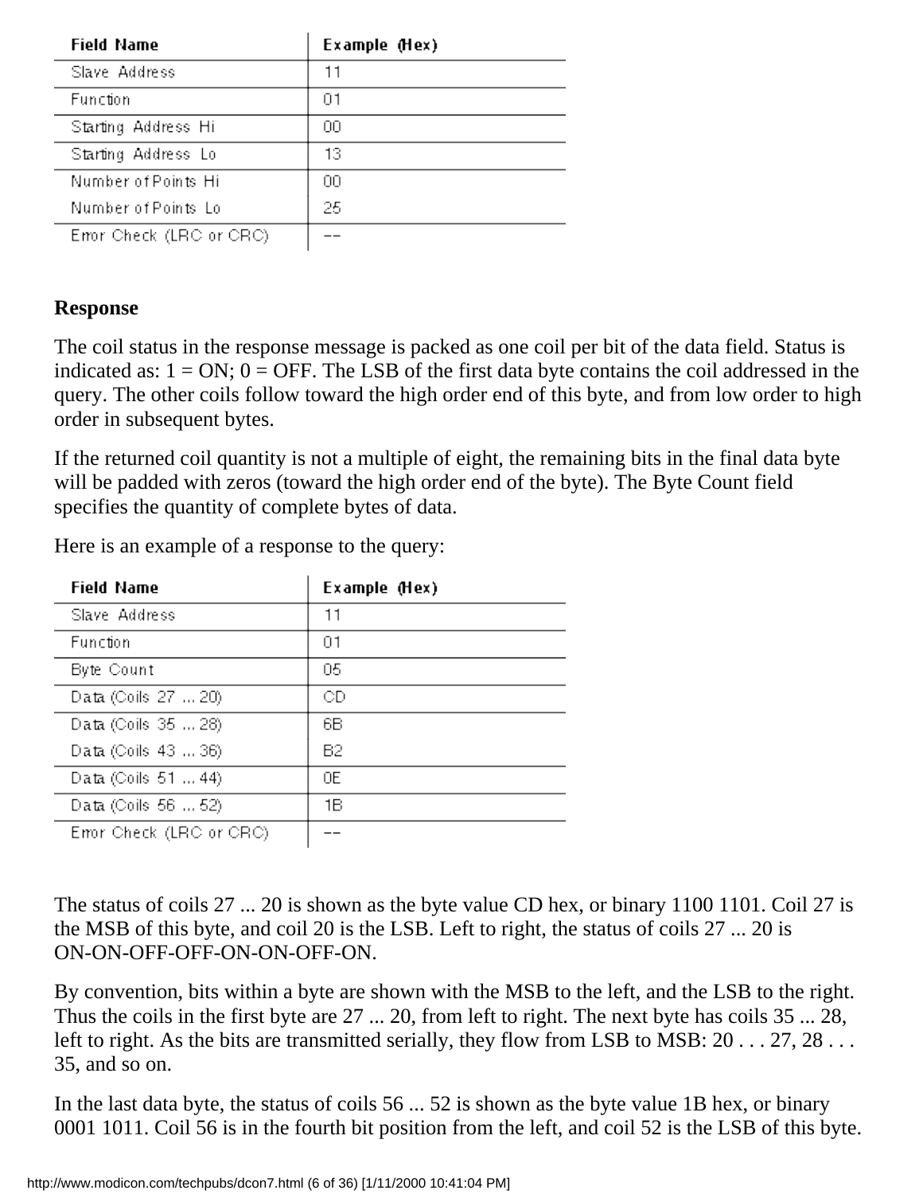| Field Name | Example (Hex) |
| --- | --- |
| Slave Address | 11 |
| Function | 01 |
| Starting Address Hi | 00 |
| Starting Address Lo | 13 |
| Number of Points Hi | 00 |
| Number of Points Lo | 25 |
| Error Check (LRC or CRC) | -- |

**Response**

The coil status in the response message is packed as one coil per bit of the data field. Status is indicated as: 1 = ON; 0 = OFF. The LSB of the first data byte contains the coil addressed in the query. The other coils follow toward the high order end of this byte, and from low order to high order in subsequent bytes.

If the returned coil quantity is not a multiple of eight, the remaining bits in the final data byte will be padded with zeros (toward the high order end of the byte). The Byte Count field specifies the quantity of complete bytes of data.

Here is an example of a response to the query:

| Field Name | Example (Hex) |
| --- | --- |
| Slave Address | 11 |
| Function | 01 |
| Byte Count | 05 |
| Data (Coils 27 ... 20) | CD |
| Data (Coils 35 ... 28) | 6B |
| Data (Coils 43 ... 36) | B2 |
| Data (Coils 51 ... 44) | 0E |
| Data (Coils 56 ... 52) | 1B |
| Error Check (LRC or CRC) | -- |

The status of coils 27 ... 20 is shown as the byte value CD hex, or binary 1100 1101. Coil 27 is the MSB of this byte, and coil 20 is the LSB. Left to right, the status of coils 27 ... 20 is ON-ON-OFF-OFF-ON-ON-OFF-ON.

By convention, bits within a byte are shown with the MSB to the left, and the LSB to the right. Thus the coils in the first byte are 27 ... 20, from left to right. The next byte has coils 35 ... 28, left to right. As the bits are transmitted serially, they flow from LSB to MSB: 20 . . . 27, 28 . . . 35, and so on.

In the last data byte, the status of coils 56 ... 52 is shown as the byte value 1B hex, or binary 0001 1011. Coil 56 is in the fourth bit position from the left, and coil 52 is the LSB of this byte.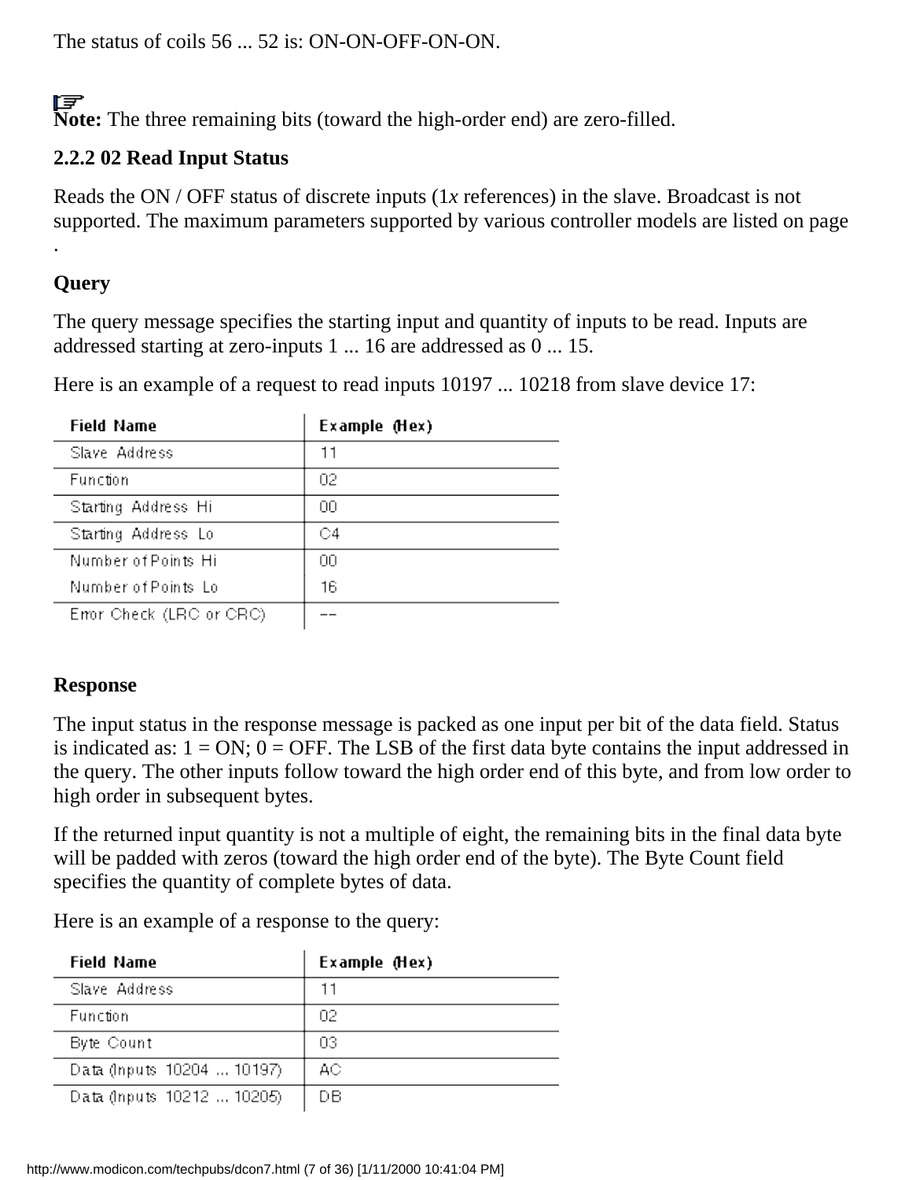The status of coils 56 ... 52 is: ON-ON-OFF-ON-ON.

**Note:** The three remaining bits (toward the high-order end) are zero-filled.

### 2.2.2 02 Read Input Status

Reads the ON / OFF status of discrete inputs (1*x* references) in the slave. Broadcast is not supported. The maximum parameters supported by various controller models are listed on page .

#### Query

The query message specifies the starting input and quantity of inputs to be read. Inputs are addressed starting at zero-inputs 1 ... 16 are addressed as 0 ... 15.

Here is an example of a request to read inputs 10197 ... 10218 from slave device 17:

| Field Name | Example (Hex) |
|---|---|
| Slave Address | 11 |
| Function | 02 |
| Starting Address Hi | 00 |
| Starting Address Lo | C4 |
| Number of Points Hi | 00 |
| Number of Points Lo | 16 |
| Error Check (LRC or CRC) | -- |

#### Response

The input status in the response message is packed as one input per bit of the data field. Status is indicated as: 1 = ON; 0 = OFF. The LSB of the first data byte contains the input addressed in the query. The other inputs follow toward the high order end of this byte, and from low order to high order in subsequent bytes.

If the returned input quantity is not a multiple of eight, the remaining bits in the final data byte will be padded with zeros (toward the high order end of the byte). The Byte Count field specifies the quantity of complete bytes of data.

Here is an example of a response to the query:

| Field Name | Example (Hex) |
|---|---|
| Slave Address | 11 |
| Function | 02 |
| Byte Count | 03 |
| Data (Inputs 10204 ... 10197) | AC |
| Data (Inputs 10212 ... 10205) | DB |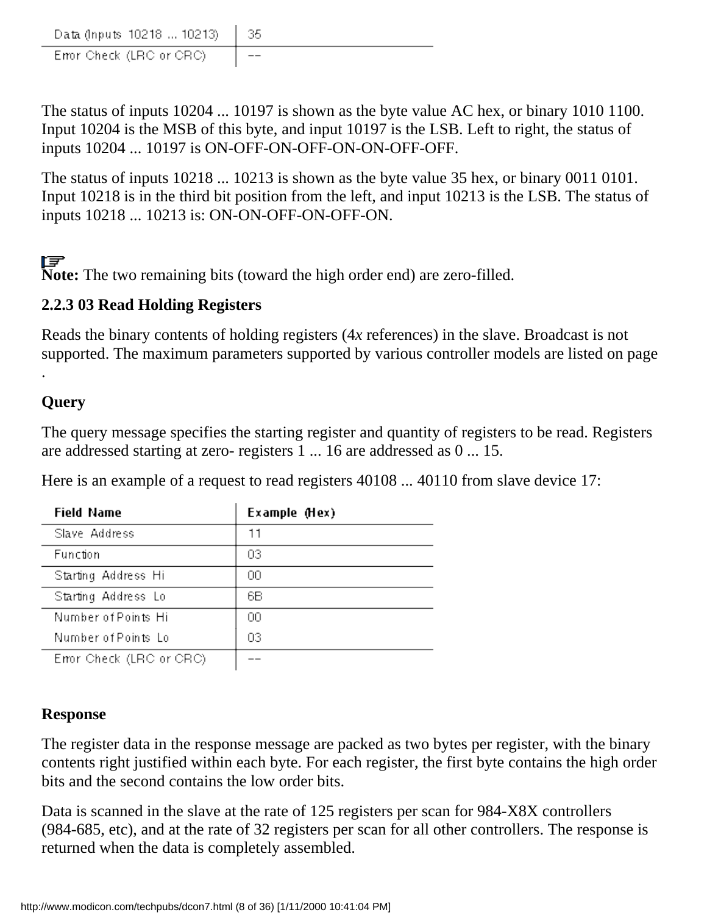| Data (Inputs 10218 ... 10213) | 35 |
| --- | --- |
| Error Check (LRC or CRC) | -- |

The status of inputs 10204 ... 10197 is shown as the byte value AC hex, or binary 1010 1100. Input 10204 is the MSB of this byte, and input 10197 is the LSB. Left to right, the status of inputs 10204 ... 10197 is ON-OFF-ON-OFF-ON-ON-OFF-OFF.

The status of inputs 10218 ... 10213 is shown as the byte value 35 hex, or binary 0011 0101. Input 10218 is in the third bit position from the left, and input 10213 is the LSB. The status of inputs 10218 ... 10213 is: ON-ON-OFF-ON-OFF-ON.

**Note:** The two remaining bits (toward the high order end) are zero-filled.

### 2.2.3 03 Read Holding Registers

Reads the binary contents of holding registers (4*x* references) in the slave. Broadcast is not supported. The maximum parameters supported by various controller models are listed on page .

#### Query

The query message specifies the starting register and quantity of registers to be read. Registers are addressed starting at zero- registers 1 ... 16 are addressed as 0 ... 15.

Here is an example of a request to read registers 40108 ... 40110 from slave device 17:

| Field Name | Example (Hex) |
| --- | --- |
| Slave Address | 11 |
| Function | 03 |
| Starting Address Hi | 00 |
| Starting Address Lo | 6B |
| Number of Points Hi | 00 |
| Number of Points Lo | 03 |
| Error Check (LRC or CRC) | -- |

#### Response

The register data in the response message are packed as two bytes per register, with the binary contents right justified within each byte. For each register, the first byte contains the high order bits and the second contains the low order bits.

Data is scanned in the slave at the rate of 125 registers per scan for 984-X8X controllers (984-685, etc), and at the rate of 32 registers per scan for all other controllers. The response is returned when the data is completely assembled.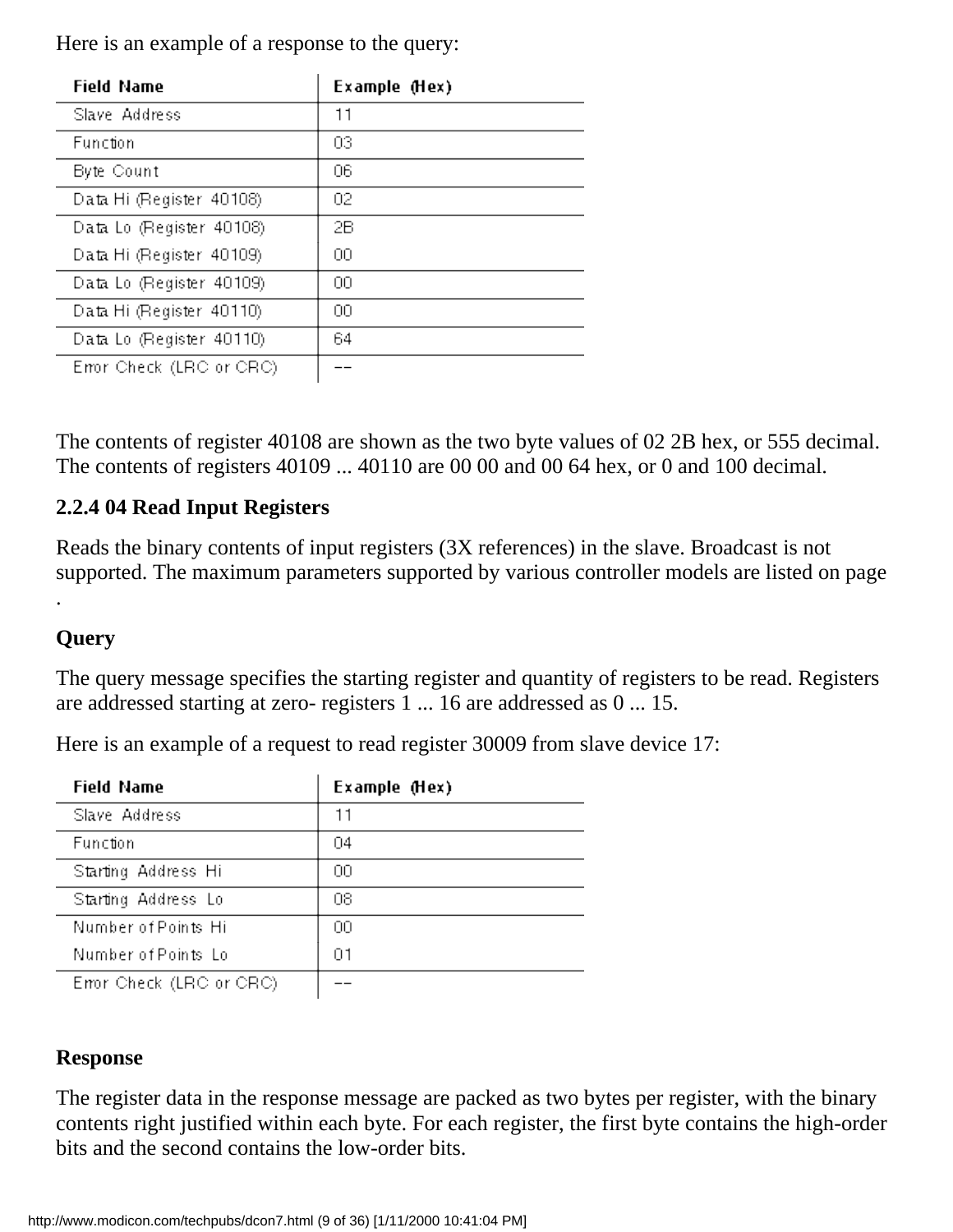Here is an example of a response to the query:

| Field Name | Example (Hex) |
|---|---|
| Slave Address | 11 |
| Function | 03 |
| Byte Count | 06 |
| Data Hi (Register 40108) | 02 |
| Data Lo (Register 40108) | 2B |
| Data Hi (Register 40109) | 00 |
| Data Lo (Register 40109) | 00 |
| Data Hi (Register 40110) | 00 |
| Data Lo (Register 40110) | 64 |
| Error Check (LRC or CRC) | -- |

The contents of register 40108 are shown as the two byte values of 02 2B hex, or 555 decimal. The contents of registers 40109 ... 40110 are 00 00 and 00 64 hex, or 0 and 100 decimal.

### 2.2.4 04 Read Input Registers

Reads the binary contents of input registers (3X references) in the slave. Broadcast is not supported. The maximum parameters supported by various controller models are listed on page .

#### Query

The query message specifies the starting register and quantity of registers to be read. Registers are addressed starting at zero- registers 1 ... 16 are addressed as 0 ... 15.

Here is an example of a request to read register 30009 from slave device 17:

| Field Name | Example (Hex) |
|---|---|
| Slave Address | 11 |
| Function | 04 |
| Starting Address Hi | 00 |
| Starting Address Lo | 08 |
| Number of Points Hi | 00 |
| Number of Points Lo | 01 |
| Error Check (LRC or CRC) | -- |

#### Response

The register data in the response message are packed as two bytes per register, with the binary contents right justified within each byte. For each register, the first byte contains the high-order bits and the second contains the low-order bits.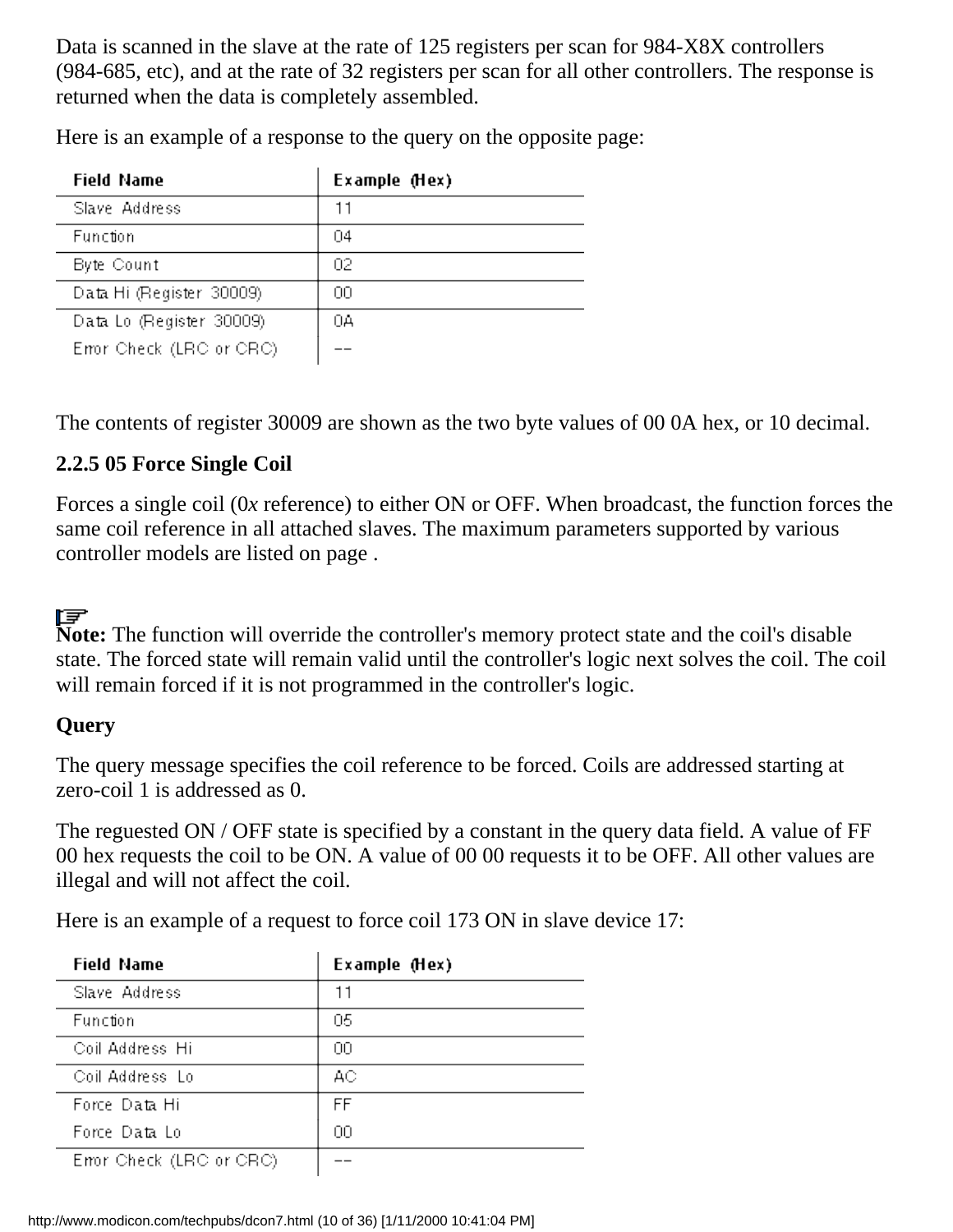Data is scanned in the slave at the rate of 125 registers per scan for 984-X8X controllers (984-685, etc), and at the rate of 32 registers per scan for all other controllers. The response is returned when the data is completely assembled.

Here is an example of a response to the query on the opposite page:

| Field Name | Example (Hex) |
|---|---|
| Slave Address | 11 |
| Function | 04 |
| Byte Count | 02 |
| Data Hi (Register 30009) | 00 |
| Data Lo (Register 30009) | 0A |
| Error Check (LRC or CRC) | -- |

The contents of register 30009 are shown as the two byte values of 00 0A hex, or 10 decimal.

### 2.2.5 05 Force Single Coil

Forces a single coil (0*x* reference) to either ON or OFF. When broadcast, the function forces the same coil reference in all attached slaves. The maximum parameters supported by various controller models are listed on page .

**Note:** The function will override the controller's memory protect state and the coil's disable state. The forced state will remain valid until the controller's logic next solves the coil. The coil will remain forced if it is not programmed in the controller's logic.

#### Query

The query message specifies the coil reference to be forced. Coils are addressed starting at zero-coil 1 is addressed as 0.

The reguested ON / OFF state is specified by a constant in the query data field. A value of FF 00 hex requests the coil to be ON. A value of 00 00 requests it to be OFF. All other values are illegal and will not affect the coil.

Here is an example of a request to force coil 173 ON in slave device 17:

| Field Name | Example (Hex) |
|---|---|
| Slave Address | 11 |
| Function | 05 |
| Coil Address Hi | 00 |
| Coil Address Lo | AC |
| Force Data Hi | FF |
| Force Data Lo | 00 |
| Error Check (LRC or CRC) | -- |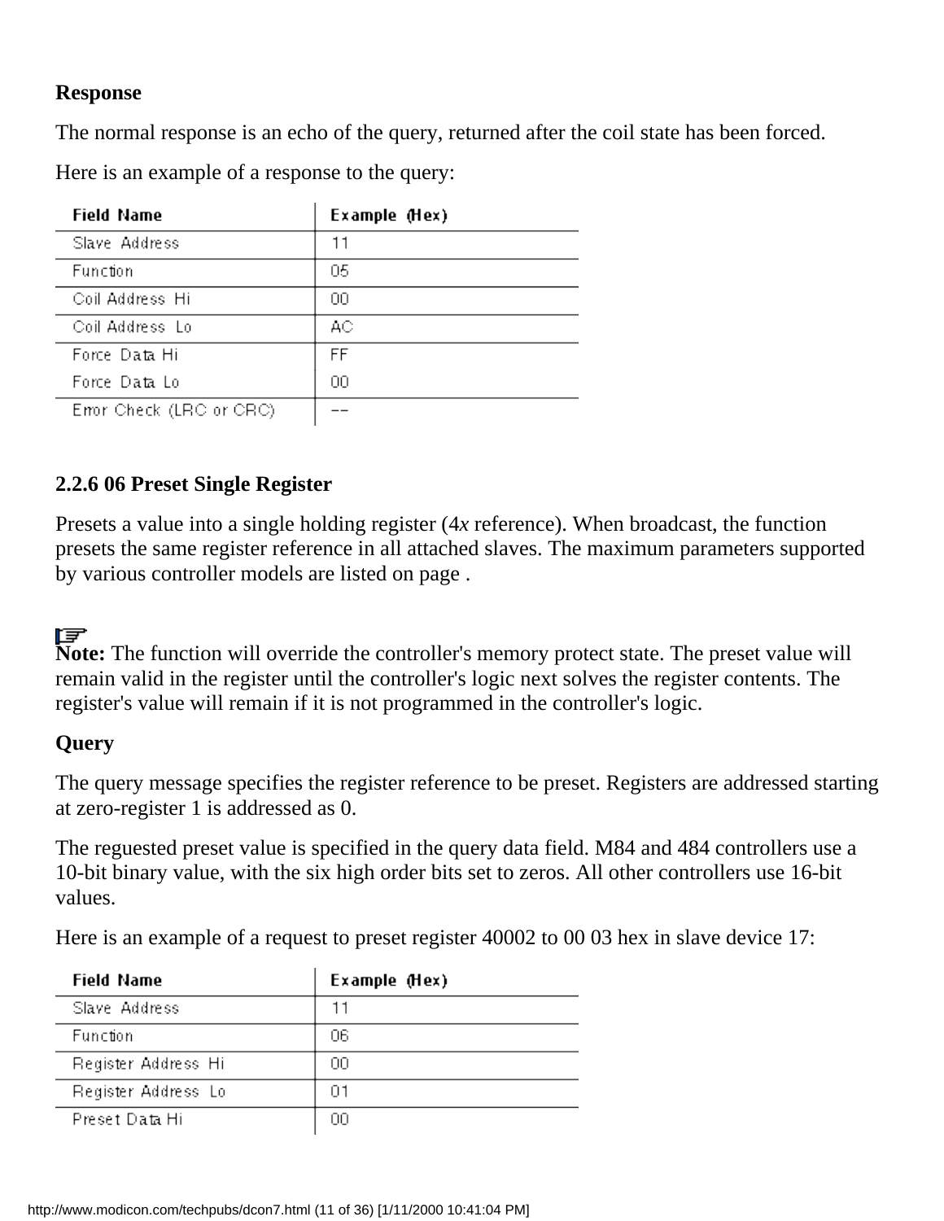**Response**

The normal response is an echo of the query, returned after the coil state has been forced.

Here is an example of a response to the query:

| Field Name | Example (Hex) |
|---|---|
| Slave Address | 11 |
| Function | 05 |
| Coil Address Hi | 00 |
| Coil Address Lo | AC |
| Force Data Hi | FF |
| Force Data Lo | 00 |
| Error Check (LRC or CRC) | -- |

### 2.2.6 06 Preset Single Register

Presets a value into a single holding register (4*x* reference). When broadcast, the function presets the same register reference in all attached slaves. The maximum parameters supported by various controller models are listed on page .

**Note:** The function will override the controller's memory protect state. The preset value will remain valid in the register until the controller's logic next solves the register contents. The register's value will remain if it is not programmed in the controller's logic.

**Query**

The query message specifies the register reference to be preset. Registers are addressed starting at zero-register 1 is addressed as 0.

The reguested preset value is specified in the query data field. M84 and 484 controllers use a 10-bit binary value, with the six high order bits set to zeros. All other controllers use 16-bit values.

Here is an example of a request to preset register 40002 to 00 03 hex in slave device 17:

| Field Name | Example (Hex) |
|---|---|
| Slave Address | 11 |
| Function | 06 |
| Register Address Hi | 00 |
| Register Address Lo | 01 |
| Preset Data Hi | 00 |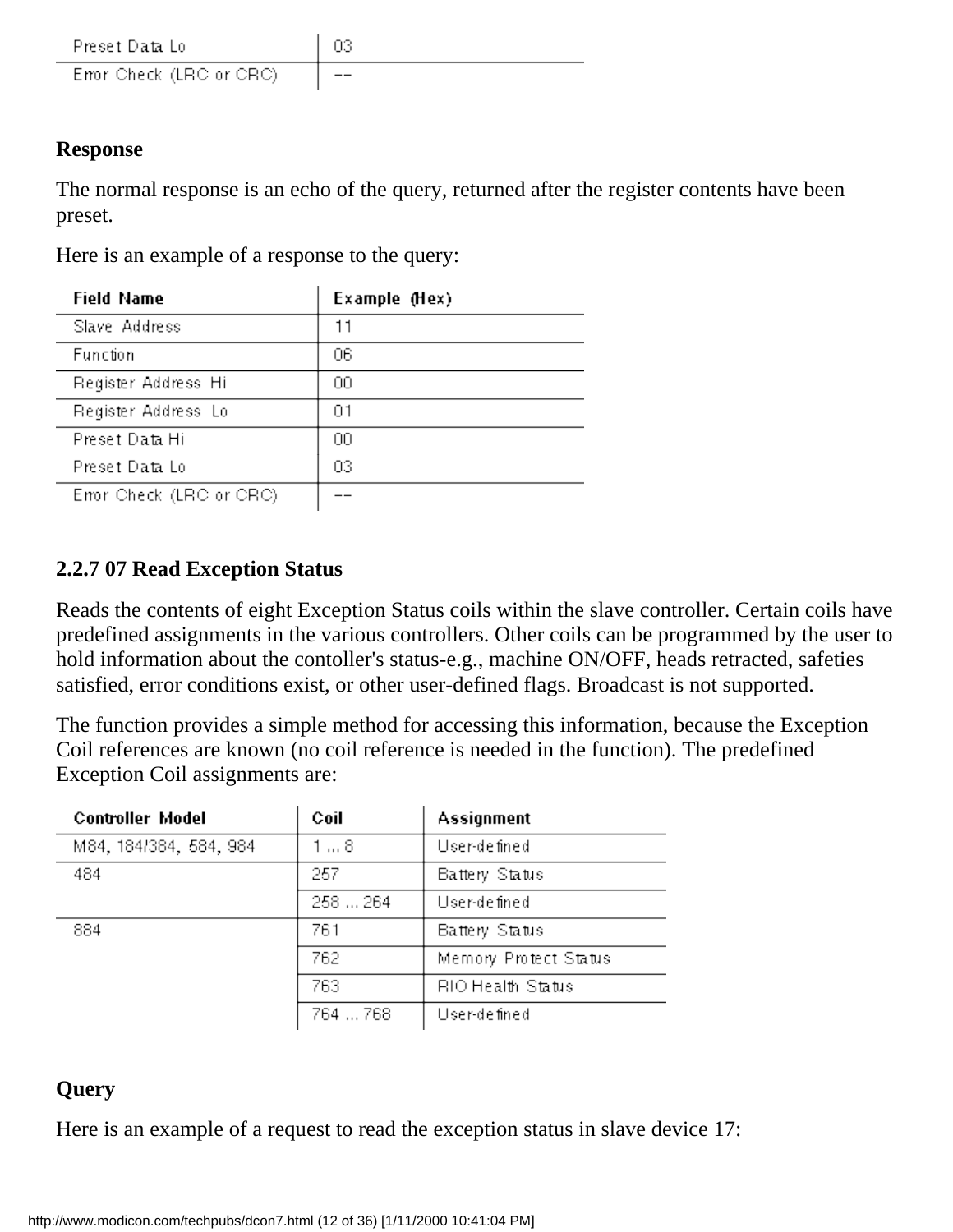| Preset Data Lo | 03 |
|---|---|
| Error Check (LRC or CRC) | -- |

**Response**

The normal response is an echo of the query, returned after the register contents have been preset.

Here is an example of a response to the query:

| Field Name | Example (Hex) |
|---|---|
| Slave Address | 11 |
| Function | 06 |
| Register Address Hi | 00 |
| Register Address Lo | 01 |
| Preset Data Hi | 00 |
| Preset Data Lo | 03 |
| Error Check (LRC or CRC) | -- |

### 2.2.7 07 Read Exception Status

Reads the contents of eight Exception Status coils within the slave controller. Certain coils have predefined assignments in the various controllers. Other coils can be programmed by the user to hold information about the contoller's status-e.g., machine ON/OFF, heads retracted, safeties satisfied, error conditions exist, or other user-defined flags. Broadcast is not supported.

The function provides a simple method for accessing this information, because the Exception Coil references are known (no coil reference is needed in the function). The predefined Exception Coil assignments are:

| Controller Model | Coil | Assignment |
|---|---|---|
| M84, 184/384, 584, 984 | 1 ... 8 | User-defined |
| 484 | 257 | Battery Status |
| | 258 ... 264 | User-defined |
| 884 | 761 | Battery Status |
| | 762 | Memory Protect Status |
| | 763 | RIO Health Status |
| | 764 ... 768 | User-defined |

**Query**

Here is an example of a request to read the exception status in slave device 17: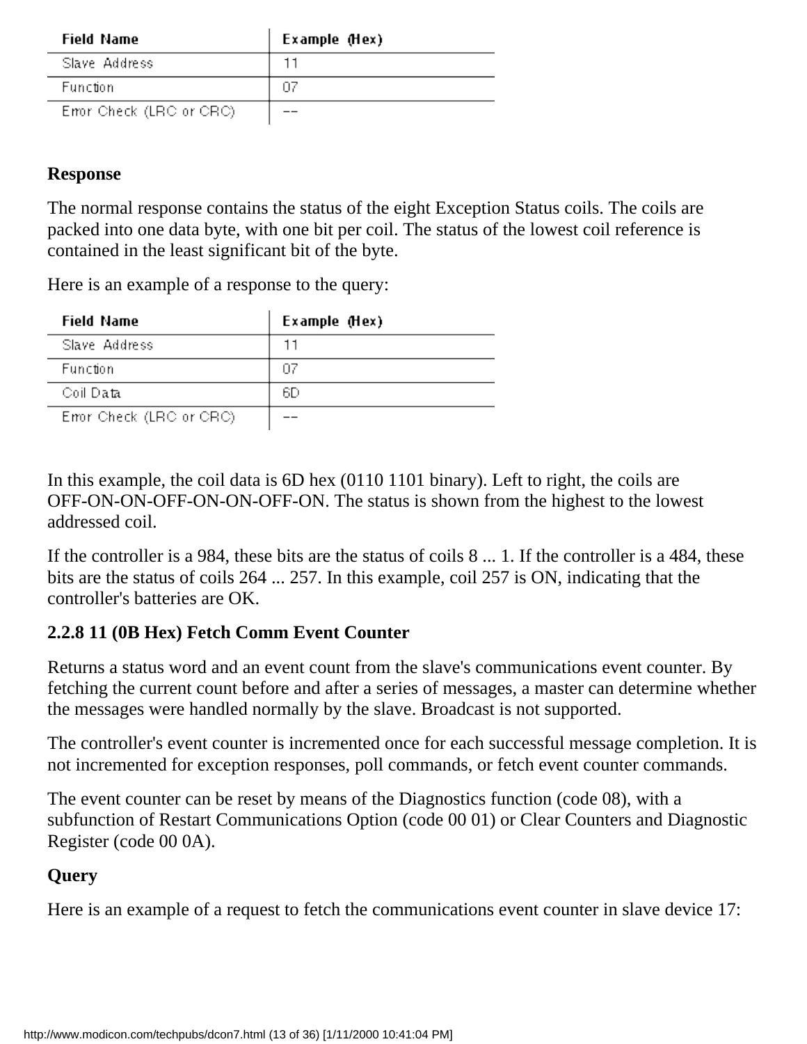| Field Name | Example (Hex) |
| --- | --- |
| Slave Address | 11 |
| Function | 07 |
| Error Check (LRC or CRC) | -- |

**Response**

The normal response contains the status of the eight Exception Status coils. The coils are packed into one data byte, with one bit per coil. The status of the lowest coil reference is contained in the least significant bit of the byte.

Here is an example of a response to the query:

| Field Name | Example (Hex) |
| --- | --- |
| Slave Address | 11 |
| Function | 07 |
| Coil Data | 6D |
| Error Check (LRC or CRC) | -- |

In this example, the coil data is 6D hex (0110 1101 binary). Left to right, the coils are OFF-ON-ON-OFF-ON-ON-OFF-ON. The status is shown from the highest to the lowest addressed coil.

If the controller is a 984, these bits are the status of coils 8 ... 1. If the controller is a 484, these bits are the status of coils 264 ... 257. In this example, coil 257 is ON, indicating that the controller's batteries are OK.

**2.2.8 11 (0B Hex) Fetch Comm Event Counter**

Returns a status word and an event count from the slave's communications event counter. By fetching the current count before and after a series of messages, a master can determine whether the messages were handled normally by the slave. Broadcast is not supported.

The controller's event counter is incremented once for each successful message completion. It is not incremented for exception responses, poll commands, or fetch event counter commands.

The event counter can be reset by means of the Diagnostics function (code 08), with a subfunction of Restart Communications Option (code 00 01) or Clear Counters and Diagnostic Register (code 00 0A).

**Query**

Here is an example of a request to fetch the communications event counter in slave device 17: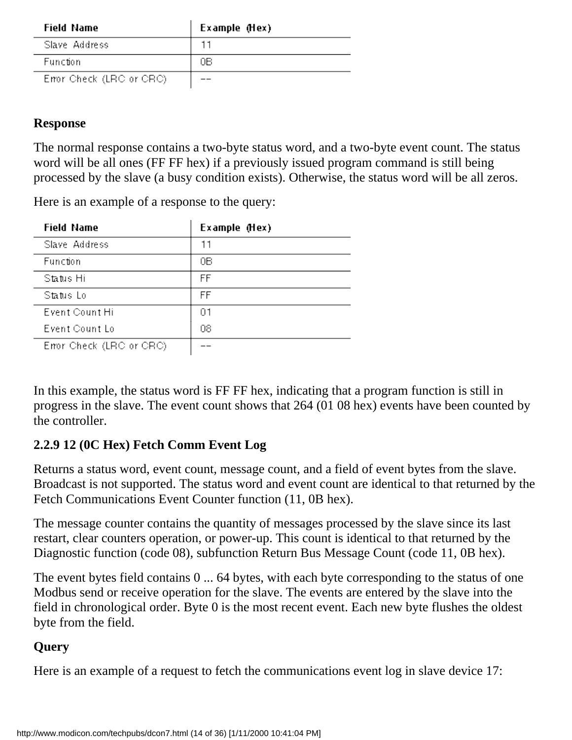| Field Name | Example (Hex) |
| --- | --- |
| Slave Address | 11 |
| Function | 0B |
| Error Check (LRC or CRC) | -- |

**Response**

The normal response contains a two-byte status word, and a two-byte event count. The status word will be all ones (FF FF hex) if a previously issued program command is still being processed by the slave (a busy condition exists). Otherwise, the status word will be all zeros.

Here is an example of a response to the query:

| Field Name | Example (Hex) |
| --- | --- |
| Slave Address | 11 |
| Function | 0B |
| Status Hi | FF |
| Status Lo | FF |
| Event Count Hi | 01 |
| Event Count Lo | 08 |
| Error Check (LRC or CRC) | -- |

In this example, the status word is FF FF hex, indicating that a program function is still in progress in the slave. The event count shows that 264 (01 08 hex) events have been counted by the controller.

### 2.2.9 12 (0C Hex) Fetch Comm Event Log

Returns a status word, event count, message count, and a field of event bytes from the slave. Broadcast is not supported. The status word and event count are identical to that returned by the Fetch Communications Event Counter function (11, 0B hex).

The message counter contains the quantity of messages processed by the slave since its last restart, clear counters operation, or power-up. This count is identical to that returned by the Diagnostic function (code 08), subfunction Return Bus Message Count (code 11, 0B hex).

The event bytes field contains 0 ... 64 bytes, with each byte corresponding to the status of one Modbus send or receive operation for the slave. The events are entered by the slave into the field in chronological order. Byte 0 is the most recent event. Each new byte flushes the oldest byte from the field.

**Query**

Here is an example of a request to fetch the communications event log in slave device 17: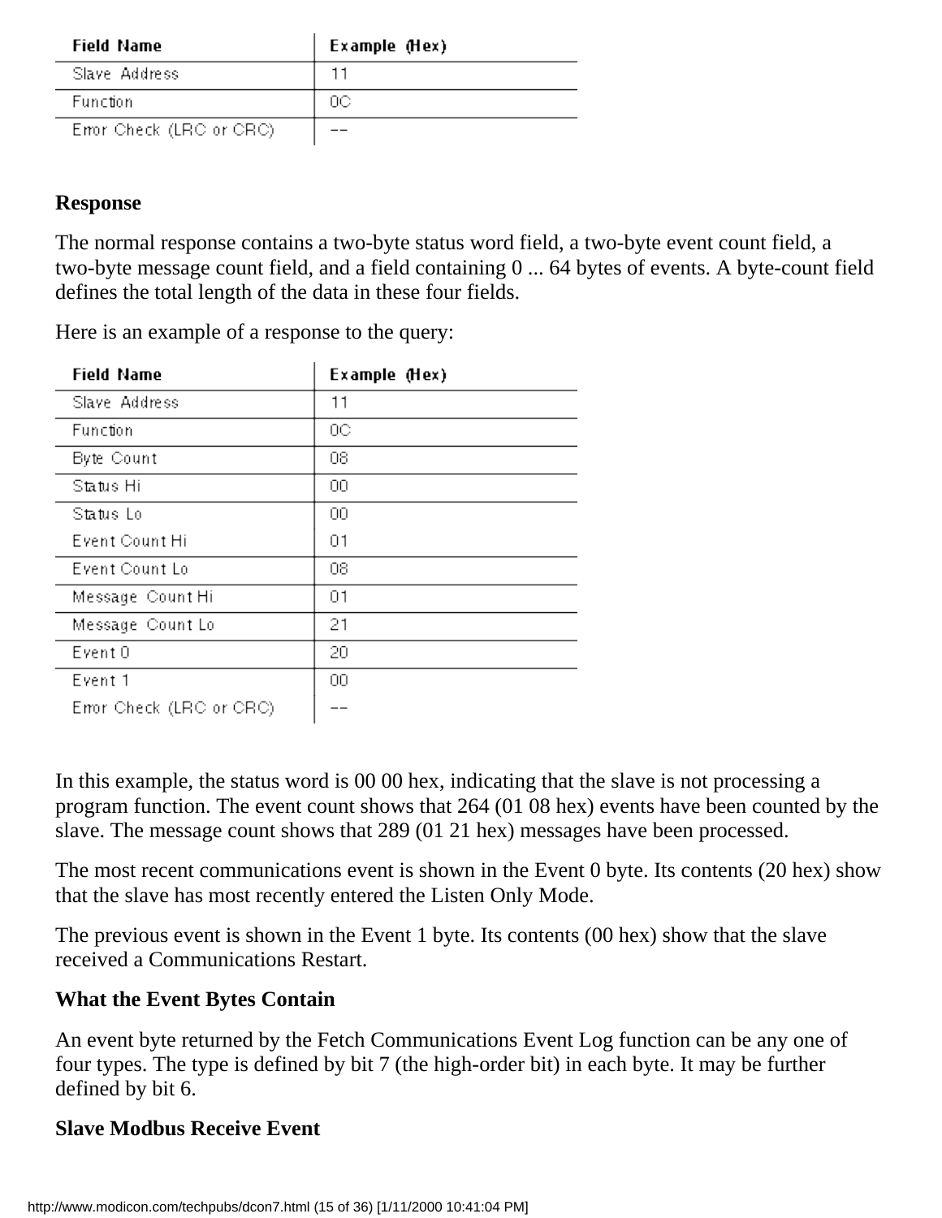| Field Name | Example (Hex) |
|---|---|
| Slave Address | 11 |
| Function | 0C |
| Error Check (LRC or CRC) | -- |

**Response**

The normal response contains a two-byte status word field, a two-byte event count field, a two-byte message count field, and a field containing 0 ... 64 bytes of events. A byte-count field defines the total length of the data in these four fields.

Here is an example of a response to the query:

| Field Name | Example (Hex) |
|---|---|
| Slave Address | 11 |
| Function | 0C |
| Byte Count | 08 |
| Status Hi | 00 |
| Status Lo | 00 |
| Event Count Hi | 01 |
| Event Count Lo | 08 |
| Message Count Hi | 01 |
| Message Count Lo | 21 |
| Event 0 | 20 |
| Event 1 | 00 |
| Error Check (LRC or CRC) | -- |

In this example, the status word is 00 00 hex, indicating that the slave is not processing a program function. The event count shows that 264 (01 08 hex) events have been counted by the slave. The message count shows that 289 (01 21 hex) messages have been processed.

The most recent communications event is shown in the Event 0 byte. Its contents (20 hex) show that the slave has most recently entered the Listen Only Mode.

The previous event is shown in the Event 1 byte. Its contents (00 hex) show that the slave received a Communications Restart.

**What the Event Bytes Contain**

An event byte returned by the Fetch Communications Event Log function can be any one of four types. The type is defined by bit 7 (the high-order bit) in each byte. It may be further defined by bit 6.

**Slave Modbus Receive Event**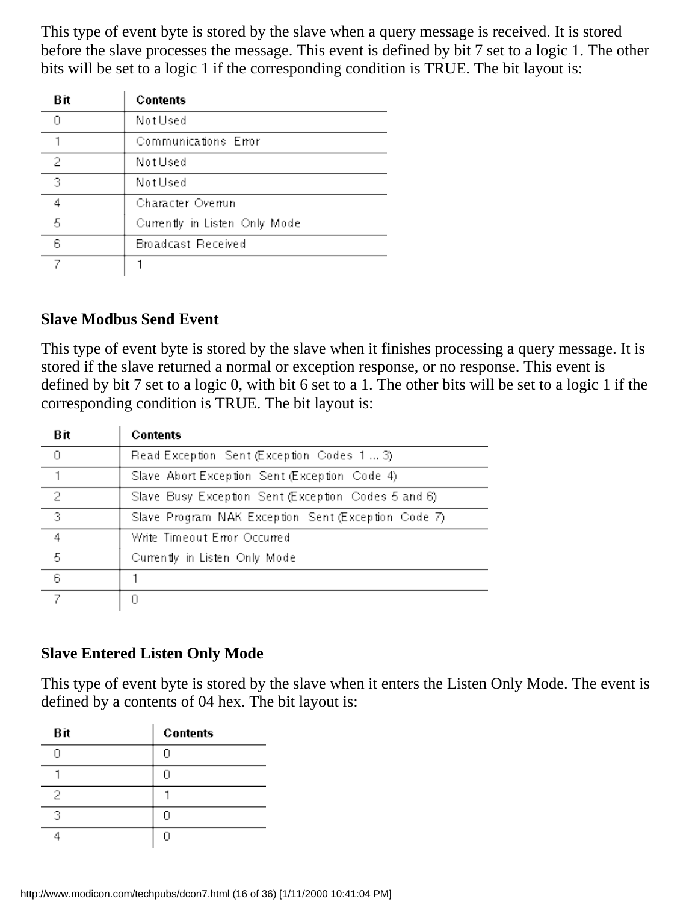This type of event byte is stored by the slave when a query message is received. It is stored before the slave processes the message. This event is defined by bit 7 set to a logic 1. The other bits will be set to a logic 1 if the corresponding condition is TRUE. The bit layout is:

| Bit | Contents |
|---|---|
| 0 | Not Used |
| 1 | Communications Error |
| 2 | Not Used |
| 3 | Not Used |
| 4 | Character Overrun |
| 5 | Currently in Listen Only Mode |
| 6 | Broadcast Received |
| 7 | 1 |

**Slave Modbus Send Event**

This type of event byte is stored by the slave when it finishes processing a query message. It is stored if the slave returned a normal or exception response, or no response. This event is defined by bit 7 set to a logic 0, with bit 6 set to a 1. The other bits will be set to a logic 1 if the corresponding condition is TRUE. The bit layout is:

| Bit | Contents |
|---|---|
| 0 | Read Exception Sent (Exception Codes 1 ... 3) |
| 1 | Slave Abort Exception Sent (Exception Code 4) |
| 2 | Slave Busy Exception Sent (Exception Codes 5 and 6) |
| 3 | Slave Program NAK Exception Sent (Exception Code 7) |
| 4 | Write Timeout Error Occurred |
| 5 | Currently in Listen Only Mode |
| 6 | 1 |
| 7 | 0 |

**Slave Entered Listen Only Mode**

This type of event byte is stored by the slave when it enters the Listen Only Mode. The event is defined by a contents of 04 hex. The bit layout is:

| Bit | Contents |
|---|---|
| 0 | 0 |
| 1 | 0 |
| 2 | 1 |
| 3 | 0 |
| 4 | 0 |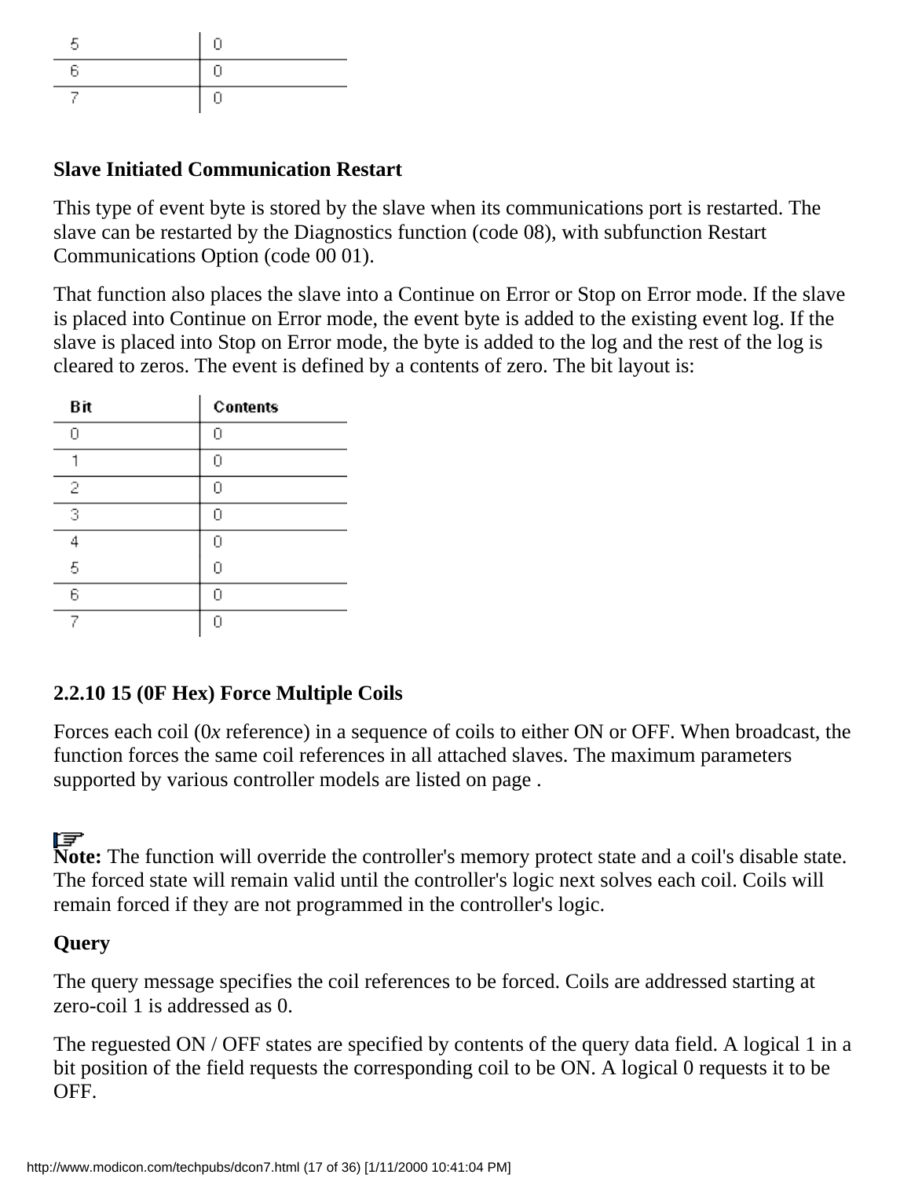| | |
|---|---|
| 5 | 0 |
| 6 | 0 |
| 7 | 0 |

**Slave Initiated Communication Restart**

This type of event byte is stored by the slave when its communications port is restarted. The slave can be restarted by the Diagnostics function (code 08), with subfunction Restart Communications Option (code 00 01).

That function also places the slave into a Continue on Error or Stop on Error mode. If the slave is placed into Continue on Error mode, the event byte is added to the existing event log. If the slave is placed into Stop on Error mode, the byte is added to the log and the rest of the log is cleared to zeros. The event is defined by a contents of zero. The bit layout is:

| Bit | Contents |
|---|---|
| 0 | 0 |
| 1 | 0 |
| 2 | 0 |
| 3 | 0 |
| 4 | 0 |
| 5 | 0 |
| 6 | 0 |
| 7 | 0 |

### 2.2.10 15 (0F Hex) Force Multiple Coils

Forces each coil (0*x* reference) in a sequence of coils to either ON or OFF. When broadcast, the function forces the same coil references in all attached slaves. The maximum parameters supported by various controller models are listed on page .

**Note:** The function will override the controller's memory protect state and a coil's disable state. The forced state will remain valid until the controller's logic next solves each coil. Coils will remain forced if they are not programmed in the controller's logic.

**Query**

The query message specifies the coil references to be forced. Coils are addressed starting at zero-coil 1 is addressed as 0.

The reguested ON / OFF states are specified by contents of the query data field. A logical 1 in a bit position of the field requests the corresponding coil to be ON. A logical 0 requests it to be OFF.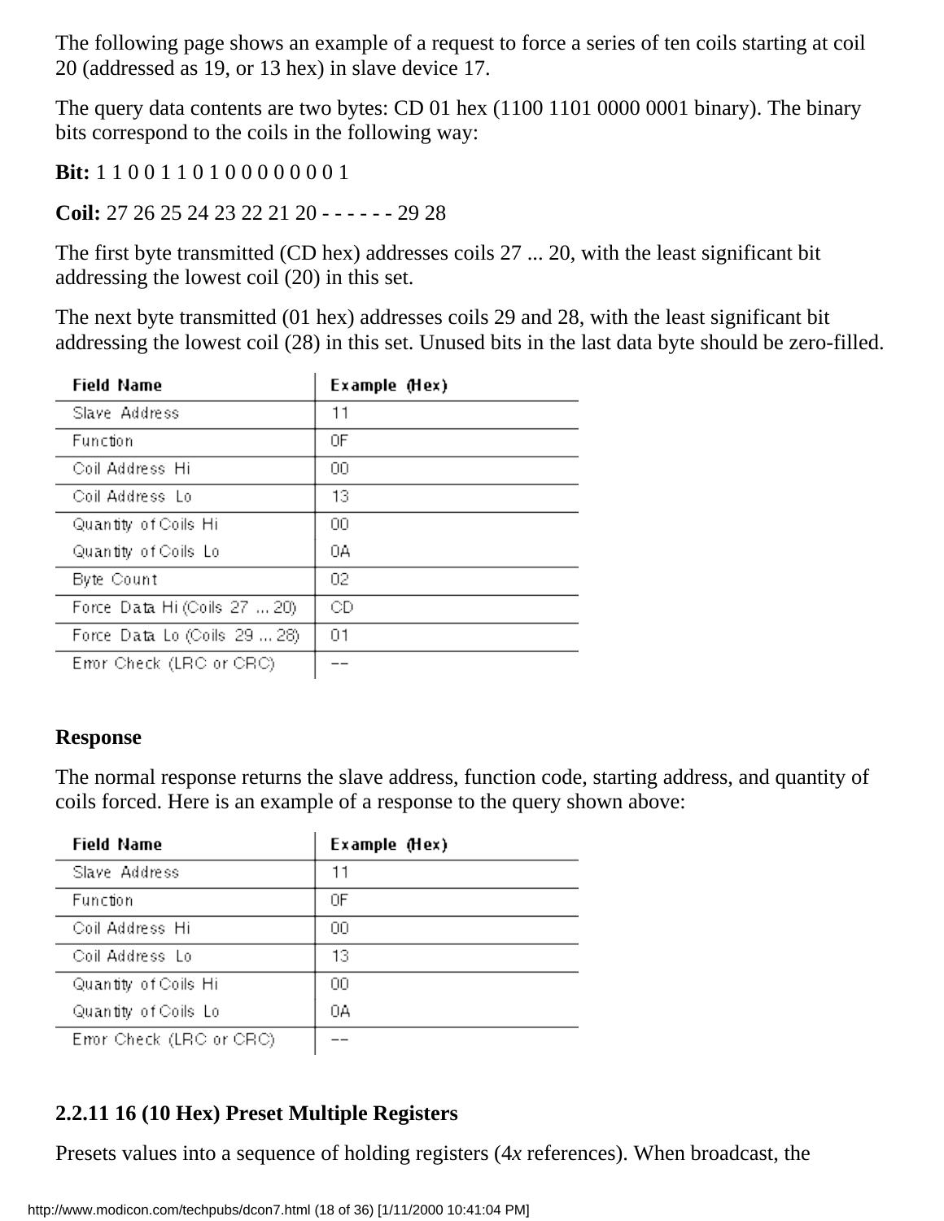The following page shows an example of a request to force a series of ten coils starting at coil 20 (addressed as 19, or 13 hex) in slave device 17.

The query data contents are two bytes: CD 01 hex (1100 1101 0000 0001 binary). The binary bits correspond to the coils in the following way:

**Bit:** 1 1 0 0 1 1 0 1 0 0 0 0 0 0 0 1

**Coil:** 27 26 25 24 23 22 21 20 - - - - - - 29 28

The first byte transmitted (CD hex) addresses coils 27 ... 20, with the least significant bit addressing the lowest coil (20) in this set.

The next byte transmitted (01 hex) addresses coils 29 and 28, with the least significant bit addressing the lowest coil (28) in this set. Unused bits in the last data byte should be zero-filled.

| Field Name | Example (Hex) |
|---|---|
| Slave Address | 11 |
| Function | 0F |
| Coil Address Hi | 00 |
| Coil Address Lo | 13 |
| Quantity of Coils Hi | 00 |
| Quantity of Coils Lo | 0A |
| Byte Count | 02 |
| Force Data Hi (Coils 27 ... 20) | CD |
| Force Data Lo (Coils 29 ... 28) | 01 |
| Error Check (LRC or CRC) | -- |

**Response**

The normal response returns the slave address, function code, starting address, and quantity of coils forced. Here is an example of a response to the query shown above:

| Field Name | Example (Hex) |
|---|---|
| Slave Address | 11 |
| Function | 0F |
| Coil Address Hi | 00 |
| Coil Address Lo | 13 |
| Quantity of Coils Hi | 00 |
| Quantity of Coils Lo | 0A |
| Error Check (LRC or CRC) | -- |

### 2.2.11 16 (10 Hex) Preset Multiple Registers

Presets values into a sequence of holding registers (4*x* references). When broadcast, the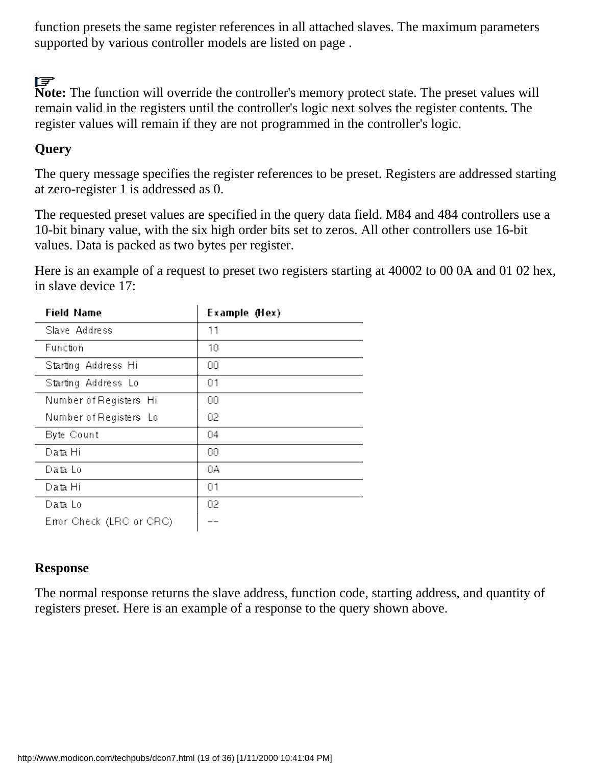function presets the same register references in all attached slaves. The maximum parameters supported by various controller models are listed on page .

**Note:** The function will override the controller's memory protect state. The preset values will remain valid in the registers until the controller's logic next solves the register contents. The register values will remain if they are not programmed in the controller's logic.

**Query**

The query message specifies the register references to be preset. Registers are addressed starting at zero-register 1 is addressed as 0.

The requested preset values are specified in the query data field. M84 and 484 controllers use a 10-bit binary value, with the six high order bits set to zeros. All other controllers use 16-bit values. Data is packed as two bytes per register.

Here is an example of a request to preset two registers starting at 40002 to 00 0A and 01 02 hex, in slave device 17:

| Field Name | Example (Hex) |
|---|---|
| Slave Address | 11 |
| Function | 10 |
| Starting Address Hi | 00 |
| Starting Address Lo | 01 |
| Number of Registers Hi | 00 |
| Number of Registers Lo | 02 |
| Byte Count | 04 |
| Data Hi | 00 |
| Data Lo | 0A |
| Data Hi | 01 |
| Data Lo | 02 |
| Error Check (LRC or CRC) | -- |

**Response**

The normal response returns the slave address, function code, starting address, and quantity of registers preset. Here is an example of a response to the query shown above.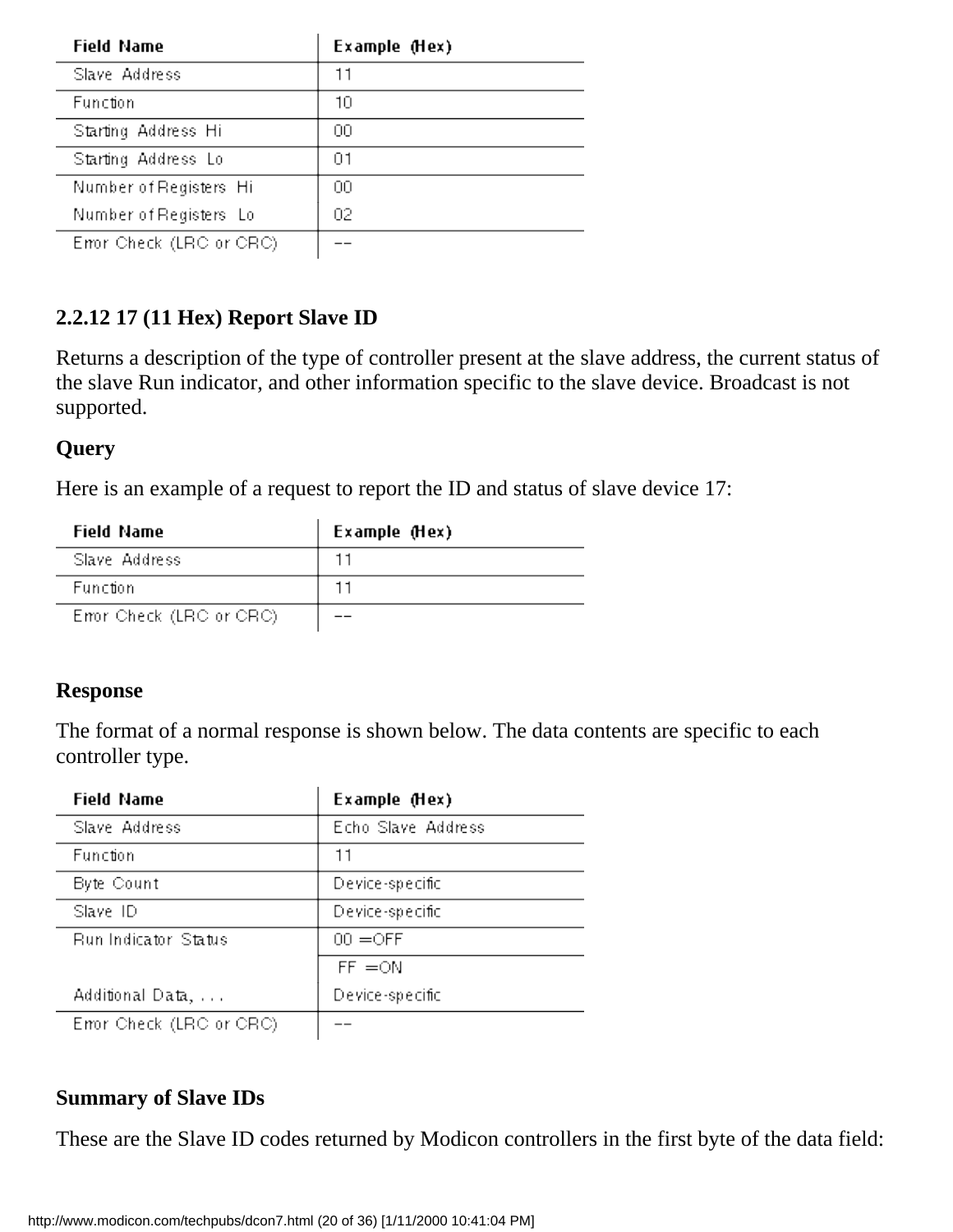| Field Name | Example (Hex) |
|---|---|
| Slave Address | 11 |
| Function | 10 |
| Starting Address Hi | 00 |
| Starting Address Lo | 01 |
| Number of Registers Hi | 00 |
| Number of Registers Lo | 02 |
| Error Check (LRC or CRC) | -- |

### 2.2.12 17 (11 Hex) Report Slave ID

Returns a description of the type of controller present at the slave address, the current status of the slave Run indicator, and other information specific to the slave device. Broadcast is not supported.

**Query**

Here is an example of a request to report the ID and status of slave device 17:

| Field Name | Example (Hex) |
|---|---|
| Slave Address | 11 |
| Function | 11 |
| Error Check (LRC or CRC) | -- |

**Response**

The format of a normal response is shown below. The data contents are specific to each controller type.

| Field Name | Example (Hex) |
|---|---|
| Slave Address | Echo Slave Address |
| Function | 11 |
| Byte Count | Device-specific |
| Slave ID | Device-specific |
| Run Indicator Status | 00 = OFF |
| | FF = ON |
| Additional Data, . . . | Device-specific |
| Error Check (LRC or CRC) | -- |

**Summary of Slave IDs**

These are the Slave ID codes returned by Modicon controllers in the first byte of the data field: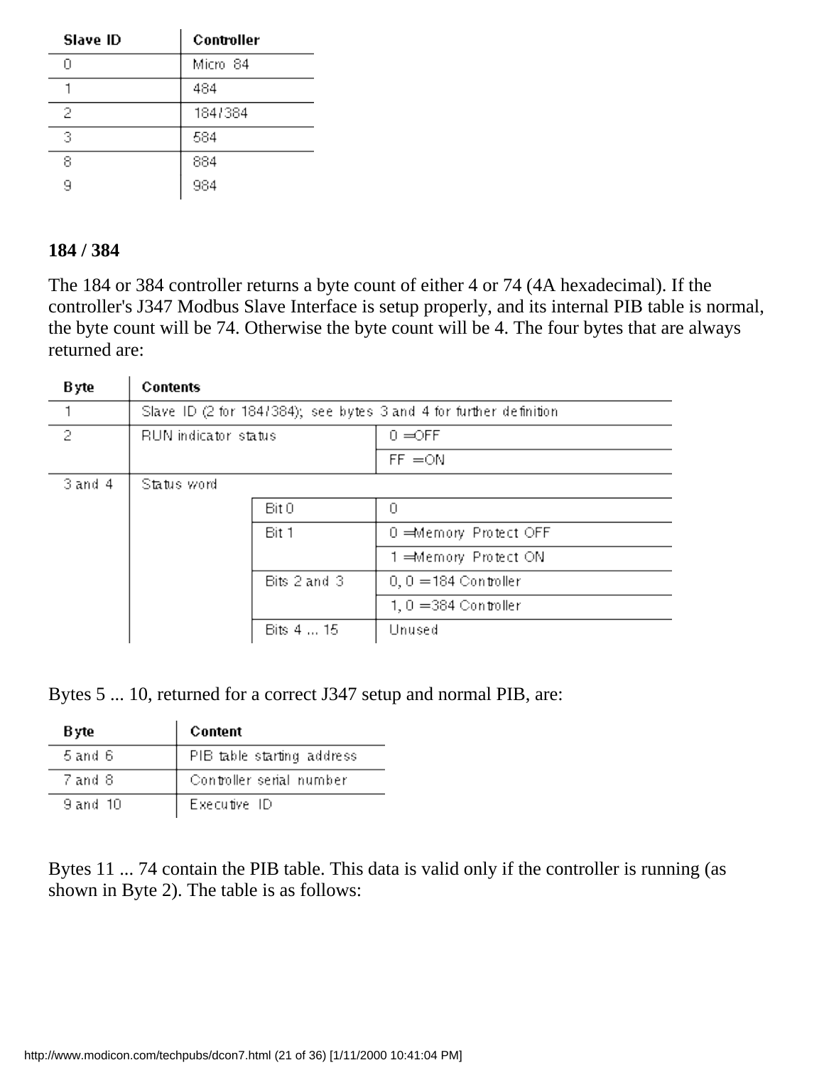| Slave ID | Controller |
| --- | --- |
| 0 | Micro 84 |
| 1 | 484 |
| 2 | 184/384 |
| 3 | 584 |
| 8 | 884 |
| 9 | 984 |

**184 / 384**

The 184 or 384 controller returns a byte count of either 4 or 74 (4A hexadecimal). If the controller's J347 Modbus Slave Interface is setup properly, and its internal PIB table is normal, the byte count will be 74. Otherwise the byte count will be 4. The four bytes that are always returned are:

| Byte | Contents | | |
| --- | --- | --- | --- |
| 1 | Slave ID (2 for 184/384); see bytes 3 and 4 for further definition | | |
| 2 | RUN indicator status | | 0 =OFF |
| | | | FF =ON |
| 3 and 4 | Status word | | |
| | | Bit 0 | 0 |
| | | Bit 1 | 0 =Memory Protect OFF |
| | | | 1 =Memory Protect ON |
| | | Bits 2 and 3 | 0, 0 =184 Controller |
| | | | 1, 0 =384 Controller |
| | | Bits 4 ... 15 | Unused |

Bytes 5 ... 10, returned for a correct J347 setup and normal PIB, are:

| Byte | Content |
| --- | --- |
| 5 and 6 | PIB table starting address |
| 7 and 8 | Controller serial number |
| 9 and 10 | Executive ID |

Bytes 11 ... 74 contain the PIB table. This data is valid only if the controller is running (as shown in Byte 2). The table is as follows: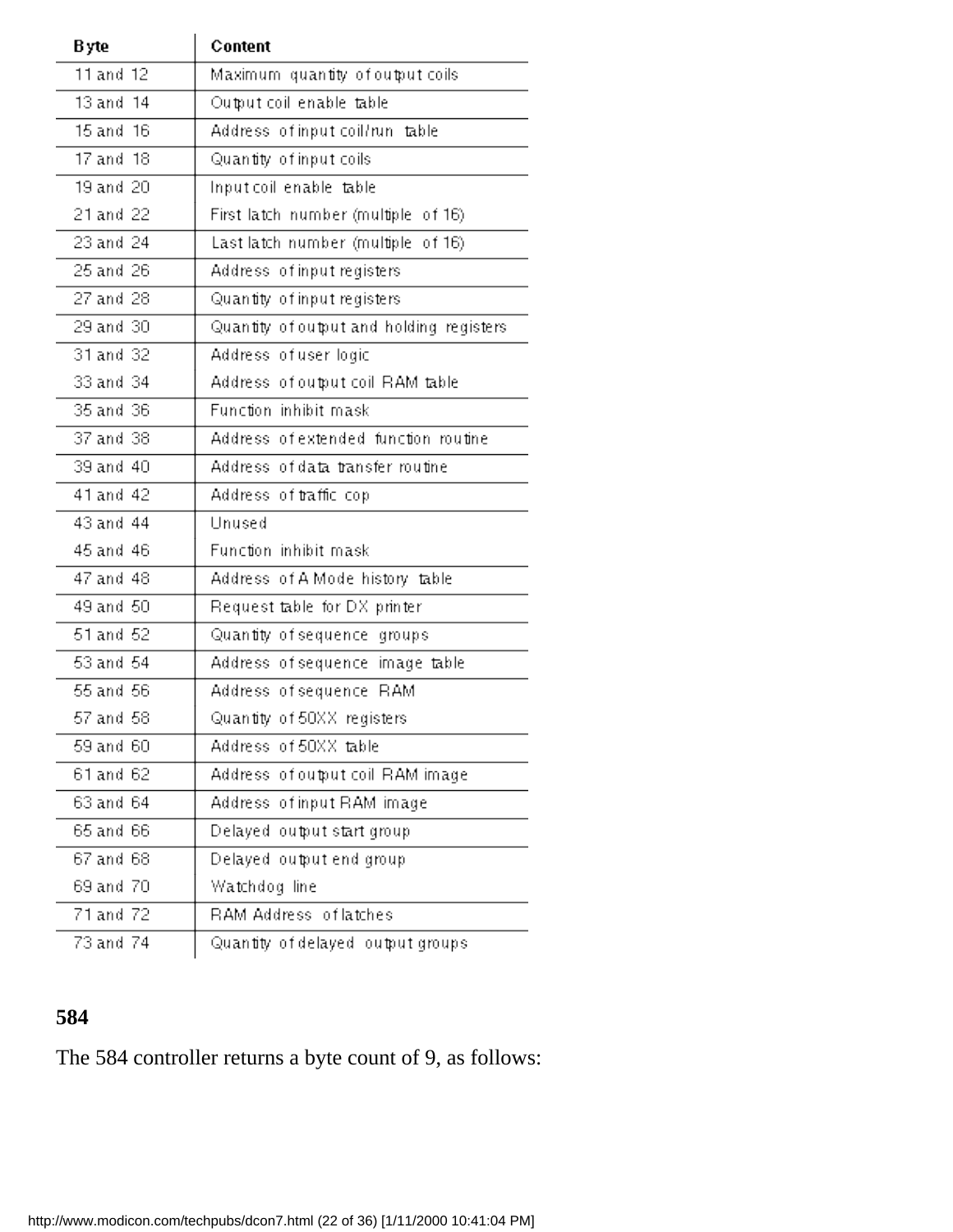| Byte | Content |
|---|---|
| 11 and 12 | Maximum quantity of output coils |
| 13 and 14 | Output coil enable table |
| 15 and 16 | Address of input coil/run table |
| 17 and 18 | Quantity of input coils |
| 19 and 20 | Input coil enable table |
| 21 and 22 | First latch number (multiple of 16) |
| 23 and 24 | Last latch number (multiple of 16) |
| 25 and 26 | Address of input registers |
| 27 and 28 | Quantity of input registers |
| 29 and 30 | Quantity of output and holding registers |
| 31 and 32 | Address of user logic |
| 33 and 34 | Address of output coil RAM table |
| 35 and 36 | Function inhibit mask |
| 37 and 38 | Address of extended function routine |
| 39 and 40 | Address of data transfer routine |
| 41 and 42 | Address of traffic cop |
| 43 and 44 | Unused |
| 45 and 46 | Function inhibit mask |
| 47 and 48 | Address of A Mode history table |
| 49 and 50 | Request table for DX printer |
| 51 and 52 | Quantity of sequence groups |
| 53 and 54 | Address of sequence image table |
| 55 and 56 | Address of sequence RAM |
| 57 and 58 | Quantity of 50XX registers |
| 59 and 60 | Address of 50XX table |
| 61 and 62 | Address of output coil RAM image |
| 63 and 64 | Address of input RAM image |
| 65 and 66 | Delayed output start group |
| 67 and 68 | Delayed output end group |
| 69 and 70 | Watchdog line |
| 71 and 72 | RAM Address of latches |
| 73 and 74 | Quantity of delayed output groups |

**584**

The 584 controller returns a byte count of 9, as follows: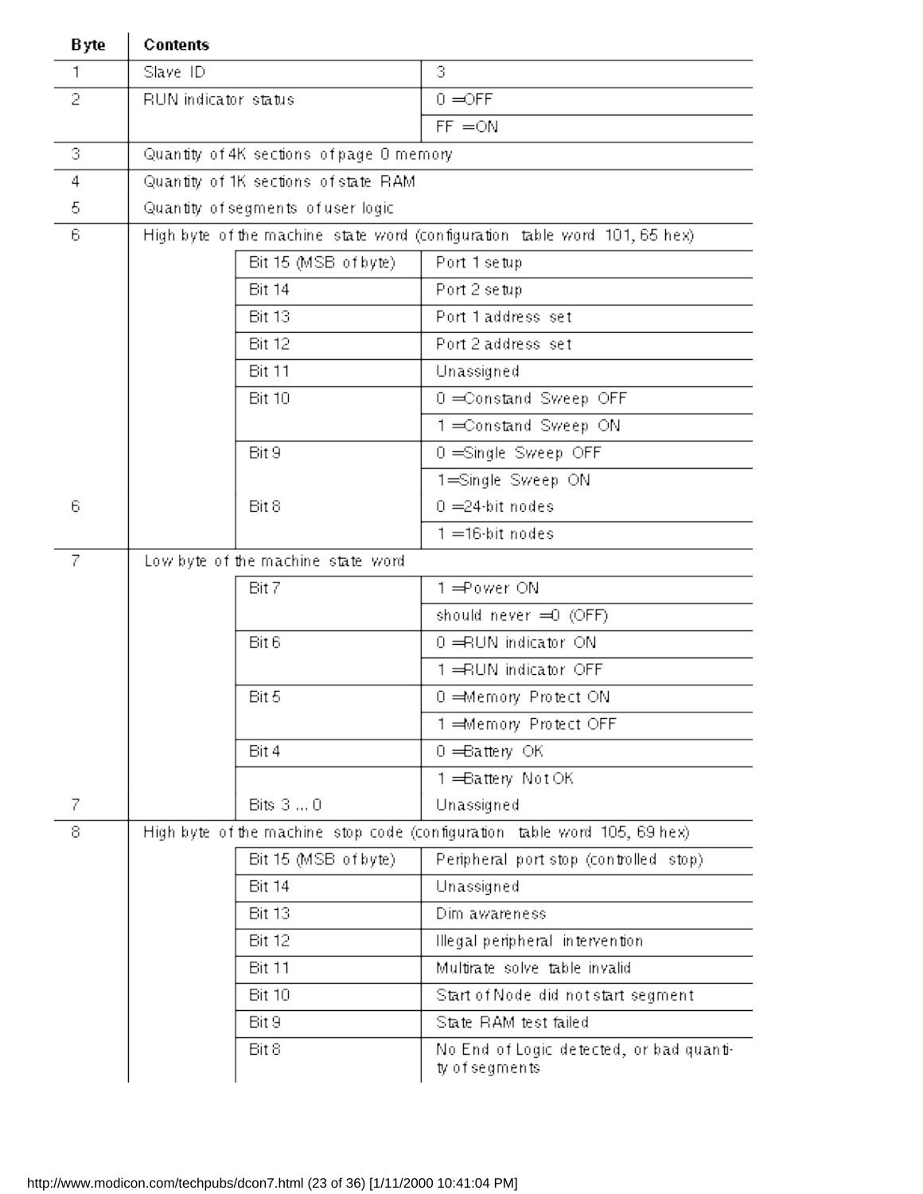| Byte | Contents | | |
|---|---|---|---|
| 1 | Slave ID | | 3 |
| 2 | RUN indicator status | | 0 =OFF |
| | | | FF =ON |
| 3 | Quantity of 4K sections of page 0 memory | | |
| 4 | Quantity of 1K sections of state RAM | | |
| 5 | Quantity of segments of user logic | | |
| 6 | High byte of the machine state word (configuration table word 101, 65 hex) | | |
| | | Bit 15 (MSB of byte) | Port 1 setup |
| | | Bit 14 | Port 2 setup |
| | | Bit 13 | Port 1 address set |
| | | Bit 12 | Port 2 address set |
| | | Bit 11 | Unassigned |
| | | Bit 10 | 0 =Constand Sweep OFF |
| | | | 1 =Constand Sweep ON |
| | | Bit 9 | 0 =Single Sweep OFF |
| | | | 1=Single Sweep ON |
| 6 | | Bit 8 | 0 =24-bit nodes |
| | | | 1 =16-bit nodes |
| 7 | Low byte of the machine state word | | |
| | | Bit 7 | 1 =Power ON |
| | | | should never =0 (OFF) |
| | | Bit 6 | 0 =RUN indicator ON |
| | | | 1 =RUN indicator OFF |
| | | Bit 5 | 0 =Memory Protect ON |
| | | | 1 =Memory Protect OFF |
| | | Bit 4 | 0 =Battery OK |
| | | | 1 =Battery Not OK |
| 7 | | Bits 3 ... 0 | Unassigned |
| 8 | High byte of the machine stop code (configuration table word 105, 69 hex) | | |
| | | Bit 15 (MSB of byte) | Peripheral port stop (controlled stop) |
| | | Bit 14 | Unassigned |
| | | Bit 13 | Dim awareness |
| | | Bit 12 | Illegal peripheral intervention |
| | | Bit 11 | Multirate solve table invalid |
| | | Bit 10 | Start of Node did not start segment |
| | | Bit 9 | State RAM test failed |
| | | Bit 8 | No End of Logic detected, or bad quantity of segments |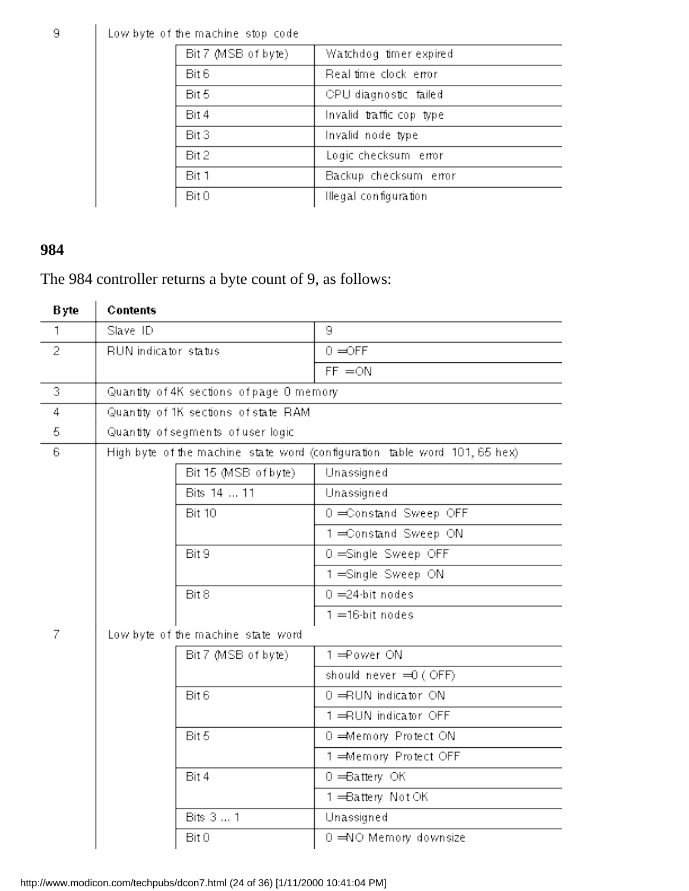| | | |
|---|---|---|
| 9 | Low byte of the machine stop code | |
| | Bit 7 (MSB of byte) | Watchdog timer expired |
| | Bit 6 | Real time clock error |
| | Bit 5 | CPU diagnostic failed |
| | Bit 4 | Invalid traffic cop type |
| | Bit 3 | Invalid node type |
| | Bit 2 | Logic checksum error |
| | Bit 1 | Backup checksum error |
| | Bit 0 | Illegal configuration |

### 984

The 984 controller returns a byte count of 9, as follows:

| Byte | Contents | | |
|---|---|---|---|
| 1 | Slave ID | | 9 |
| 2 | RUN indicator status | | 0 =OFF |
| | | | FF =ON |
| 3 | Quantity of 4K sections of page 0 memory | | |
| 4 | Quantity of 1K sections of state RAM | | |
| 5 | Quantity of segments of user logic | | |
| 6 | High byte of the machine state word (configuration table word 101, 65 hex) | | |
| | | Bit 15 (MSB of byte) | Unassigned |
| | | Bits 14 ... 11 | Unassigned |
| | | Bit 10 | 0 =Constand Sweep OFF |
| | | | 1 =Constand Sweep ON |
| | | Bit 9 | 0 =Single Sweep OFF |
| | | | 1 =Single Sweep ON |
| | | Bit 8 | 0 =24-bit nodes |
| | | | 1 =16-bit nodes |
| 7 | Low byte of the machine state word | | |
| | | Bit 7 (MSB of byte) | 1 =Power ON |
| | | | should never =0 ( OFF) |
| | | Bit 6 | 0 =RUN indicator ON |
| | | | 1 =RUN indicator OFF |
| | | Bit 5 | 0 =Memory Protect ON |
| | | | 1 =Memory Protect OFF |
| | | Bit 4 | 0 =Battery OK |
| | | | 1 =Battery Not OK |
| | | Bits 3 ... 1 | Unassigned |
| | | Bit 0 | 0 =NO Memory downsize |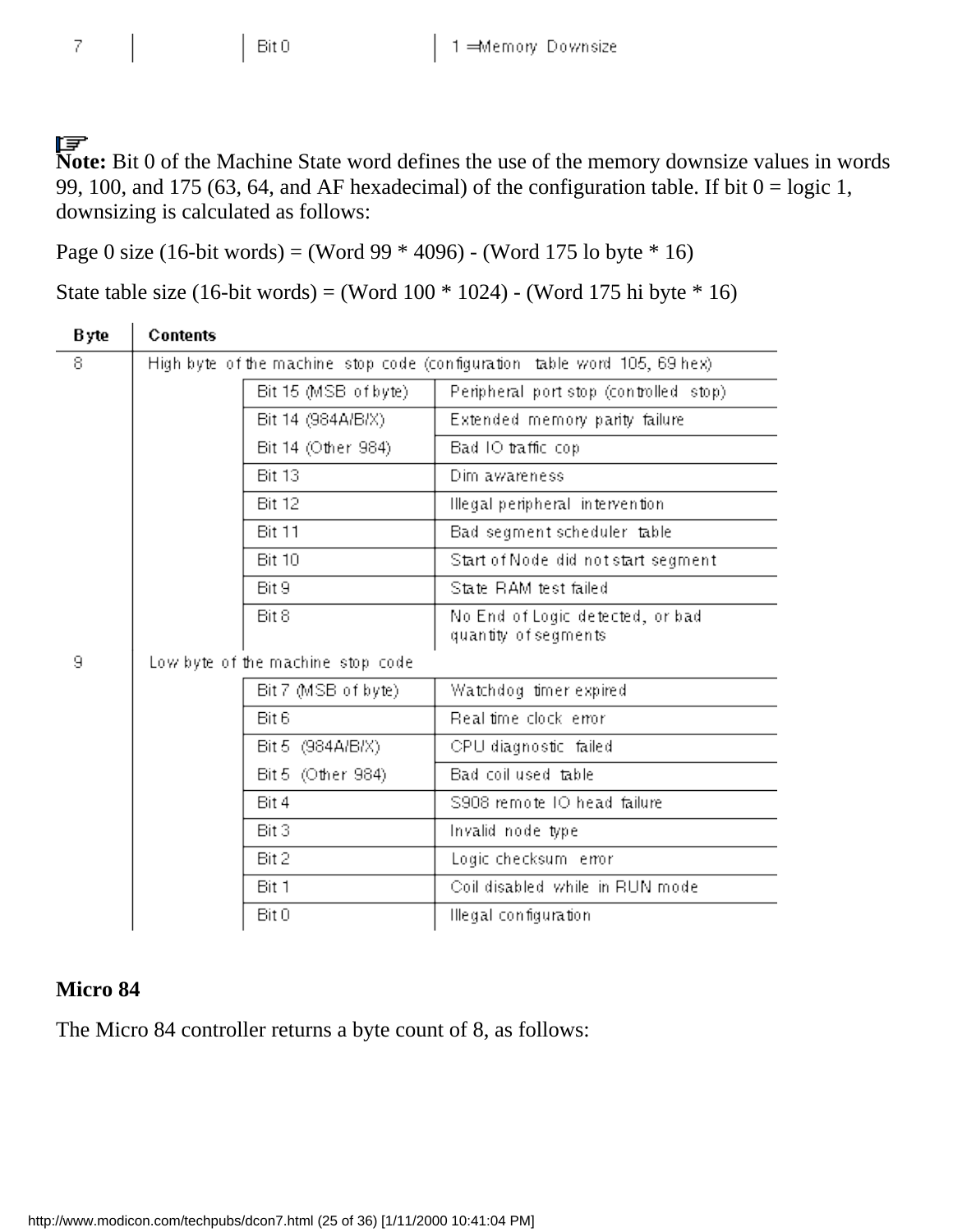| 7 | | Bit 0 | 1 =Memory Downsize |
|---|---|---|---|

**Note:** Bit 0 of the Machine State word defines the use of the memory downsize values in words 99, 100, and 175 (63, 64, and AF hexadecimal) of the configuration table. If bit 0 = logic 1, downsizing is calculated as follows:

Page 0 size (16-bit words) = (Word 99 * 4096) - (Word 175 lo byte * 16)

State table size (16-bit words) = (Word 100 * 1024) - (Word 175 hi byte * 16)

| Byte | Contents | | |
|---|---|---|---|
| 8 | High byte of the machine stop code (configuration table word 105, 69 hex) | | |
| | | Bit 15 (MSB of byte) | Peripheral port stop (controlled stop) |
| | | Bit 14 (984A/B/X) | Extended memory parity failure |
| | | Bit 14 (Other 984) | Bad IO traffic cop |
| | | Bit 13 | Dim awareness |
| | | Bit 12 | Illegal peripheral intervention |
| | | Bit 11 | Bad segment scheduler table |
| | | Bit 10 | Start of Node did not start segment |
| | | Bit 9 | State RAM test failed |
| | | Bit 8 | No End of Logic detected, or bad quantity of segments |
| 9 | Low byte of the machine stop code | | |
| | | Bit 7 (MSB of byte) | Watchdog timer expired |
| | | Bit 6 | Real time clock error |
| | | Bit 5 (984A/B/X) | CPU diagnostic failed |
| | | Bit 5 (Other 984) | Bad coil used table |
| | | Bit 4 | S908 remote IO head failure |
| | | Bit 3 | Invalid node type |
| | | Bit 2 | Logic checksum error |
| | | Bit 1 | Coil disabled while in RUN mode |
| | | Bit 0 | Illegal configuration |

**Micro 84**

The Micro 84 controller returns a byte count of 8, as follows: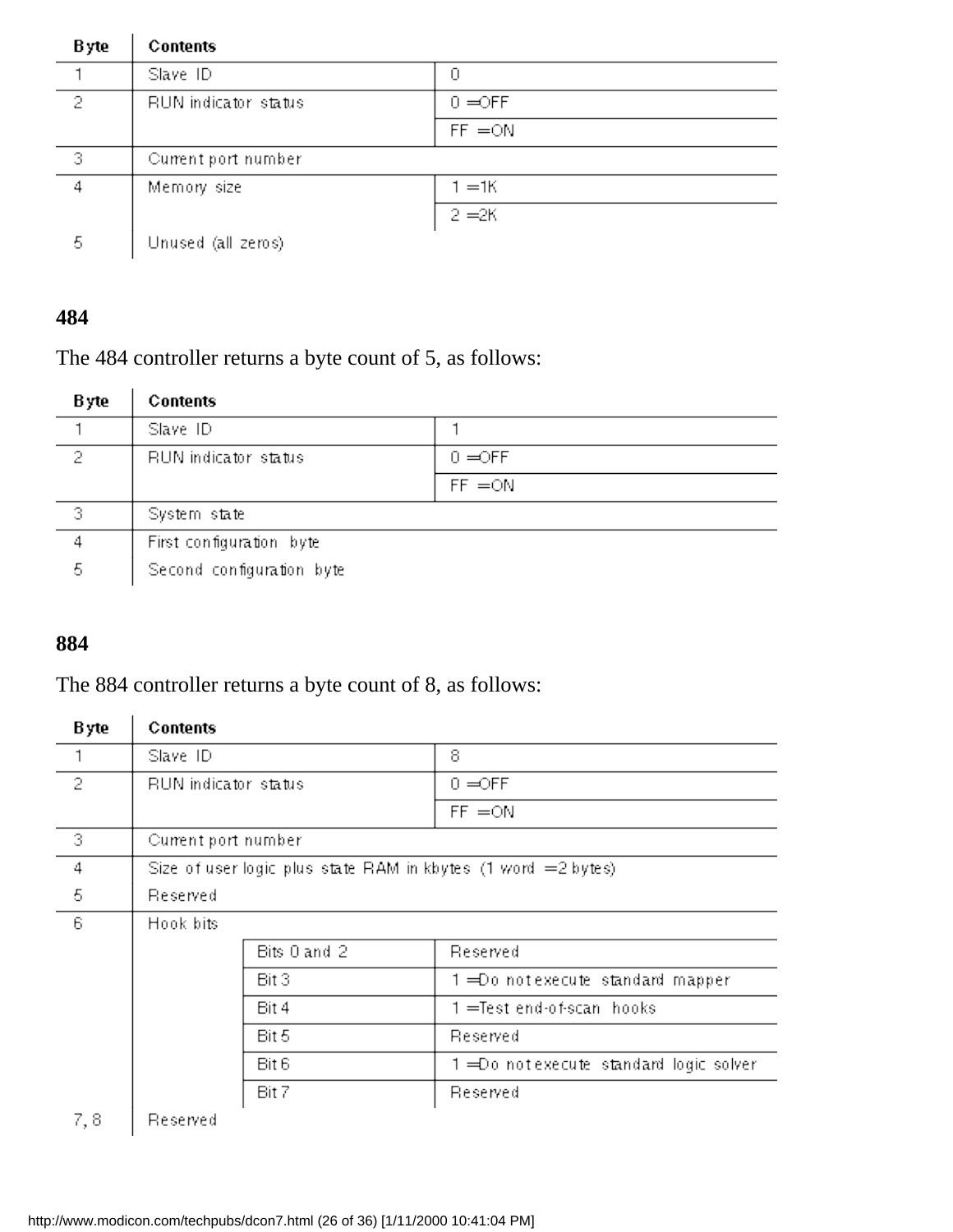| Byte | Contents | |
|---|---|---|
| 1 | Slave ID | 0 |
| 2 | RUN indicator status | 0 =OFF |
| | | FF =ON |
| 3 | Current port number | |
| 4 | Memory size | 1 =1K |
| | | 2 =2K |
| 5 | Unused (all zeros) | |

### 484

The 484 controller returns a byte count of 5, as follows:

| Byte | Contents | |
|---|---|---|
| 1 | Slave ID | 1 |
| 2 | RUN indicator status | 0 =OFF |
| | | FF =ON |
| 3 | System state | |
| 4 | First configuration byte | |
| 5 | Second configuration byte | |

### 884

The 884 controller returns a byte count of 8, as follows:

| Byte | Contents | | |
|---|---|---|---|
| 1 | Slave ID | | 8 |
| 2 | RUN indicator status | | 0 =OFF |
| | | | FF =ON |
| 3 | Current port number | | |
| 4 | Size of user logic plus state RAM in kbytes (1 word =2 bytes) | | |
| 5 | Reserved | | |
| 6 | Hook bits | | |
| | | Bits 0 and 2 | Reserved |
| | | Bit 3 | 1 =Do not execute standard mapper |
| | | Bit 4 | 1 =Test end-of-scan hooks |
| | | Bit 5 | Reserved |
| | | Bit 6 | 1 =Do not execute standard logic solver |
| | | Bit 7 | Reserved |
| 7, 8 | Reserved | | |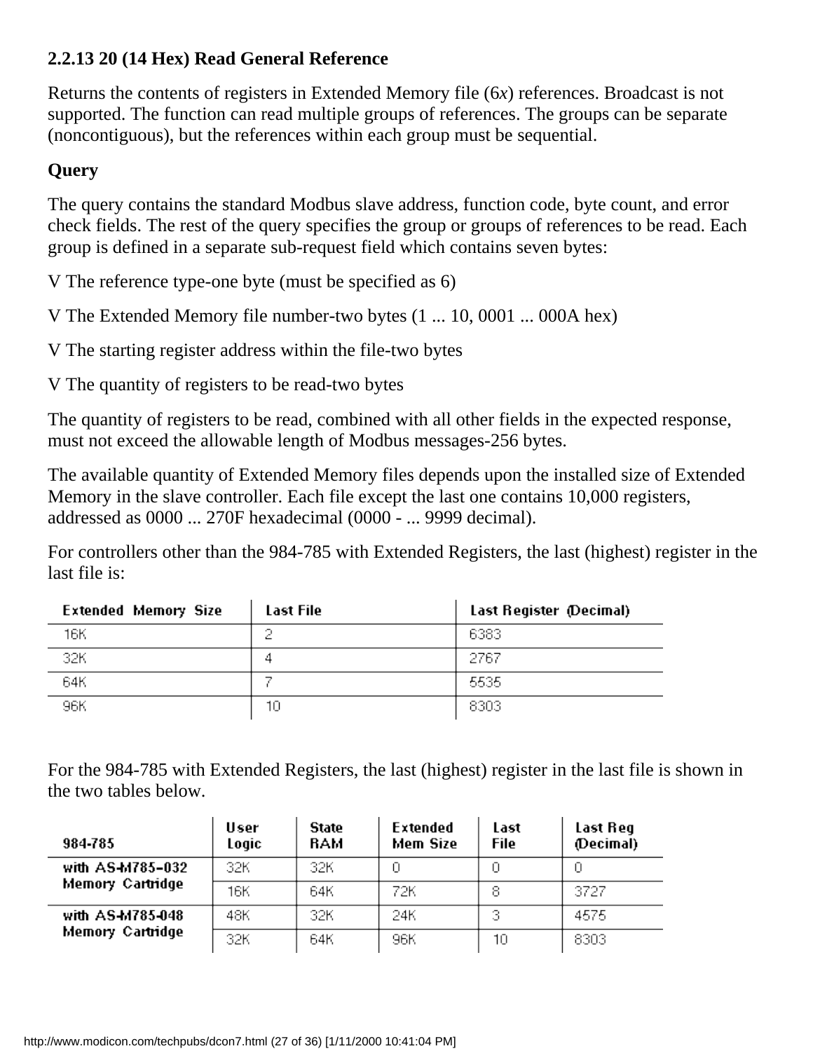### 2.2.13 20 (14 Hex) Read General Reference

Returns the contents of registers in Extended Memory file (6*x*) references. Broadcast is not supported. The function can read multiple groups of references. The groups can be separate (noncontiguous), but the references within each group must be sequential.

**Query**

The query contains the standard Modbus slave address, function code, byte count, and error check fields. The rest of the query specifies the group or groups of references to be read. Each group is defined in a separate sub-request field which contains seven bytes:

V The reference type-one byte (must be specified as 6)

V The Extended Memory file number-two bytes (1 ... 10, 0001 ... 000A hex)

V The starting register address within the file-two bytes

V The quantity of registers to be read-two bytes

The quantity of registers to be read, combined with all other fields in the expected response, must not exceed the allowable length of Modbus messages-256 bytes.

The available quantity of Extended Memory files depends upon the installed size of Extended Memory in the slave controller. Each file except the last one contains 10,000 registers, addressed as 0000 ... 270F hexadecimal (0000 - ... 9999 decimal).

For controllers other than the 984-785 with Extended Registers, the last (highest) register in the last file is:

| Extended Memory Size | Last File | Last Register (Decimal) |
|---|---|---|
| 16K | 2 | 6383 |
| 32K | 4 | 2767 |
| 64K | 7 | 5535 |
| 96K | 10 | 8303 |

For the 984-785 with Extended Registers, the last (highest) register in the last file is shown in the two tables below.

| 984-785 | User Logic | State RAM | Extended Mem Size | Last File | Last Reg (Decimal) |
|---|---|---|---|---|---|
| with AS-M785-032 Memory Cartridge | 32K | 32K | 0 | 0 | 0 |
| | 16K | 64K | 72K | 8 | 3727 |
| with AS-M785-048 Memory Cartridge | 48K | 32K | 24K | 3 | 4575 |
| | 32K | 64K | 96K | 10 | 8303 |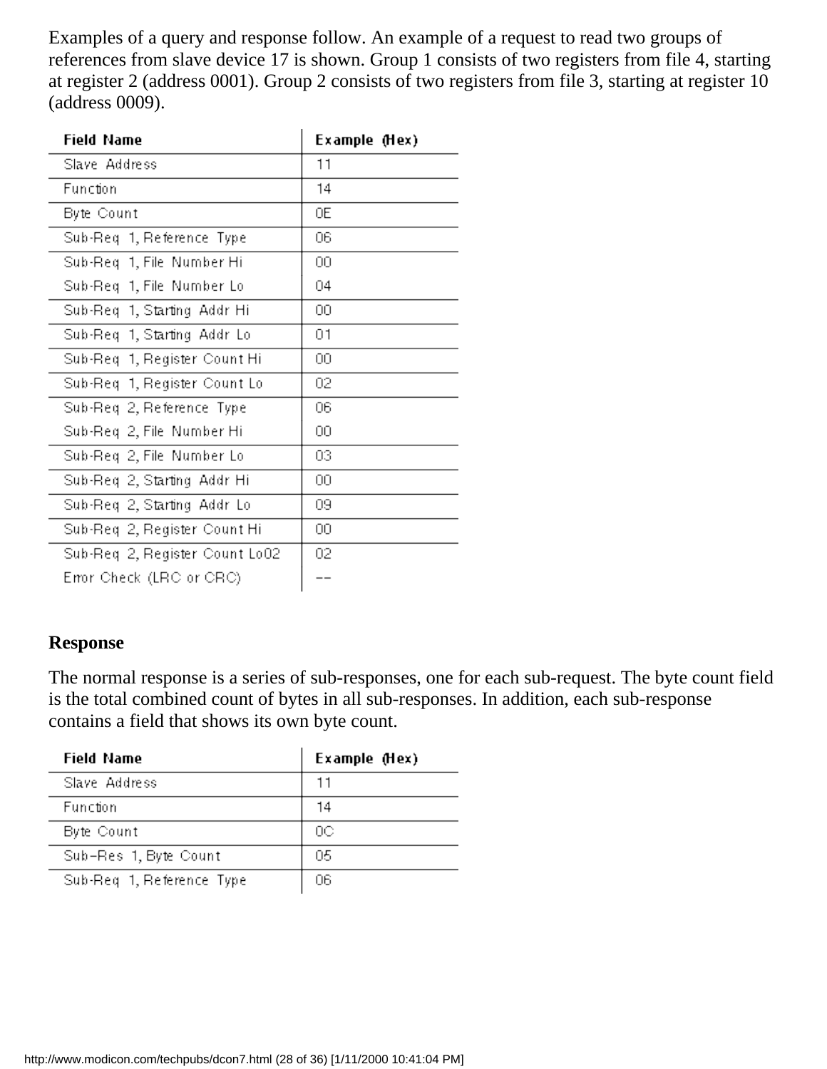Examples of a query and response follow. An example of a request to read two groups of references from slave device 17 is shown. Group 1 consists of two registers from file 4, starting at register 2 (address 0001). Group 2 consists of two registers from file 3, starting at register 10 (address 0009).

| Field Name | Example (Hex) |
|---|---|
| Slave Address | 11 |
| Function | 14 |
| Byte Count | 0E |
| Sub-Req 1, Reference Type | 06 |
| Sub-Req 1, File Number Hi | 00 |
| Sub-Req 1, File Number Lo | 04 |
| Sub-Req 1, Starting Addr Hi | 00 |
| Sub-Req 1, Starting Addr Lo | 01 |
| Sub-Req 1, Register Count Hi | 00 |
| Sub-Req 1, Register Count Lo | 02 |
| Sub-Req 2, Reference Type | 06 |
| Sub-Req 2, File Number Hi | 00 |
| Sub-Req 2, File Number Lo | 03 |
| Sub-Req 2, Starting Addr Hi | 00 |
| Sub-Req 2, Starting Addr Lo | 09 |
| Sub-Req 2, Register Count Hi | 00 |
| Sub-Req 2, Register Count Lo02 | 02 |
| Error Check (LRC or CRC) | -- |

### Response

The normal response is a series of sub-responses, one for each sub-request. The byte count field is the total combined count of bytes in all sub-responses. In addition, each sub-response contains a field that shows its own byte count.

| Field Name | Example (Hex) |
|---|---|
| Slave Address | 11 |
| Function | 14 |
| Byte Count | 0C |
| Sub–Res 1, Byte Count | 05 |
| Sub-Req 1, Reference Type | 06 |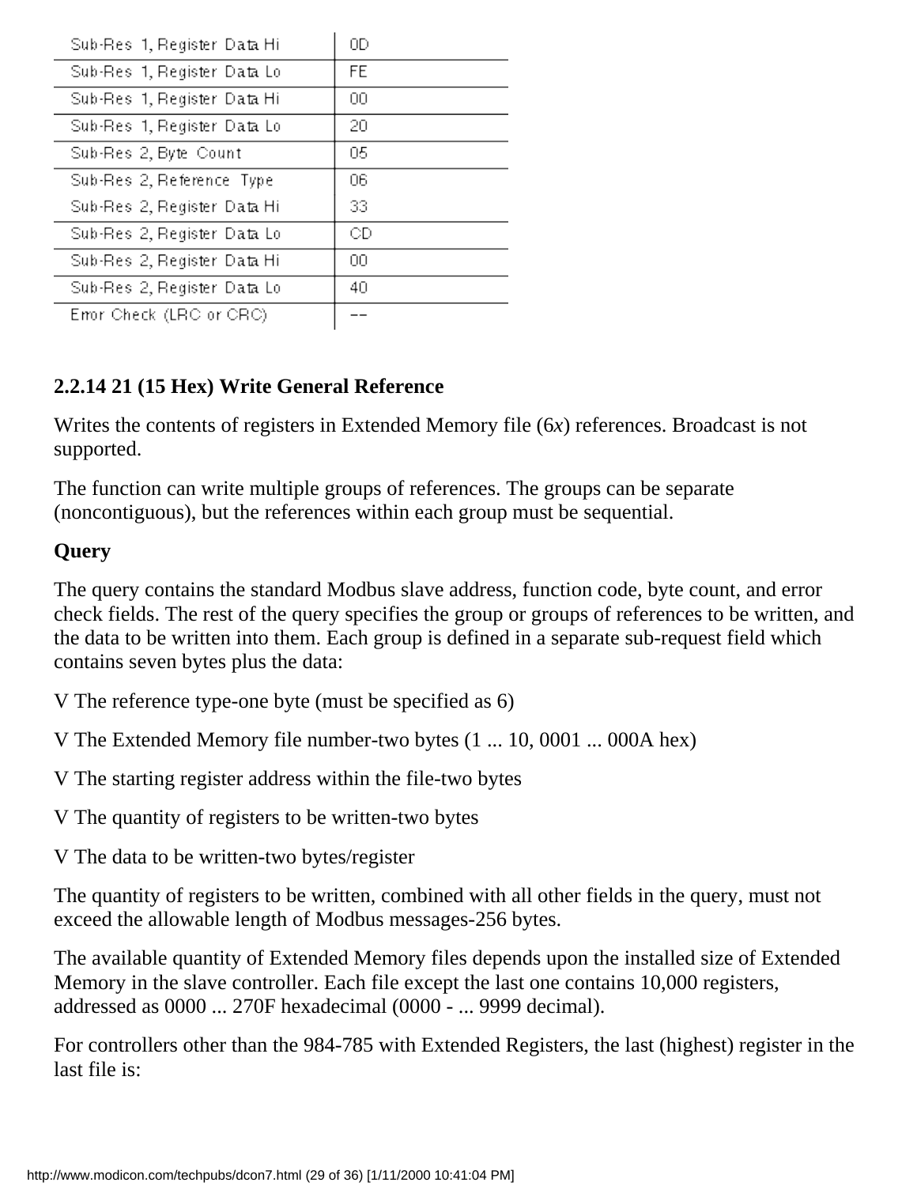| | |
|---|---|
| Sub-Res 1, Register Data Hi | 0D |
| Sub-Res 1, Register Data Lo | FE |
| Sub-Res 1, Register Data Hi | 00 |
| Sub-Res 1, Register Data Lo | 20 |
| Sub-Res 2, Byte Count | 05 |
| Sub-Res 2, Reference Type | 06 |
| Sub-Res 2, Register Data Hi | 33 |
| Sub-Res 2, Register Data Lo | CD |
| Sub-Res 2, Register Data Hi | 00 |
| Sub-Res 2, Register Data Lo | 40 |
| Error Check (LRC or CRC) | -- |

### 2.2.14 21 (15 Hex) Write General Reference

Writes the contents of registers in Extended Memory file (6*x*) references. Broadcast is not supported.

The function can write multiple groups of references. The groups can be separate (noncontiguous), but the references within each group must be sequential.

**Query**

The query contains the standard Modbus slave address, function code, byte count, and error check fields. The rest of the query specifies the group or groups of references to be written, and the data to be written into them. Each group is defined in a separate sub-request field which contains seven bytes plus the data:

V The reference type-one byte (must be specified as 6)

V The Extended Memory file number-two bytes (1 ... 10, 0001 ... 000A hex)

V The starting register address within the file-two bytes

V The quantity of registers to be written-two bytes

V The data to be written-two bytes/register

The quantity of registers to be written, combined with all other fields in the query, must not exceed the allowable length of Modbus messages-256 bytes.

The available quantity of Extended Memory files depends upon the installed size of Extended Memory in the slave controller. Each file except the last one contains 10,000 registers, addressed as 0000 ... 270F hexadecimal (0000 - ... 9999 decimal).

For controllers other than the 984-785 with Extended Registers, the last (highest) register in the last file is: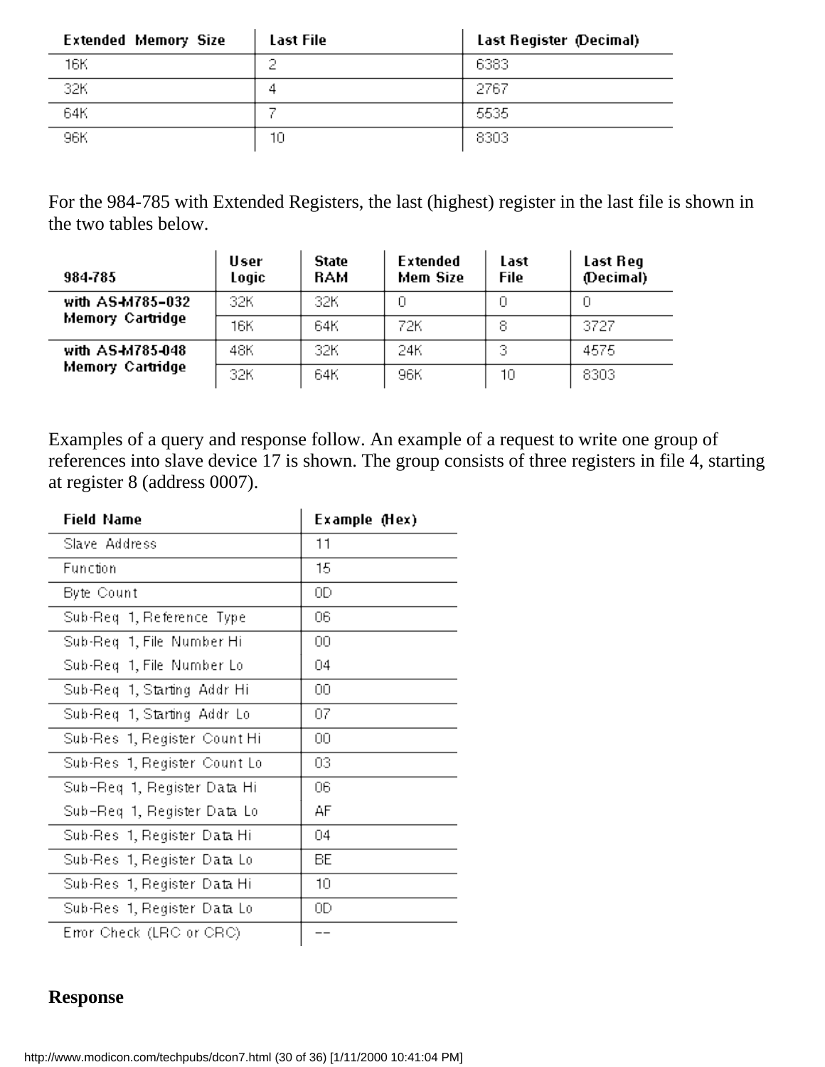| Extended Memory Size | Last File | Last Register (Decimal) |
|---|---|---|
| 16K | 2 | 6383 |
| 32K | 4 | 2767 |
| 64K | 7 | 5535 |
| 96K | 10 | 8303 |

For the 984-785 with Extended Registers, the last (highest) register in the last file is shown in the two tables below.

| 984-785 | User Logic | State RAM | Extended Mem Size | Last File | Last Reg (Decimal) |
|---|---|---|---|---|---|
| with AS-M785-032 Memory Cartridge | 32K | 32K | 0 | 0 | 0 |
| | 16K | 64K | 72K | 8 | 3727 |
| with AS-M785-048 Memory Cartridge | 48K | 32K | 24K | 3 | 4575 |
| | 32K | 64K | 96K | 10 | 8303 |

Examples of a query and response follow. An example of a request to write one group of references into slave device 17 is shown. The group consists of three registers in file 4, starting at register 8 (address 0007).

| Field Name | Example (Hex) |
|---|---|
| Slave Address | 11 |
| Function | 15 |
| Byte Count | 0D |
| Sub-Req 1, Reference Type | 06 |
| Sub-Req 1, File Number Hi | 00 |
| Sub-Req 1, File Number Lo | 04 |
| Sub-Req 1, Starting Addr Hi | 00 |
| Sub-Req 1, Starting Addr Lo | 07 |
| Sub-Res 1, Register Count Hi | 00 |
| Sub-Res 1, Register Count Lo | 03 |
| Sub–Req 1, Register Data Hi | 06 |
| Sub–Req 1, Register Data Lo | AF |
| Sub-Res 1, Register Data Hi | 04 |
| Sub-Res 1, Register Data Lo | BE |
| Sub-Res 1, Register Data Hi | 10 |
| Sub-Res 1, Register Data Lo | 0D |
| Error Check (LRC or CRC) | -- |

**Response**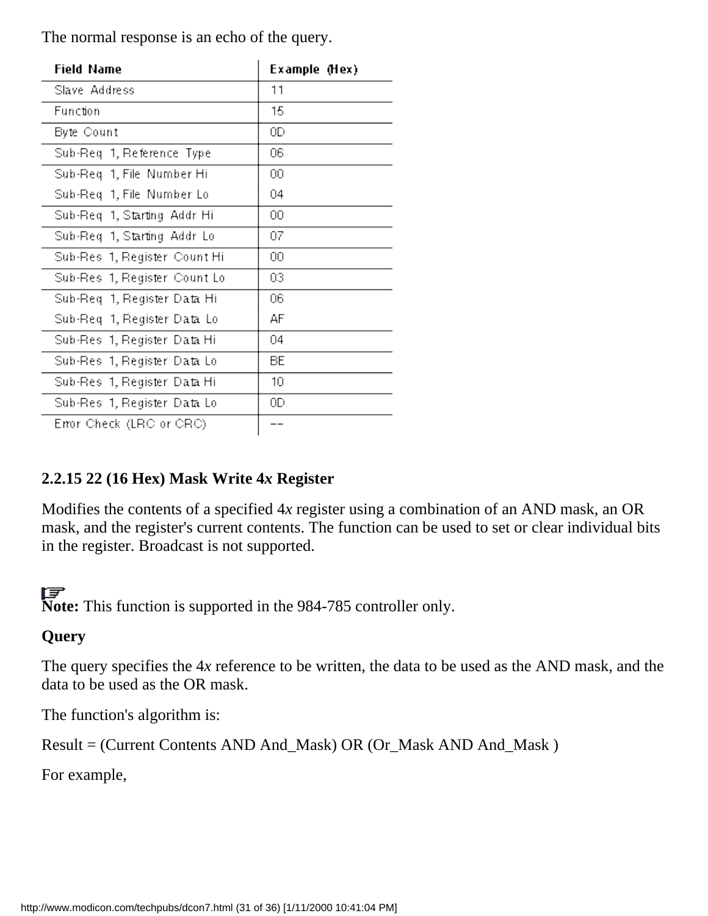The normal response is an echo of the query.

| Field Name | Example (Hex) |
|---|---|
| Slave Address | 11 |
| Function | 15 |
| Byte Count | 0D |
| Sub-Req 1, Reference Type | 06 |
| Sub-Req 1, File Number Hi | 00 |
| Sub-Req 1, File Number Lo | 04 |
| Sub-Req 1, Starting Addr Hi | 00 |
| Sub-Req 1, Starting Addr Lo | 07 |
| Sub-Res 1, Register Count Hi | 00 |
| Sub-Res 1, Register Count Lo | 03 |
| Sub-Req 1, Register Data Hi | 06 |
| Sub-Req 1, Register Data Lo | AF |
| Sub-Res 1, Register Data Hi | 04 |
| Sub-Res 1, Register Data Lo | BE |
| Sub-Res 1, Register Data Hi | 10 |
| Sub-Res 1, Register Data Lo | 0D |
| Error Check (LRC or CRC) | -- |

### 2.2.15 22 (16 Hex) Mask Write 4*x* Register

Modifies the contents of a specified 4*x* register using a combination of an AND mask, an OR mask, and the register's current contents. The function can be used to set or clear individual bits in the register. Broadcast is not supported.

**Note:** This function is supported in the 984-785 controller only.

**Query**

The query specifies the 4*x* reference to be written, the data to be used as the AND mask, and the data to be used as the OR mask.

The function's algorithm is:

Result = (Current Contents AND And_Mask) OR (Or_Mask AND And_Mask )

For example,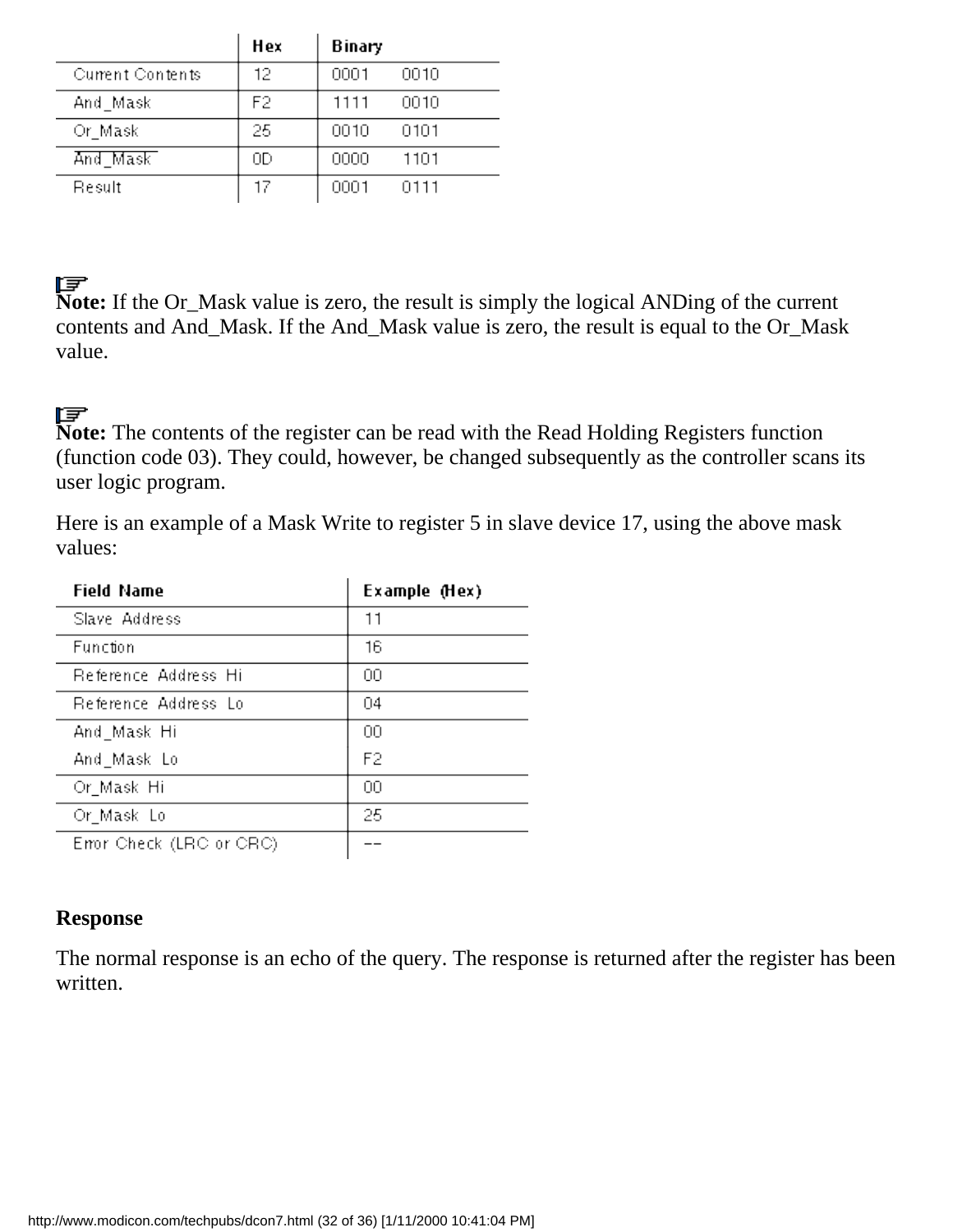| | Hex | Binary |
|---|---|---|
| Current Contents | 12 | 0001 0010 |
| And_Mask | F2 | 1111 0010 |
| Or_Mask | 25 | 0010 0101 |
| $\overline{\text{And\_Mask}}$ | 0D | 0000 1101 |
| Result | 17 | 0001 0111 |

**Note:** If the Or_Mask value is zero, the result is simply the logical ANDing of the current contents and And_Mask. If the And_Mask value is zero, the result is equal to the Or_Mask value.

**Note:** The contents of the register can be read with the Read Holding Registers function (function code 03). They could, however, be changed subsequently as the controller scans its user logic program.

Here is an example of a Mask Write to register 5 in slave device 17, using the above mask values:

| Field Name | Example (Hex) |
|---|---|
| Slave Address | 11 |
| Function | 16 |
| Reference Address Hi | 00 |
| Reference Address Lo | 04 |
| And_Mask Hi | 00 |
| And_Mask Lo | F2 |
| Or_Mask Hi | 00 |
| Or_Mask Lo | 25 |
| Error Check (LRC or CRC) | -- |

**Response**

The normal response is an echo of the query. The response is returned after the register has been written.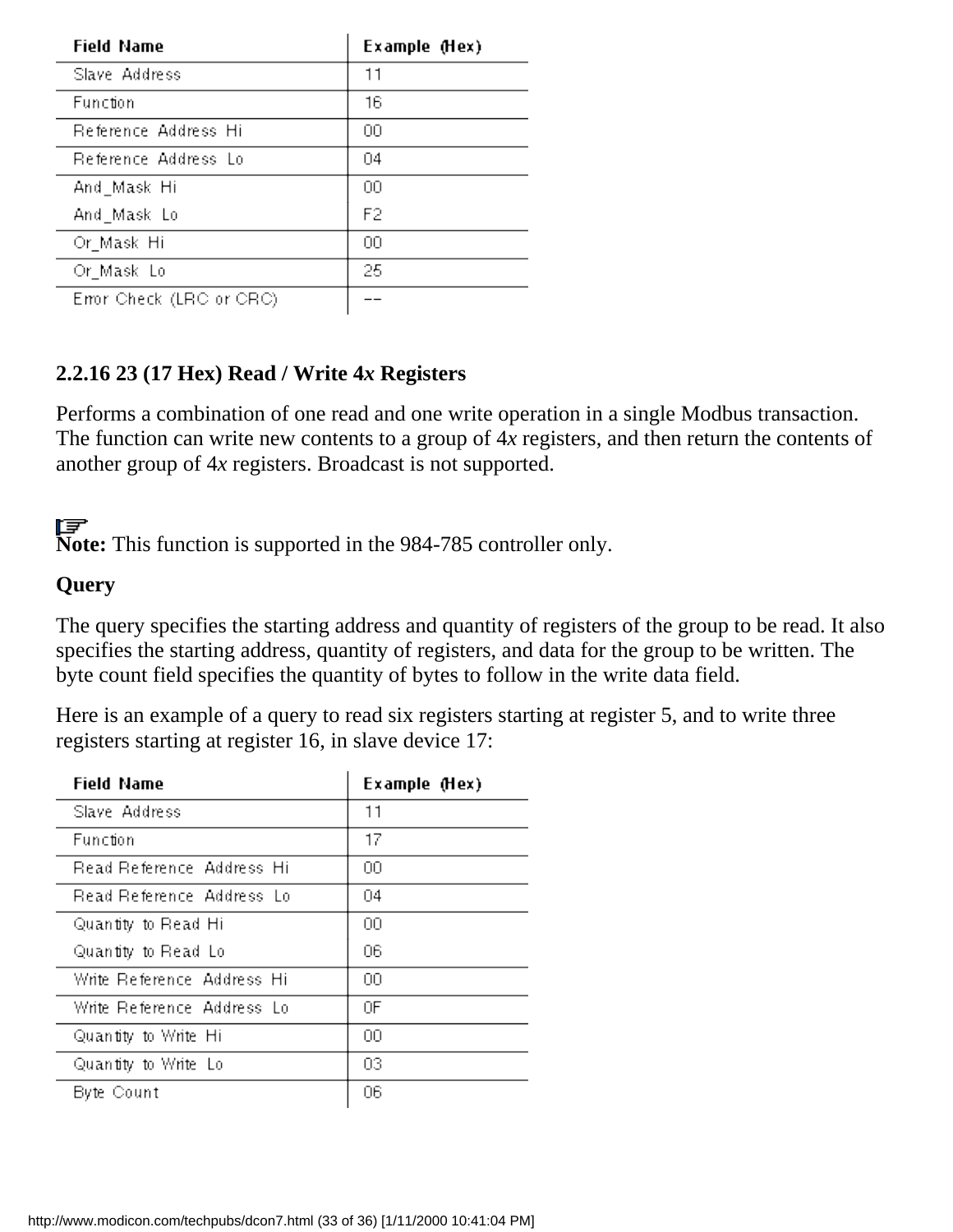| Field Name | Example (Hex) |
|---|---|
| Slave Address | 11 |
| Function | 16 |
| Reference Address Hi | 00 |
| Reference Address Lo | 04 |
| And_Mask Hi | 00 |
| And_Mask Lo | F2 |
| Or_Mask Hi | 00 |
| Or_Mask Lo | 25 |
| Error Check (LRC or CRC) | -- |

### 2.2.16 23 (17 Hex) Read / Write 4*x* Registers

Performs a combination of one read and one write operation in a single Modbus transaction. The function can write new contents to a group of 4*x* registers, and then return the contents of another group of 4*x* registers. Broadcast is not supported.

**Note:** This function is supported in the 984-785 controller only.

**Query**

The query specifies the starting address and quantity of registers of the group to be read. It also specifies the starting address, quantity of registers, and data for the group to be written. The byte count field specifies the quantity of bytes to follow in the write data field.

Here is an example of a query to read six registers starting at register 5, and to write three registers starting at register 16, in slave device 17:

| Field Name | Example (Hex) |
|---|---|
| Slave Address | 11 |
| Function | 17 |
| Read Reference Address Hi | 00 |
| Read Reference Address Lo | 04 |
| Quantity to Read Hi | 00 |
| Quantity to Read Lo | 06 |
| Write Reference Address Hi | 00 |
| Write Reference Address Lo | 0F |
| Quantity to Write Hi | 00 |
| Quantity to Write Lo | 03 |
| Byte Count | 06 |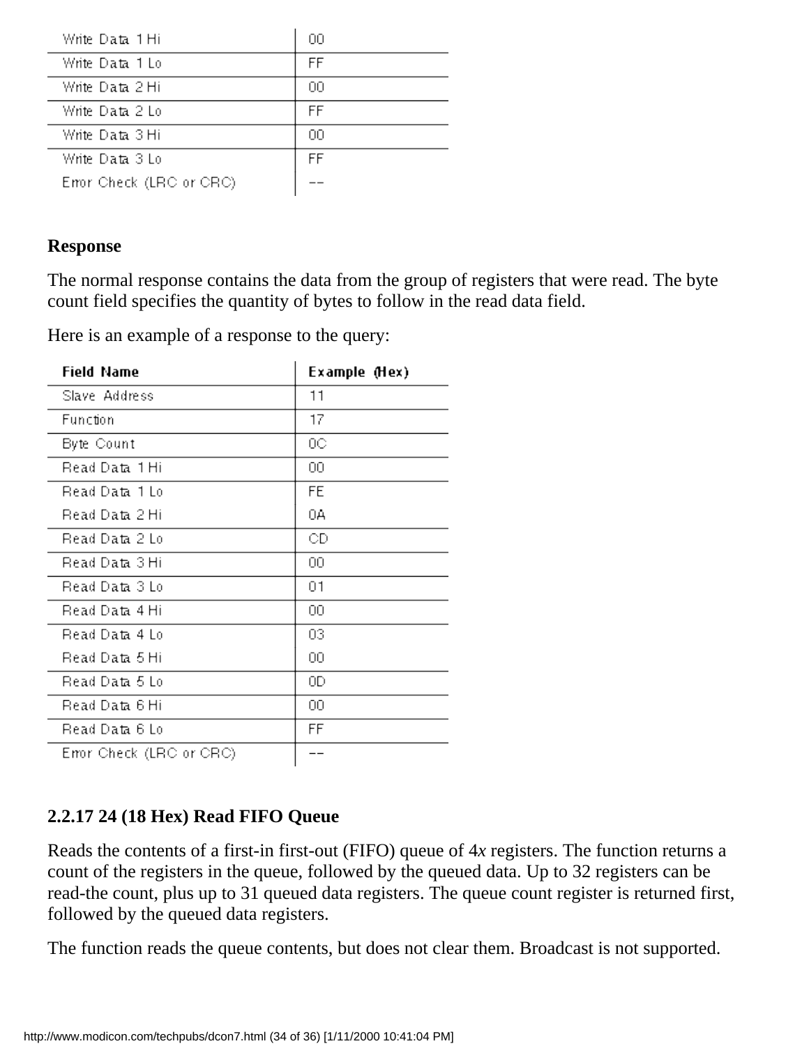| | |
|---|---|
| Write Data 1 Hi | 00 |
| Write Data 1 Lo | FF |
| Write Data 2 Hi | 00 |
| Write Data 2 Lo | FF |
| Write Data 3 Hi | 00 |
| Write Data 3 Lo | FF |
| Error Check (LRC or CRC) | -- |

**Response**

The normal response contains the data from the group of registers that were read. The byte count field specifies the quantity of bytes to follow in the read data field.

Here is an example of a response to the query:

| Field Name | Example (Hex) |
|---|---|
| Slave Address | 11 |
| Function | 17 |
| Byte Count | 0C |
| Read Data 1 Hi | 00 |
| Read Data 1 Lo | FE |
| Read Data 2 Hi | 0A |
| Read Data 2 Lo | CD |
| Read Data 3 Hi | 00 |
| Read Data 3 Lo | 01 |
| Read Data 4 Hi | 00 |
| Read Data 4 Lo | 03 |
| Read Data 5 Hi | 00 |
| Read Data 5 Lo | 0D |
| Read Data 6 Hi | 00 |
| Read Data 6 Lo | FF |
| Error Check (LRC or CRC) | -- |

### 2.2.17 24 (18 Hex) Read FIFO Queue

Reads the contents of a first-in first-out (FIFO) queue of 4*x* registers. The function returns a count of the registers in the queue, followed by the queued data. Up to 32 registers can be read-the count, plus up to 31 queued data registers. The queue count register is returned first, followed by the queued data registers.

The function reads the queue contents, but does not clear them. Broadcast is not supported.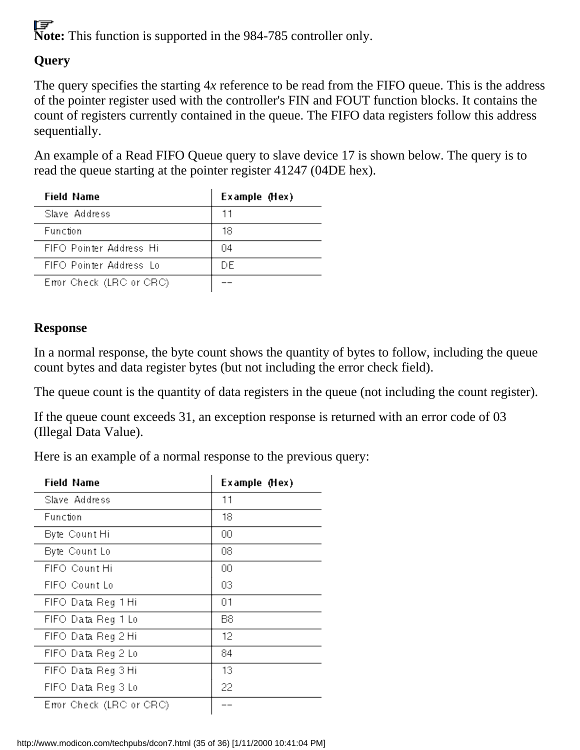**Note:** This function is supported in the 984-785 controller only.

### Query

The query specifies the starting 4*x* reference to be read from the FIFO queue. This is the address of the pointer register used with the controller's FIN and FOUT function blocks. It contains the count of registers currently contained in the queue. The FIFO data registers follow this address sequentially.

An example of a Read FIFO Queue query to slave device 17 is shown below. The query is to read the queue starting at the pointer register 41247 (04DE hex).

| Field Name | Example (Hex) |
|---|---|
| Slave Address | 11 |
| Function | 18 |
| FIFO Pointer Address Hi | 04 |
| FIFO Pointer Address Lo | DE |
| Error Check (LRC or CRC) | -- |

### Response

In a normal response, the byte count shows the quantity of bytes to follow, including the queue count bytes and data register bytes (but not including the error check field).

The queue count is the quantity of data registers in the queue (not including the count register).

If the queue count exceeds 31, an exception response is returned with an error code of 03 (Illegal Data Value).

Here is an example of a normal response to the previous query:

| Field Name | Example (Hex) |
|---|---|
| Slave Address | 11 |
| Function | 18 |
| Byte Count Hi | 00 |
| Byte Count Lo | 08 |
| FIFO Count Hi | 00 |
| FIFO Count Lo | 03 |
| FIFO Data Reg 1 Hi | 01 |
| FIFO Data Reg 1 Lo | B8 |
| FIFO Data Reg 2 Hi | 12 |
| FIFO Data Reg 2 Lo | 84 |
| FIFO Data Reg 3 Hi | 13 |
| FIFO Data Reg 3 Lo | 22 |
| Error Check (LRC or CRC) | -- |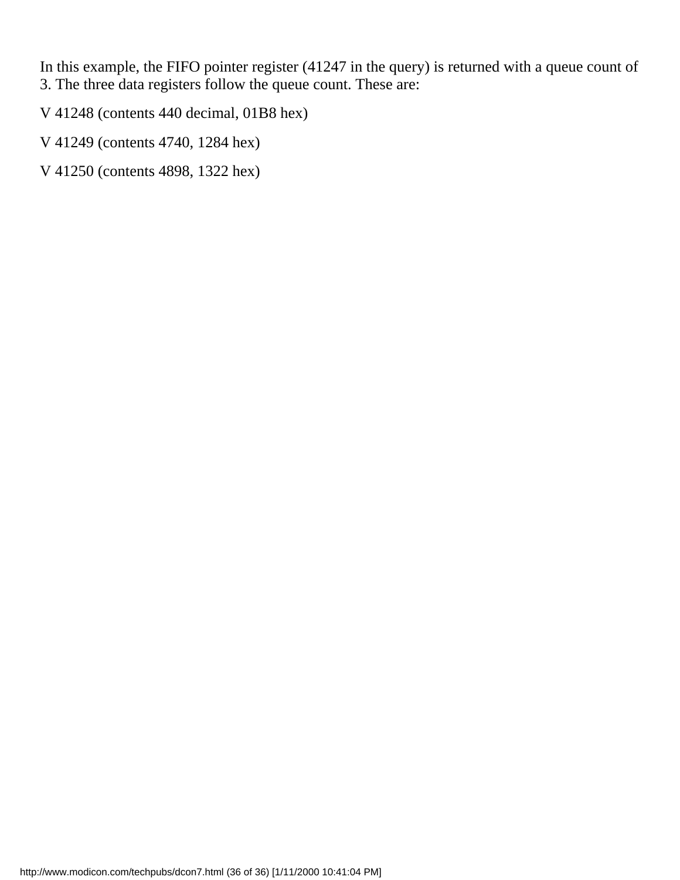In this example, the FIFO pointer register (41247 in the query) is returned with a queue count of 3. The three data registers follow the queue count. These are:

V 41248 (contents 440 decimal, 01B8 hex)

V 41249 (contents 4740, 1284 hex)

V 41250 (contents 4898, 1322 hex)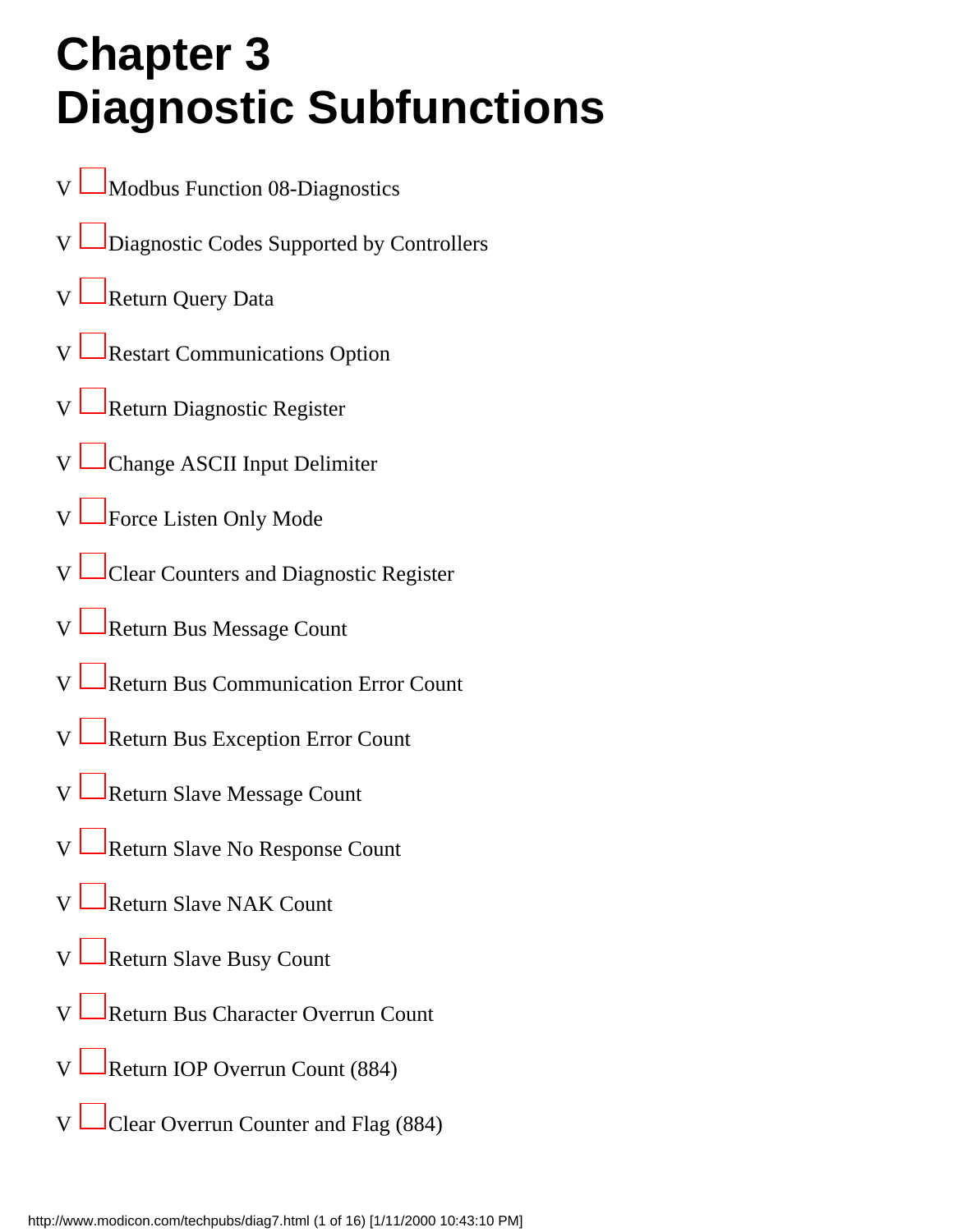# Chapter 3
# Diagnostic Subfunctions

- Modbus Function 08-Diagnostics
- Diagnostic Codes Supported by Controllers
- Return Query Data
- Restart Communications Option
- Return Diagnostic Register
- Change ASCII Input Delimiter
- Force Listen Only Mode
- Clear Counters and Diagnostic Register
- Return Bus Message Count
- Return Bus Communication Error Count
- Return Bus Exception Error Count
- Return Slave Message Count
- Return Slave No Response Count
- Return Slave NAK Count
- Return Slave Busy Count
- Return Bus Character Overrun Count
- Return IOP Overrun Count (884)
- Clear Overrun Counter and Flag (884)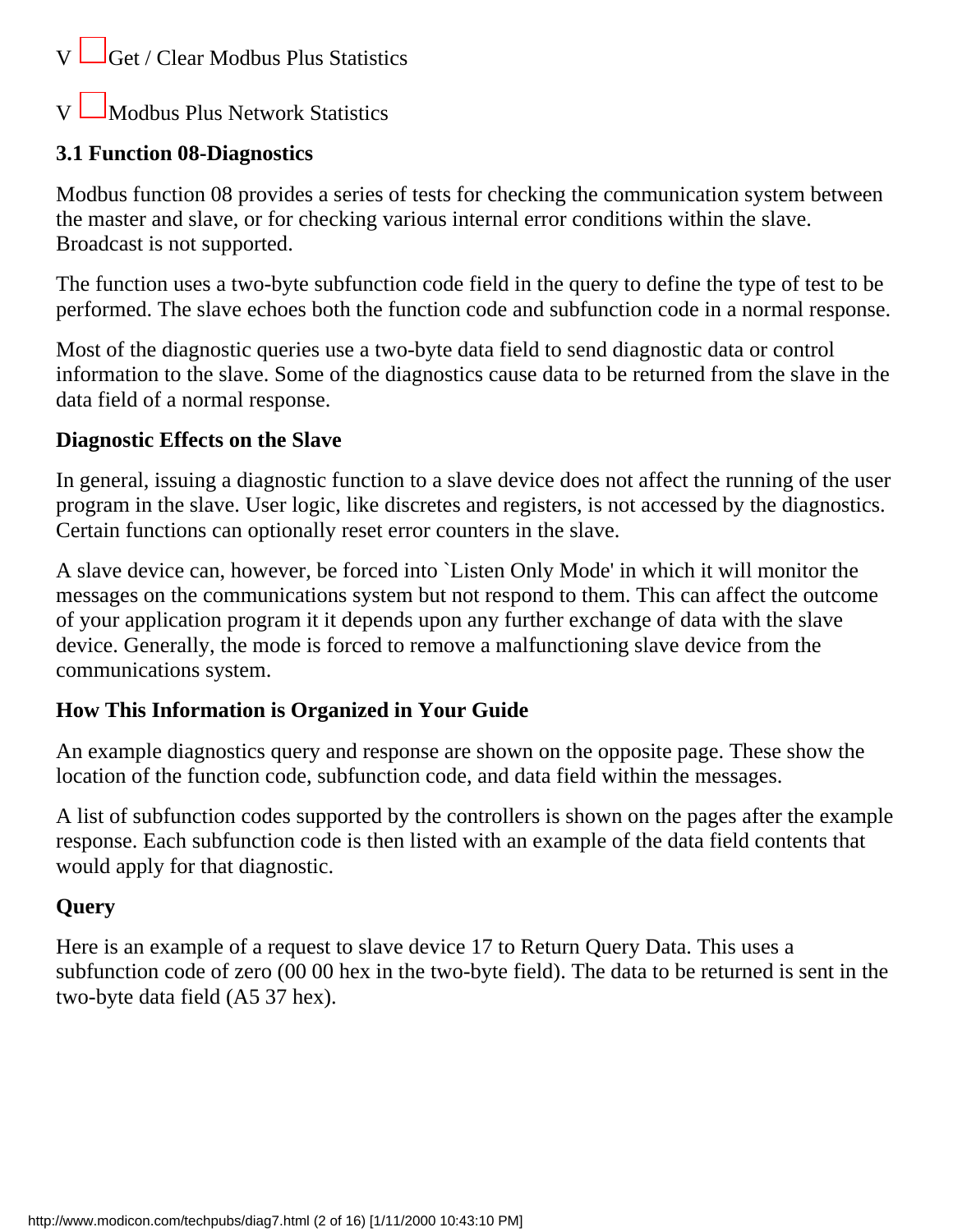V Get / Clear Modbus Plus Statistics

V Modbus Plus Network Statistics

### 3.1 Function 08-Diagnostics

Modbus function 08 provides a series of tests for checking the communication system between the master and slave, or for checking various internal error conditions within the slave. Broadcast is not supported.

The function uses a two-byte subfunction code field in the query to define the type of test to be performed. The slave echoes both the function code and subfunction code in a normal response.

Most of the diagnostic queries use a two-byte data field to send diagnostic data or control information to the slave. Some of the diagnostics cause data to be returned from the slave in the data field of a normal response.

#### Diagnostic Effects on the Slave

In general, issuing a diagnostic function to a slave device does not affect the running of the user program in the slave. User logic, like discretes and registers, is not accessed by the diagnostics. Certain functions can optionally reset error counters in the slave.

A slave device can, however, be forced into `Listen Only Mode' in which it will monitor the messages on the communications system but not respond to them. This can affect the outcome of your application program it it depends upon any further exchange of data with the slave device. Generally, the mode is forced to remove a malfunctioning slave device from the communications system.

#### How This Information is Organized in Your Guide

An example diagnostics query and response are shown on the opposite page. These show the location of the function code, subfunction code, and data field within the messages.

A list of subfunction codes supported by the controllers is shown on the pages after the example response. Each subfunction code is then listed with an example of the data field contents that would apply for that diagnostic.

#### Query

Here is an example of a request to slave device 17 to Return Query Data. This uses a subfunction code of zero (00 00 hex in the two-byte field). The data to be returned is sent in the two-byte data field (A5 37 hex).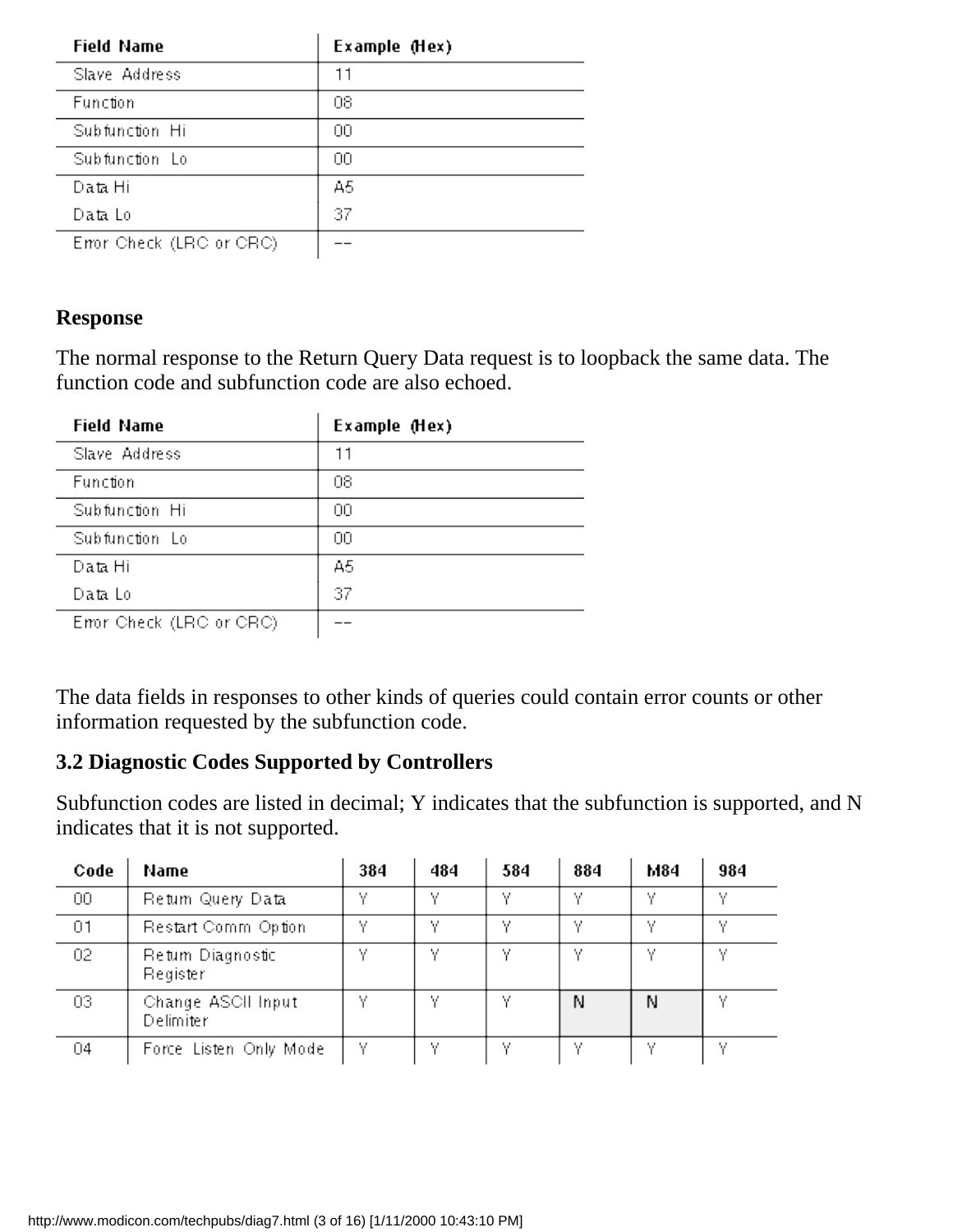| Field Name | Example (Hex) |
|---|---|
| Slave Address | 11 |
| Function | 08 |
| Subfunction Hi | 00 |
| Subfunction Lo | 00 |
| Data Hi | A5 |
| Data Lo | 37 |
| Error Check (LRC or CRC) | -- |

**Response**

The normal response to the Return Query Data request is to loopback the same data. The function code and subfunction code are also echoed.

| Field Name | Example (Hex) |
|---|---|
| Slave Address | 11 |
| Function | 08 |
| Subfunction Hi | 00 |
| Subfunction Lo | 00 |
| Data Hi | A5 |
| Data Lo | 37 |
| Error Check (LRC or CRC) | -- |

The data fields in responses to other kinds of queries could contain error counts or other information requested by the subfunction code.

**3.2 Diagnostic Codes Supported by Controllers**

Subfunction codes are listed in decimal; Y indicates that the subfunction is supported, and N indicates that it is not supported.

| Code | Name | 384 | 484 | 584 | 884 | M84 | 984 |
|---|---|---|---|---|---|---|---|
| 00 | Return Query Data | Y | Y | Y | Y | Y | Y |
| 01 | Restart Comm Option | Y | Y | Y | Y | Y | Y |
| 02 | Return Diagnostic Register | Y | Y | Y | Y | Y | Y |
| 03 | Change ASCII Input Delimiter | Y | Y | Y | N | N | Y |
| 04 | Force Listen Only Mode | Y | Y | Y | Y | Y | Y |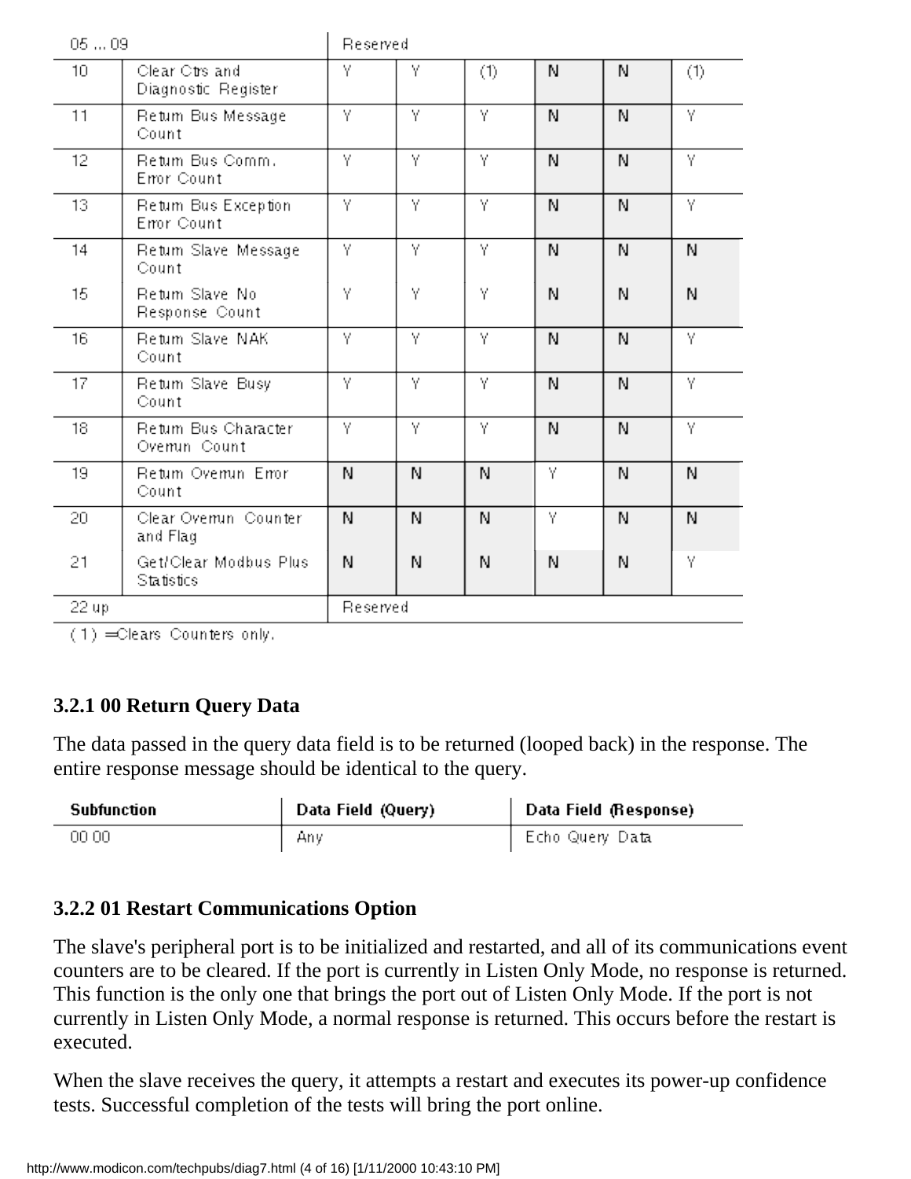| | | | | | | | |
|---|---|---|---|---|---|---|---|
| 05 ... 09 | | Reserved | | | | | |
| 10 | Clear Ctrs and Diagnostic Register | Y | Y | (1) | N | N | (1) |
| 11 | Return Bus Message Count | Y | Y | Y | N | N | Y |
| 12 | Return Bus Comm. Error Count | Y | Y | Y | N | N | Y |
| 13 | Return Bus Exception Error Count | Y | Y | Y | N | N | Y |
| 14 | Return Slave Message Count | Y | Y | Y | N | N | N |
| 15 | Return Slave No Response Count | Y | Y | Y | N | N | N |
| 16 | Return Slave NAK Count | Y | Y | Y | N | N | Y |
| 17 | Return Slave Busy Count | Y | Y | Y | N | N | Y |
| 18 | Return Bus Character Overrun Count | Y | Y | Y | N | N | Y |
| 19 | Return Overrun Error Count | N | N | N | Y | N | N |
| 20 | Clear Overrun Counter and Flag | N | N | N | Y | N | N |
| 21 | Get/Clear Modbus Plus Statistics | N | N | N | N | N | Y |
| 22 up | | Reserved | | | | | |

(1) =Clears Counters only.

### 3.2.1 00 Return Query Data

The data passed in the query data field is to be returned (looped back) in the response. The entire response message should be identical to the query.

| Subfunction | Data Field (Query) | Data Field (Response) |
|---|---|---|
| 00 00 | Any | Echo Query Data |

### 3.2.2 01 Restart Communications Option

The slave's peripheral port is to be initialized and restarted, and all of its communications event counters are to be cleared. If the port is currently in Listen Only Mode, no response is returned. This function is the only one that brings the port out of Listen Only Mode. If the port is not currently in Listen Only Mode, a normal response is returned. This occurs before the restart is executed.

When the slave receives the query, it attempts a restart and executes its power-up confidence tests. Successful completion of the tests will bring the port online.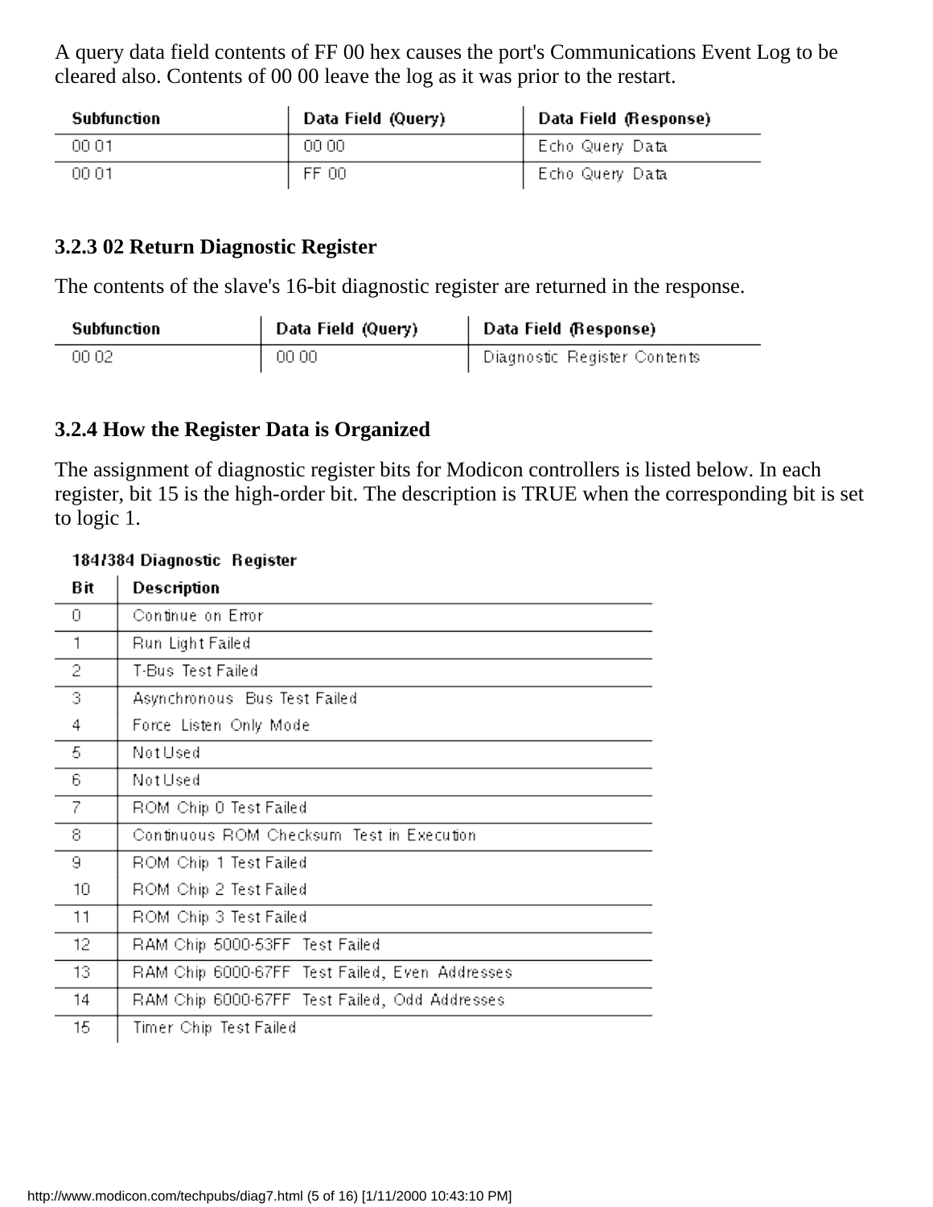A query data field contents of FF 00 hex causes the port's Communications Event Log to be cleared also. Contents of 00 00 leave the log as it was prior to the restart.

| Subfunction | Data Field (Query) | Data Field (Response) |
|---|---|---|
| 00 01 | 00 00 | Echo Query Data |
| 00 01 | FF 00 | Echo Query Data |

### 3.2.3 02 Return Diagnostic Register

The contents of the slave's 16-bit diagnostic register are returned in the response.

| Subfunction | Data Field (Query) | Data Field (Response) |
|---|---|---|
| 00 02 | 00 00 | Diagnostic Register Contents |

### 3.2.4 How the Register Data is Organized

The assignment of diagnostic register bits for Modicon controllers is listed below. In each register, bit 15 is the high-order bit. The description is TRUE when the corresponding bit is set to logic 1.

**184/384 Diagnostic Register**

| Bit | Description |
|---|---|
| 0 | Continue on Error |
| 1 | Run Light Failed |
| 2 | T-Bus Test Failed |
| 3 | Asynchronous Bus Test Failed |
| 4 | Force Listen Only Mode |
| 5 | Not Used |
| 6 | Not Used |
| 7 | ROM Chip 0 Test Failed |
| 8 | Continuous ROM Checksum Test in Execution |
| 9 | ROM Chip 1 Test Failed |
| 10 | ROM Chip 2 Test Failed |
| 11 | ROM Chip 3 Test Failed |
| 12 | RAM Chip 5000-53FF Test Failed |
| 13 | RAM Chip 6000-67FF Test Failed, Even Addresses |
| 14 | RAM Chip 6000-67FF Test Failed, Odd Addresses |
| 15 | Timer Chip Test Failed |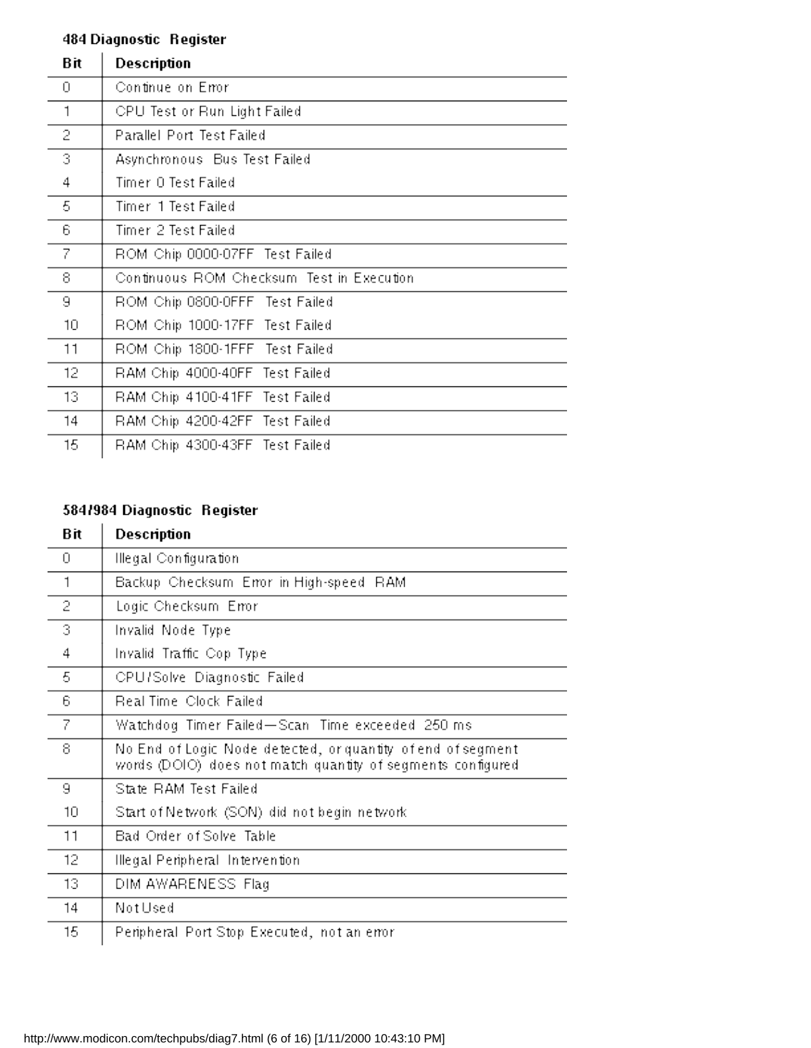**484 Diagnostic Register**

| Bit | Description |
|---|---|
| 0 | Continue on Error |
| 1 | CPU Test or Run Light Failed |
| 2 | Parallel Port Test Failed |
| 3 | Asynchronous Bus Test Failed |
| 4 | Timer 0 Test Failed |
| 5 | Timer 1 Test Failed |
| 6 | Timer 2 Test Failed |
| 7 | ROM Chip 0000-07FF Test Failed |
| 8 | Continuous ROM Checksum Test in Execution |
| 9 | ROM Chip 0800-0FFF Test Failed |
| 10 | ROM Chip 1000-17FF Test Failed |
| 11 | ROM Chip 1800-1FFF Test Failed |
| 12 | RAM Chip 4000-40FF Test Failed |
| 13 | RAM Chip 4100-41FF Test Failed |
| 14 | RAM Chip 4200-42FF Test Failed |
| 15 | RAM Chip 4300-43FF Test Failed |

**584/984 Diagnostic Register**

| Bit | Description |
|---|---|
| 0 | Illegal Configuration |
| 1 | Backup Checksum Error in High-speed RAM |
| 2 | Logic Checksum Error |
| 3 | Invalid Node Type |
| 4 | Invalid Traffic Cop Type |
| 5 | CPU/Solve Diagnostic Failed |
| 6 | Real Time Clock Failed |
| 7 | Watchdog Timer Failed—Scan Time exceeded 250 ms |
| 8 | No End of Logic Node detected, or quantity of end of segment words (DOIO) does not match quantity of segments configured |
| 9 | State RAM Test Failed |
| 10 | Start of Network (SON) did not begin network |
| 11 | Bad Order of Solve Table |
| 12 | Illegal Peripheral Intervention |
| 13 | DIM AWARENESS Flag |
| 14 | Not Used |
| 15 | Peripheral Port Stop Executed, not an error |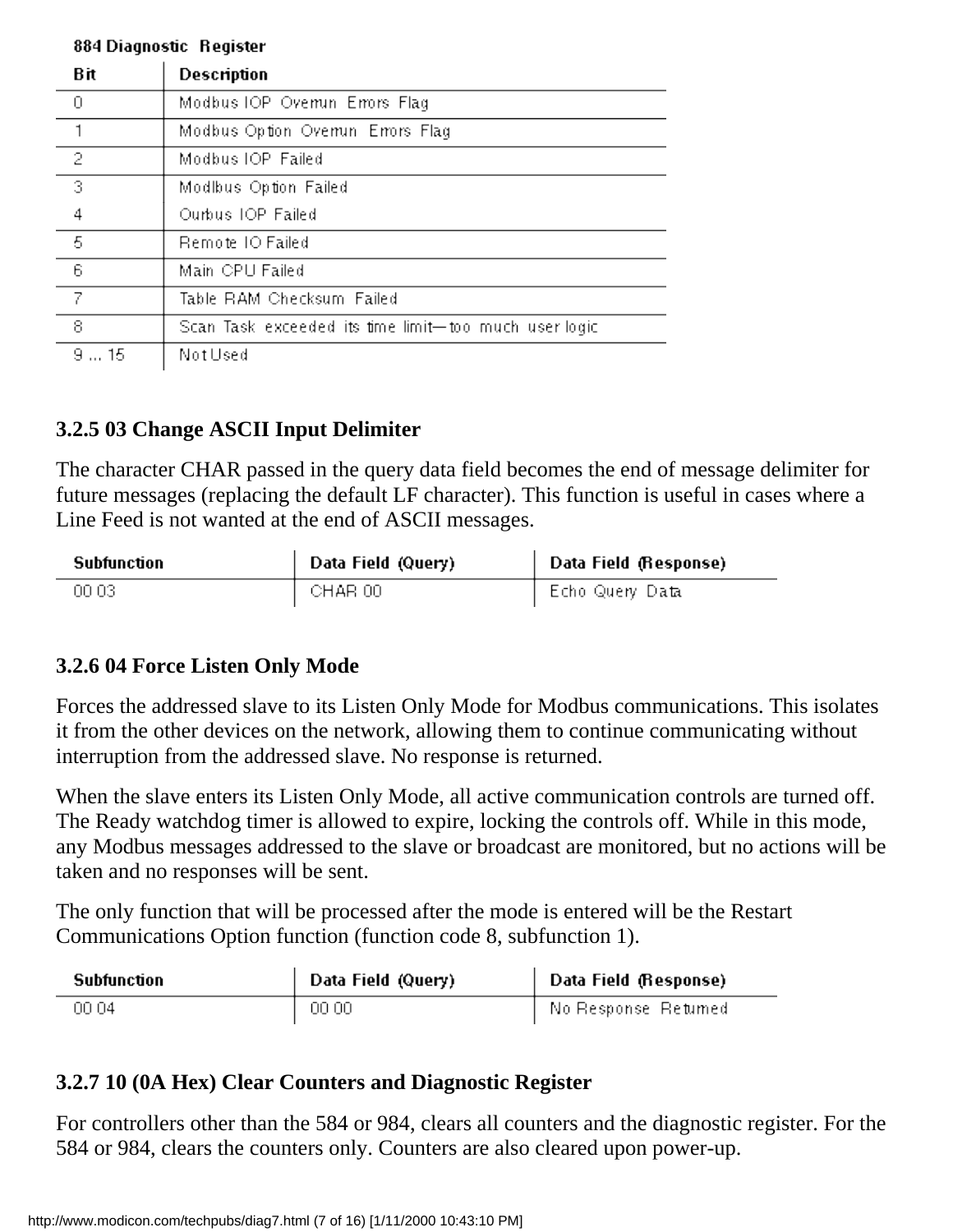**884 Diagnostic Register**

| Bit | Description |
|---|---|
| 0 | Modbus IOP Overrun Errors Flag |
| 1 | Modbus Option Overrun Errors Flag |
| 2 | Modbus IOP Failed |
| 3 | Modlbus Option Failed |
| 4 | Ourbus IOP Failed |
| 5 | Remote IO Failed |
| 6 | Main CPU Failed |
| 7 | Table RAM Checksum Failed |
| 8 | Scan Task exceeded its time limit—too much user logic |
| 9 ... 15 | Not Used |

### 3.2.5 03 Change ASCII Input Delimiter

The character CHAR passed in the query data field becomes the end of message delimiter for future messages (replacing the default LF character). This function is useful in cases where a Line Feed is not wanted at the end of ASCII messages.

| Subfunction | Data Field (Query) | Data Field (Response) |
|---|---|---|
| 00 03 | CHAR 00 | Echo Query Data |

### 3.2.6 04 Force Listen Only Mode

Forces the addressed slave to its Listen Only Mode for Modbus communications. This isolates it from the other devices on the network, allowing them to continue communicating without interruption from the addressed slave. No response is returned.

When the slave enters its Listen Only Mode, all active communication controls are turned off. The Ready watchdog timer is allowed to expire, locking the controls off. While in this mode, any Modbus messages addressed to the slave or broadcast are monitored, but no actions will be taken and no responses will be sent.

The only function that will be processed after the mode is entered will be the Restart Communications Option function (function code 8, subfunction 1).

| Subfunction | Data Field (Query) | Data Field (Response) |
|---|---|---|
| 00 04 | 00 00 | No Response Returned |

### 3.2.7 10 (0A Hex) Clear Counters and Diagnostic Register

For controllers other than the 584 or 984, clears all counters and the diagnostic register. For the 584 or 984, clears the counters only. Counters are also cleared upon power-up.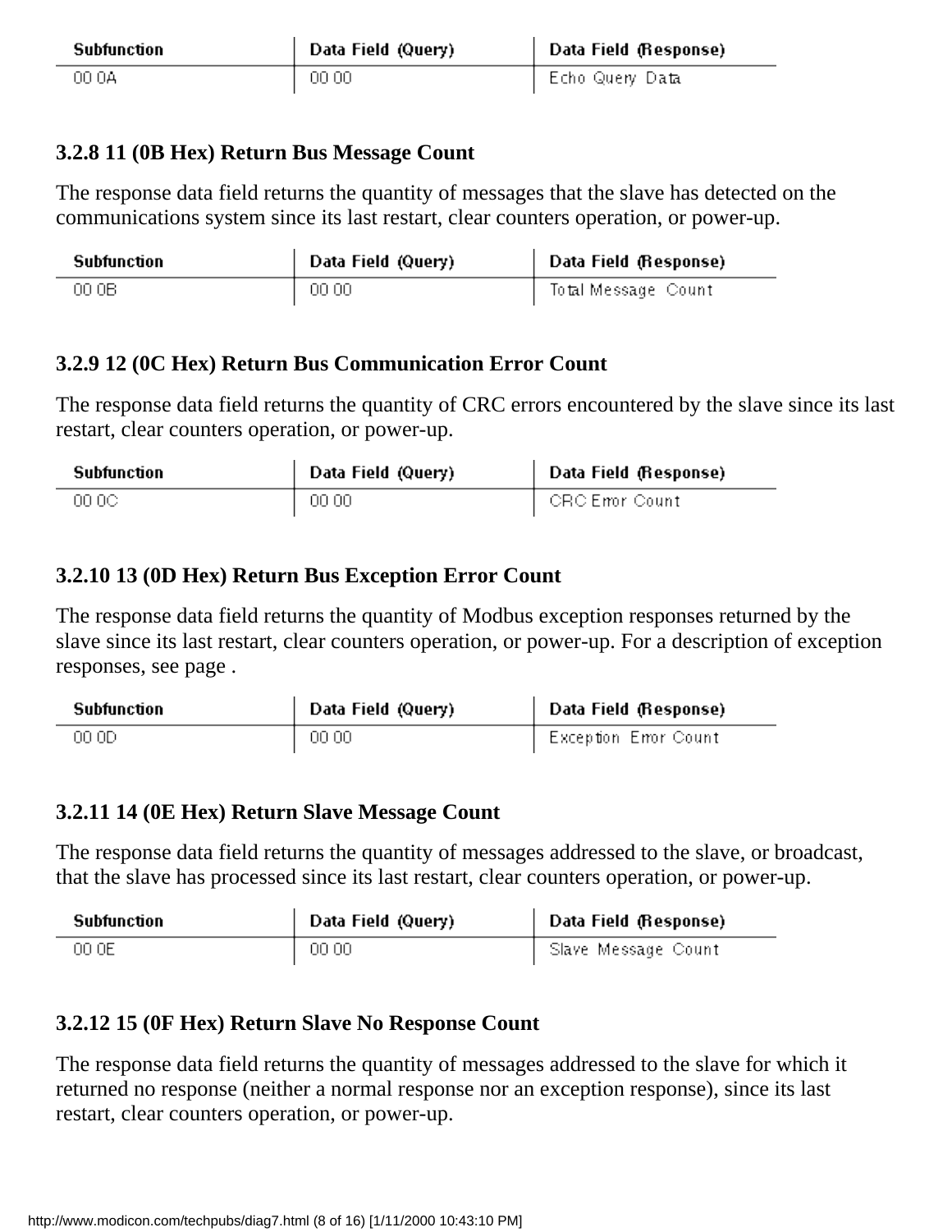| Subfunction | Data Field (Query) | Data Field (Response) |
|---|---|---|
| 00 0A | 00 00 | Echo Query Data |

### 3.2.8 11 (0B Hex) Return Bus Message Count

The response data field returns the quantity of messages that the slave has detected on the communications system since its last restart, clear counters operation, or power-up.

| Subfunction | Data Field (Query) | Data Field (Response) |
|---|---|---|
| 00 0B | 00 00 | Total Message Count |

### 3.2.9 12 (0C Hex) Return Bus Communication Error Count

The response data field returns the quantity of CRC errors encountered by the slave since its last restart, clear counters operation, or power-up.

| Subfunction | Data Field (Query) | Data Field (Response) |
|---|---|---|
| 00 0C | 00 00 | CRC Error Count |

### 3.2.10 13 (0D Hex) Return Bus Exception Error Count

The response data field returns the quantity of Modbus exception responses returned by the slave since its last restart, clear counters operation, or power-up. For a description of exception responses, see page .

| Subfunction | Data Field (Query) | Data Field (Response) |
|---|---|---|
| 00 0D | 00 00 | Exception Error Count |

### 3.2.11 14 (0E Hex) Return Slave Message Count

The response data field returns the quantity of messages addressed to the slave, or broadcast, that the slave has processed since its last restart, clear counters operation, or power-up.

| Subfunction | Data Field (Query) | Data Field (Response) |
|---|---|---|
| 00 0E | 00 00 | Slave Message Count |

### 3.2.12 15 (0F Hex) Return Slave No Response Count

The response data field returns the quantity of messages addressed to the slave for which it returned no response (neither a normal response nor an exception response), since its last restart, clear counters operation, or power-up.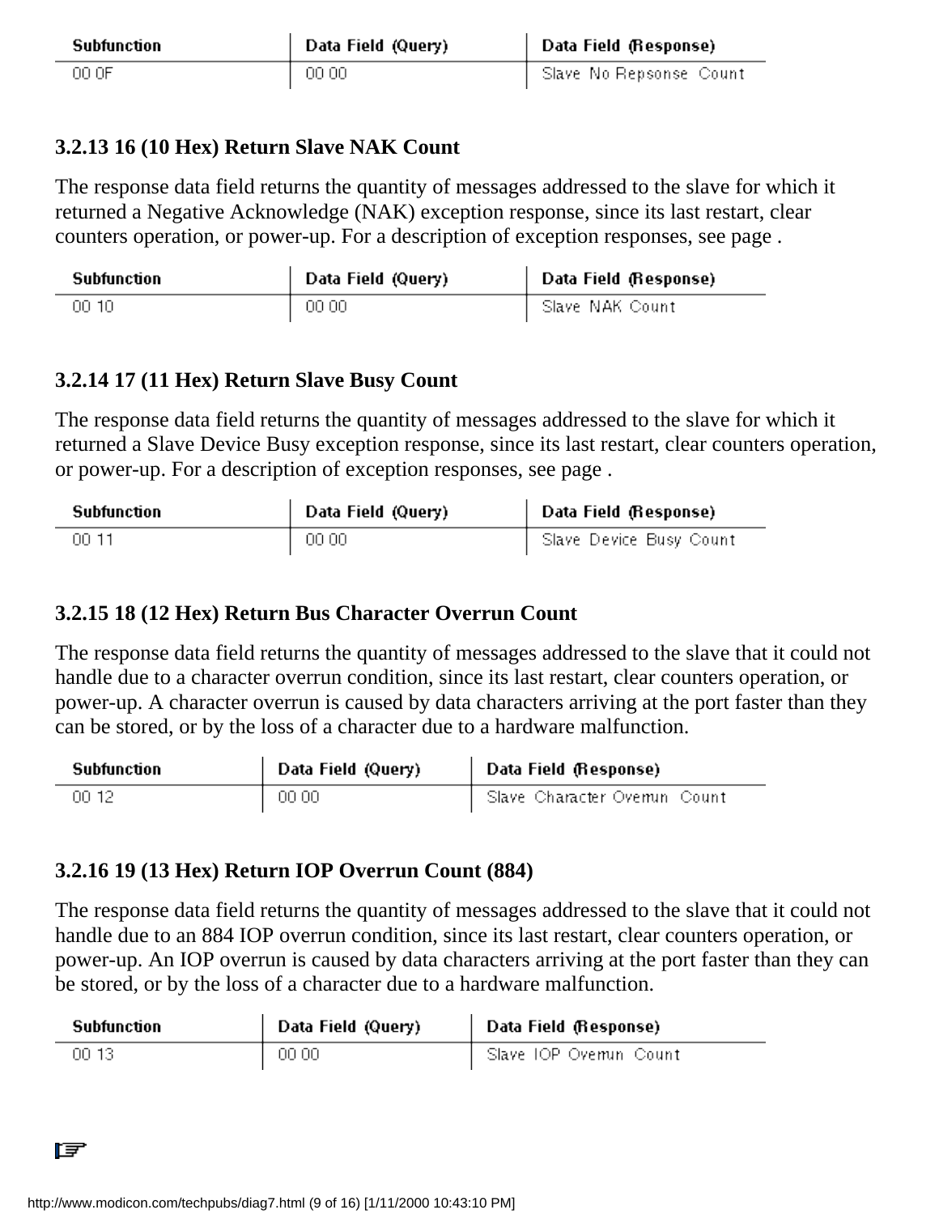| Subfunction | Data Field (Query) | Data Field (Response) |
| --- | --- | --- |
| 00 0F | 00 00 | Slave No Repsonse Count |

### 3.2.13 16 (10 Hex) Return Slave NAK Count

The response data field returns the quantity of messages addressed to the slave for which it returned a Negative Acknowledge (NAK) exception response, since its last restart, clear counters operation, or power-up. For a description of exception responses, see page .

| Subfunction | Data Field (Query) | Data Field (Response) |
| --- | --- | --- |
| 00 10 | 00 00 | Slave NAK Count |

### 3.2.14 17 (11 Hex) Return Slave Busy Count

The response data field returns the quantity of messages addressed to the slave for which it returned a Slave Device Busy exception response, since its last restart, clear counters operation, or power-up. For a description of exception responses, see page .

| Subfunction | Data Field (Query) | Data Field (Response) |
| --- | --- | --- |
| 00 11 | 00 00 | Slave Device Busy Count |

### 3.2.15 18 (12 Hex) Return Bus Character Overrun Count

The response data field returns the quantity of messages addressed to the slave that it could not handle due to a character overrun condition, since its last restart, clear counters operation, or power-up. A character overrun is caused by data characters arriving at the port faster than they can be stored, or by the loss of a character due to a hardware malfunction.

| Subfunction | Data Field (Query) | Data Field (Response) |
| --- | --- | --- |
| 00 12 | 00 00 | Slave Character Overrun Count |

### 3.2.16 19 (13 Hex) Return IOP Overrun Count (884)

The response data field returns the quantity of messages addressed to the slave that it could not handle due to an 884 IOP overrun condition, since its last restart, clear counters operation, or power-up. An IOP overrun is caused by data characters arriving at the port faster than they can be stored, or by the loss of a character due to a hardware malfunction.

| Subfunction | Data Field (Query) | Data Field (Response) |
| --- | --- | --- |
| 00 13 | 00 00 | Slave IOP Overrun Count |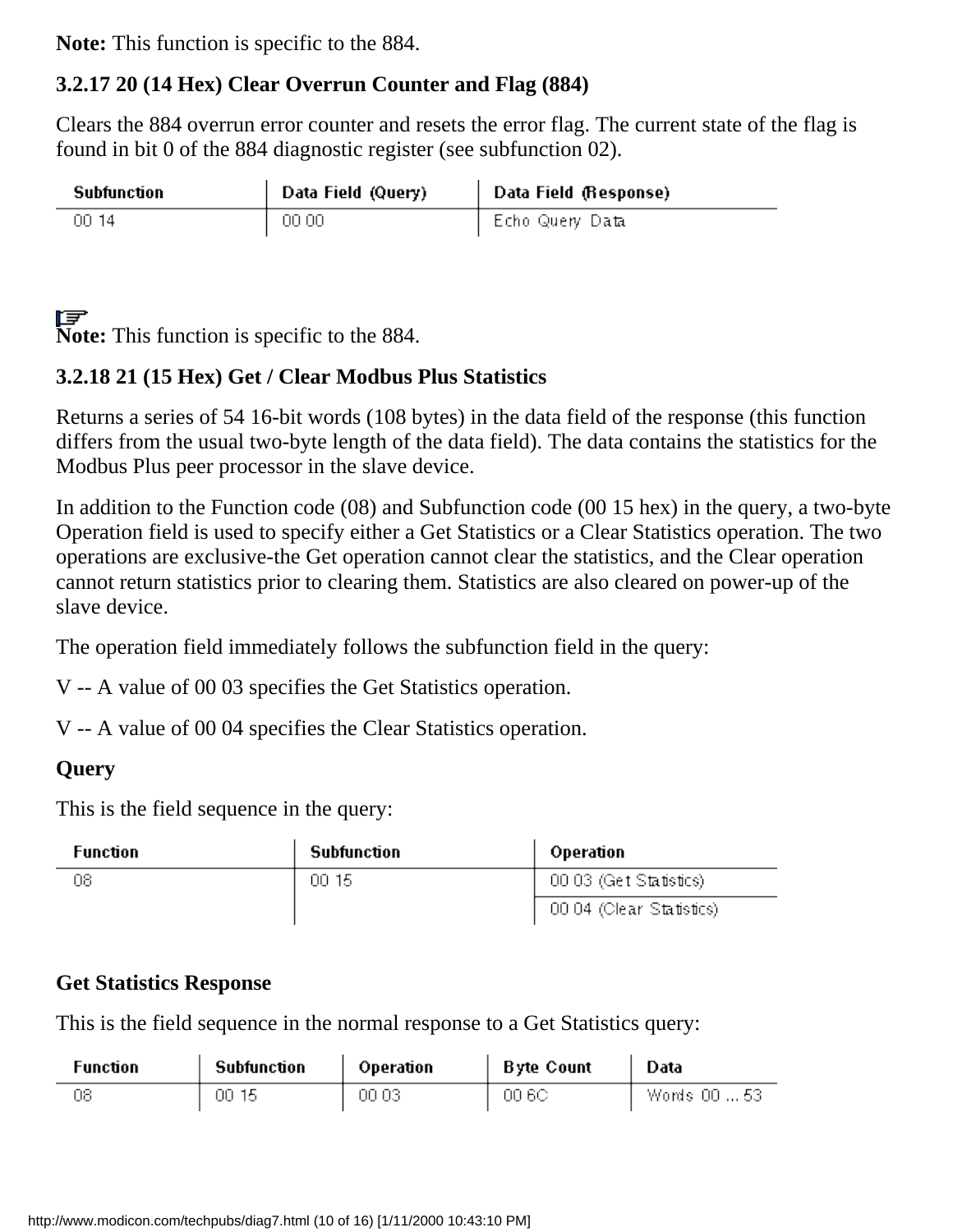**Note:** This function is specific to the 884.

### 3.2.17 20 (14 Hex) Clear Overrun Counter and Flag (884)

Clears the 884 overrun error counter and resets the error flag. The current state of the flag is found in bit 0 of the 884 diagnostic register (see subfunction 02).

| Subfunction | Data Field (Query) | Data Field (Response) |
|---|---|---|
| 00 14 | 00 00 | Echo Query Data |

**Note:** This function is specific to the 884.

### 3.2.18 21 (15 Hex) Get / Clear Modbus Plus Statistics

Returns a series of 54 16-bit words (108 bytes) in the data field of the response (this function differs from the usual two-byte length of the data field). The data contains the statistics for the Modbus Plus peer processor in the slave device.

In addition to the Function code (08) and Subfunction code (00 15 hex) in the query, a two-byte Operation field is used to specify either a Get Statistics or a Clear Statistics operation. The two operations are exclusive-the Get operation cannot clear the statistics, and the Clear operation cannot return statistics prior to clearing them. Statistics are also cleared on power-up of the slave device.

The operation field immediately follows the subfunction field in the query:

V -- A value of 00 03 specifies the Get Statistics operation.

V -- A value of 00 04 specifies the Clear Statistics operation.

**Query**

This is the field sequence in the query:

| Function | Subfunction | Operation |
|---|---|---|
| 08 | 00 15 | 00 03 (Get Statistics) |
| | | 00 04 (Clear Statistics) |

**Get Statistics Response**

This is the field sequence in the normal response to a Get Statistics query:

| Function | Subfunction | Operation | Byte Count | Data |
|---|---|---|---|---|
| 08 | 00 15 | 00 03 | 00 6C | Words 00 ... 53 |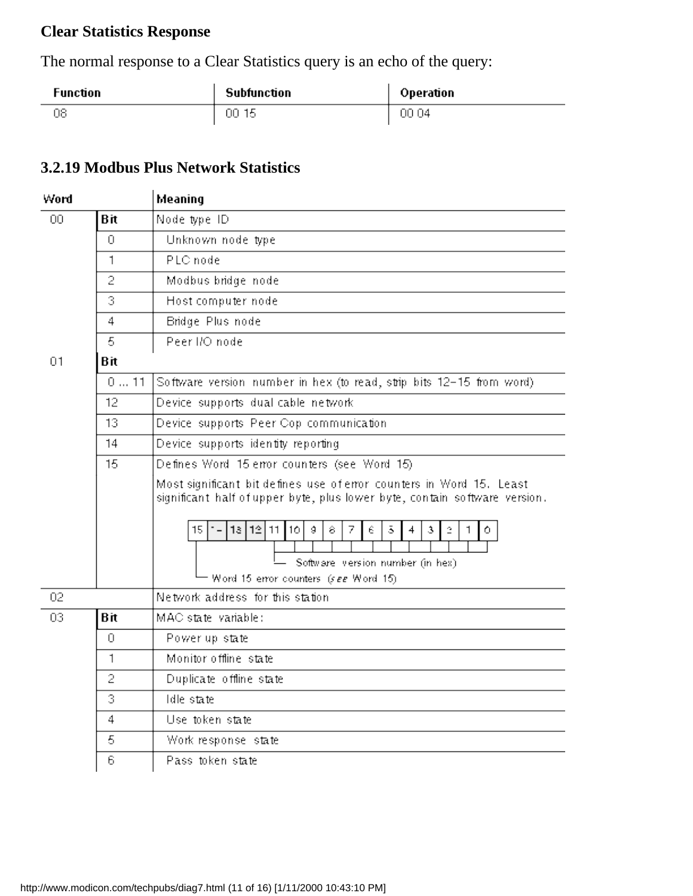**Clear Statistics Response**

The normal response to a Clear Statistics query is an echo of the query:

| Function | Subfunction | Operation |
|---|---|---|
| 08 | 00 15 | 00 04 |

### 3.2.19 Modbus Plus Network Statistics

| Word | | Meaning |
|---|---|---|
| 00 | **Bit** | Node type ID |
| | 0 | Unknown node type |
| | 1 | PLC node |
| | 2 | Modbus bridge node |
| | 3 | Host computer node |
| | 4 | Bridge Plus node |
| | 5 | Peer I/O node |
| 01 | **Bit** | |
| | 0 ... 11 | Software version number in hex (to read, strip bits 12–15 from word) |
| | 12 | Device supports dual cable network |
| | 13 | Device supports Peer Cop communication |
| | 14 | Device supports identity reporting |
| | 15 | Defines Word 15 error counters (see Word 15)<br>Most significant bit defines use of error counters in Word 15. Least significant half of upper byte, plus lower byte, contain software version.<br>Bits: 15, 14, 13, 12, 11, 10, 9, 8, 7, 6, 5, 4, 3, 2, 1, 0 — bits 11–0: Software version number (in hex); bit 15: Word 15 error counters (see Word 15) |
| 02 | | Network address for this station |
| 03 | **Bit** | MAC state variable: |
| | 0 | Power up state |
| | 1 | Monitor offline state |
| | 2 | Duplicate offline state |
| | 3 | Idle state |
| | 4 | Use token state |
| | 5 | Work response state |
| | 6 | Pass token state |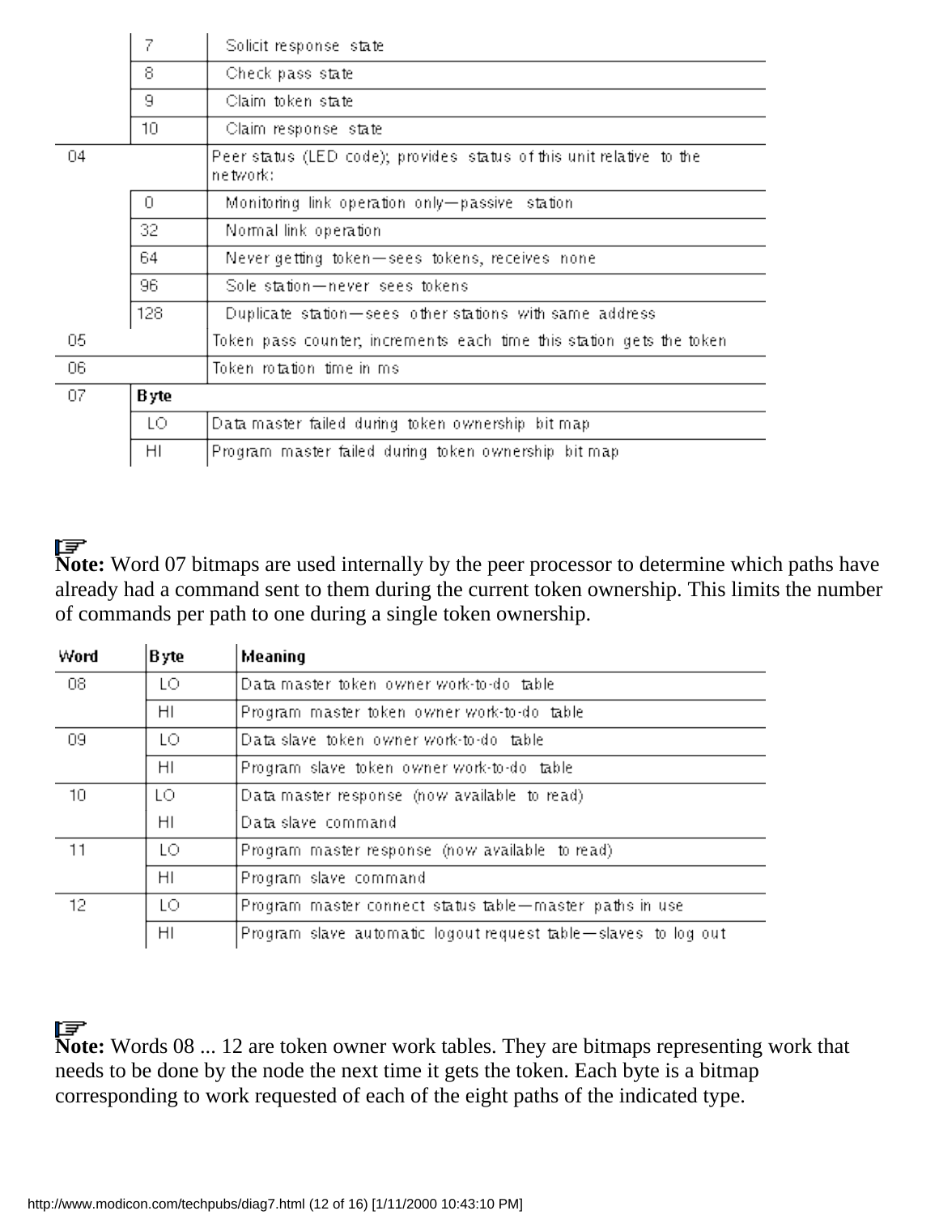| Word | Byte | Meaning |
|---|---|---|
| | 7 | Solicit response state |
| | 8 | Check pass state |
| | 9 | Claim token state |
| | 10 | Claim response state |
| 04 | | Peer status (LED code); provides status of this unit relative to the network: |
| | 0 | Monitoring link operation only—passive station |
| | 32 | Normal link operation |
| | 64 | Never getting token—sees tokens, receives none |
| | 96 | Sole station—never sees tokens |
| | 128 | Duplicate station—sees other stations with same address |
| 05 | | Token pass counter; increments each time this station gets the token |
| 06 | | Token rotation time in ms |
| 07 | **Byte** | |
| | LO | Data master failed during token ownership bit map |
| | HI | Program master failed during token ownership bit map |

**Note:** Word 07 bitmaps are used internally by the peer processor to determine which paths have already had a command sent to them during the current token ownership. This limits the number of commands per path to one during a single token ownership.

| Word | Byte | Meaning |
|---|---|---|
| 08 | LO | Data master token owner work-to-do table |
| | HI | Program master token owner work-to-do table |
| 09 | LO | Data slave token owner work-to-do table |
| | HI | Program slave token owner work-to-do table |
| 10 | LO | Data master response (now available to read) |
| | HI | Data slave command |
| 11 | LO | Program master response (now available to read) |
| | HI | Program slave command |
| 12 | LO | Program master connect status table—master paths in use |
| | HI | Program slave automatic logout request table—slaves to log out |

**Note:** Words 08 ... 12 are token owner work tables. They are bitmaps representing work that needs to be done by the node the next time it gets the token. Each byte is a bitmap corresponding to work requested of each of the eight paths of the indicated type.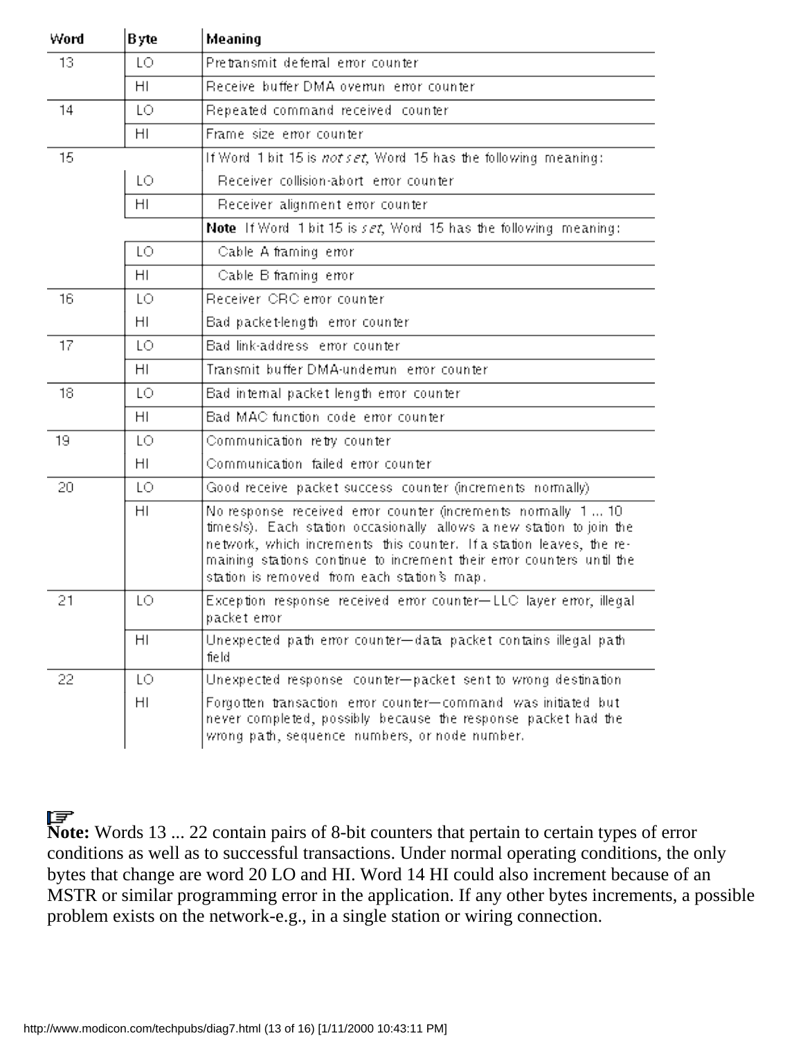| Word | Byte | Meaning |
|---|---|---|
| 13 | LO | Pretransmit deferral error counter |
| | HI | Receive buffer DMA overrun error counter |
| 14 | LO | Repeated command received counter |
| | HI | Frame size error counter |
| 15 | | If Word 1 bit 15 is *not set*, Word 15 has the following meaning: |
| | LO | Receiver collision-abort error counter |
| | HI | Receiver alignment error counter |
| | | **Note** If Word 1 bit 15 is *set*, Word 15 has the following meaning: |
| | LO | Cable A framing error |
| | HI | Cable B framing error |
| 16 | LO | Receiver CRC error counter |
| | HI | Bad packet-length error counter |
| 17 | LO | Bad link-address error counter |
| | HI | Transmit buffer DMA-underrun error counter |
| 18 | LO | Bad internal packet length error counter |
| | HI | Bad MAC function code error counter |
| 19 | LO | Communication retry counter |
| | HI | Communication failed error counter |
| 20 | LO | Good receive packet success counter (increments normally) |
| | HI | No response received error counter (increments normally 1 ... 10 times/s). Each station occasionally allows a new station to join the network, which increments this counter. If a station leaves, the remaining stations continue to increment their error counters until the station is removed from each station's map. |
| 21 | LO | Exception response received error counter—LLC layer error, illegal packet error |
| | HI | Unexpected path error counter—data packet contains illegal path field |
| 22 | LO | Unexpected response counter—packet sent to wrong destination |
| | HI | Forgotten transaction error counter—command was initiated but never completed, possibly because the response packet had the wrong path, sequence numbers, or node number. |

**Note:** Words 13 ... 22 contain pairs of 8-bit counters that pertain to certain types of error conditions as well as to successful transactions. Under normal operating conditions, the only bytes that change are word 20 LO and HI. Word 14 HI could also increment because of an MSTR or similar programming error in the application. If any other bytes increments, a possible problem exists on the network-e.g., in a single station or wiring connection.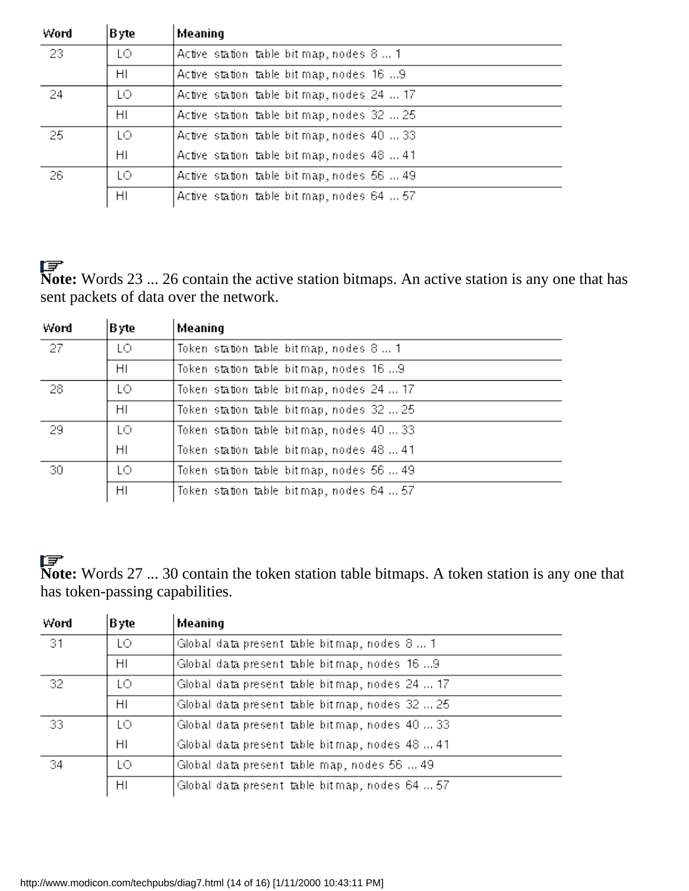| Word | Byte | Meaning |
|---|---|---|
| 23 | LO | Active station table bit map, nodes 8 ... 1 |
| | HI | Active station table bit map, nodes 16 ...9 |
| 24 | LO | Active station table bit map, nodes 24 ... 17 |
| | HI | Active station table bit map, nodes 32 ... 25 |
| 25 | LO | Active station table bit map, nodes 40 ... 33 |
| | HI | Active station table bit map, nodes 48 ... 41 |
| 26 | LO | Active station table bit map, nodes 56 ... 49 |
| | HI | Active station table bit map, nodes 64 ... 57 |

**Note:** Words 23 ... 26 contain the active station bitmaps. An active station is any one that has sent packets of data over the network.

| Word | Byte | Meaning |
|---|---|---|
| 27 | LO | Token station table bit map, nodes 8 ... 1 |
| | HI | Token station table bit map, nodes 16 ...9 |
| 28 | LO | Token station table bit map, nodes 24 ... 17 |
| | HI | Token station table bit map, nodes 32 ... 25 |
| 29 | LO | Token station table bit map, nodes 40 ... 33 |
| | HI | Token station table bit map, nodes 48 ... 41 |
| 30 | LO | Token station table bit map, nodes 56 ... 49 |
| | HI | Token station table bit map, nodes 64 ... 57 |

**Note:** Words 27 ... 30 contain the token station table bitmaps. A token station is any one that has token-passing capabilities.

| Word | Byte | Meaning |
|---|---|---|
| 31 | LO | Global data present table bit map, nodes 8 ... 1 |
| | HI | Global data present table bit map, nodes 16 ...9 |
| 32 | LO | Global data present table bit map, nodes 24 ... 17 |
| | HI | Global data present table bit map, nodes 32 ... 25 |
| 33 | LO | Global data present table bit map, nodes 40 ... 33 |
| | HI | Global data present table bit map, nodes 48 ... 41 |
| 34 | LO | Global data present table map, nodes 56 ... 49 |
| | HI | Global data present table bit map, nodes 64 ... 57 |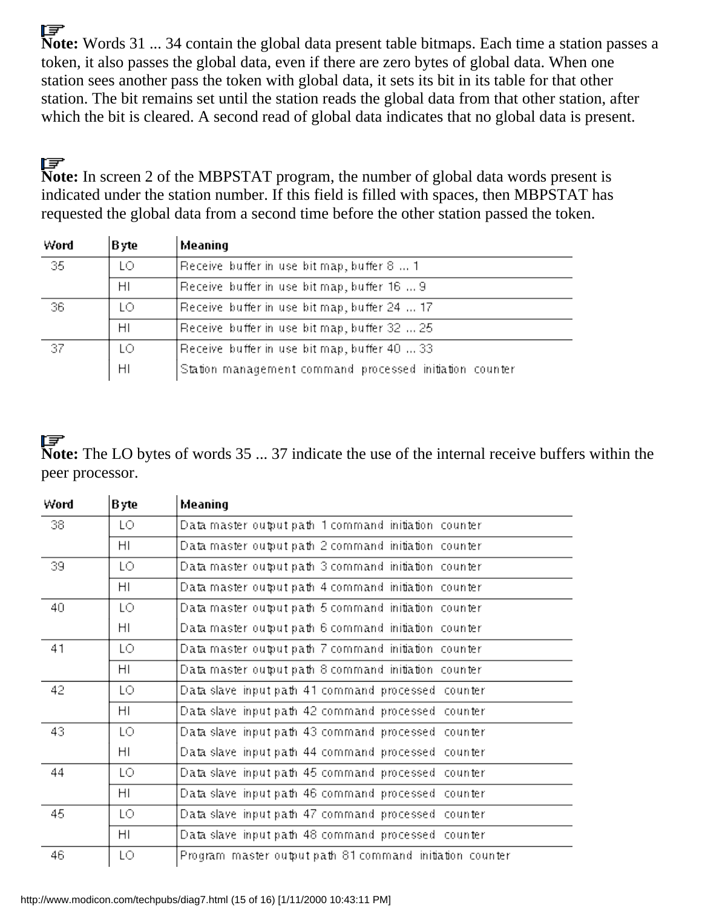**Note:** Words 31 ... 34 contain the global data present table bitmaps. Each time a station passes a token, it also passes the global data, even if there are zero bytes of global data. When one station sees another pass the token with global data, it sets its bit in its table for that other station. The bit remains set until the station reads the global data from that other station, after which the bit is cleared. A second read of global data indicates that no global data is present.

**Note:** In screen 2 of the MBPSTAT program, the number of global data words present is indicated under the station number. If this field is filled with spaces, then MBPSTAT has requested the global data from a second time before the other station passed the token.

| Word | Byte | Meaning |
|---|---|---|
| 35 | LO | Receive buffer in use bit map, buffer 8 ... 1 |
| | HI | Receive buffer in use bit map, buffer 16 ... 9 |
| 36 | LO | Receive buffer in use bit map, buffer 24 ... 17 |
| | HI | Receive buffer in use bit map, buffer 32 ... 25 |
| 37 | LO | Receive buffer in use bit map, buffer 40 ... 33 |
| | HI | Station management command processed initiation counter |

**Note:** The LO bytes of words 35 ... 37 indicate the use of the internal receive buffers within the peer processor.

| Word | Byte | Meaning |
|---|---|---|
| 38 | LO | Data master output path 1 command initiation counter |
| | HI | Data master output path 2 command initiation counter |
| 39 | LO | Data master output path 3 command initiation counter |
| | HI | Data master output path 4 command initiation counter |
| 40 | LO | Data master output path 5 command initiation counter |
| | HI | Data master output path 6 command initiation counter |
| 41 | LO | Data master output path 7 command initiation counter |
| | HI | Data master output path 8 command initiation counter |
| 42 | LO | Data slave input path 41 command processed counter |
| | HI | Data slave input path 42 command processed counter |
| 43 | LO | Data slave input path 43 command processed counter |
| | HI | Data slave input path 44 command processed counter |
| 44 | LO | Data slave input path 45 command processed counter |
| | HI | Data slave input path 46 command processed counter |
| 45 | LO | Data slave input path 47 command processed counter |
| | HI | Data slave input path 48 command processed counter |
| 46 | LO | Program master output path 81 command initiation counter |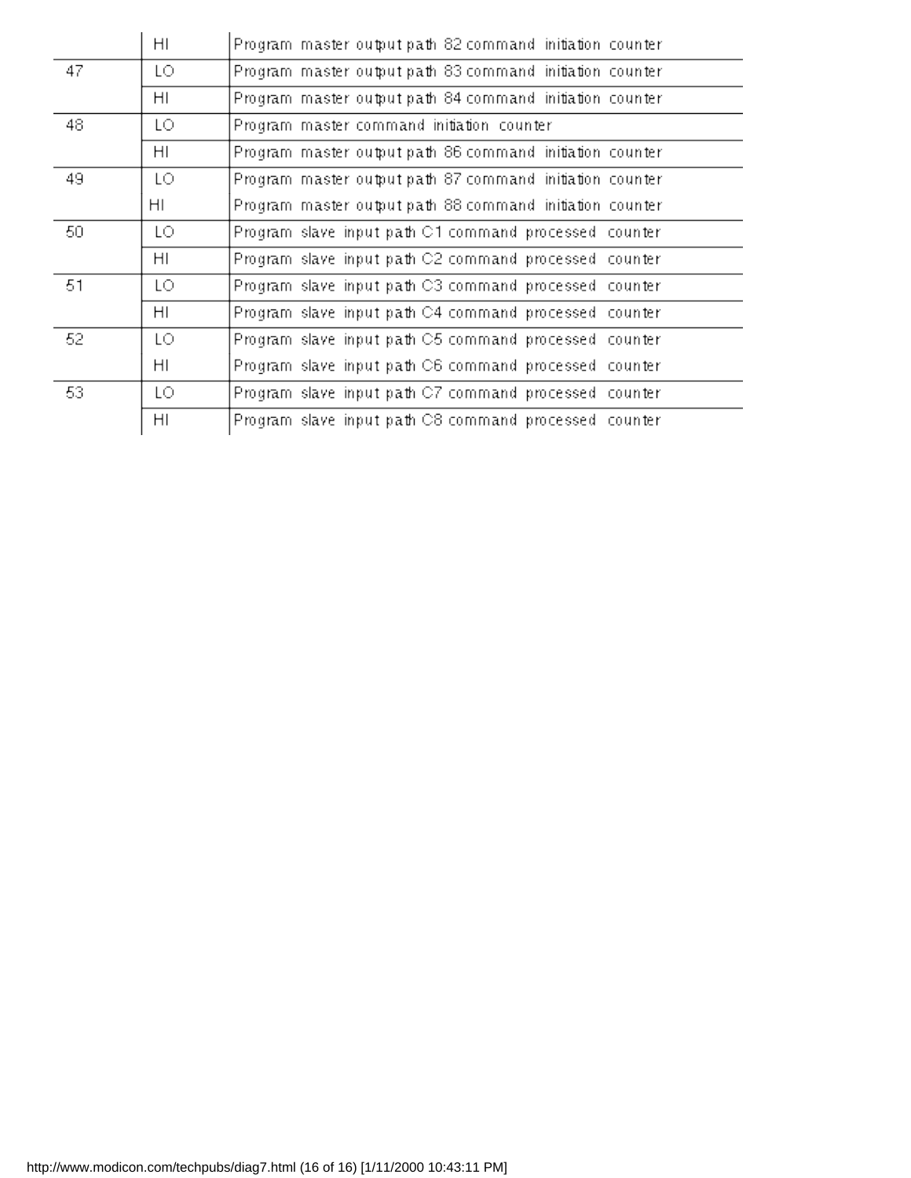| | | |
|---|---|---|
| | HI | Program master output path 82 command initiation counter |
| 47 | LO | Program master output path 83 command initiation counter |
| | HI | Program master output path 84 command initiation counter |
| 48 | LO | Program master command initiation counter |
| | HI | Program master output path 86 command initiation counter |
| 49 | LO | Program master output path 87 command initiation counter |
| | HI | Program master output path 88 command initiation counter |
| 50 | LO | Program slave input path C1 command processed counter |
| | HI | Program slave input path C2 command processed counter |
| 51 | LO | Program slave input path C3 command processed counter |
| | HI | Program slave input path C4 command processed counter |
| 52 | LO | Program slave input path C5 command processed counter |
| | HI | Program slave input path C6 command processed counter |
| 53 | LO | Program slave input path C7 command processed counter |
| | HI | Program slave input path C8 command processed counter |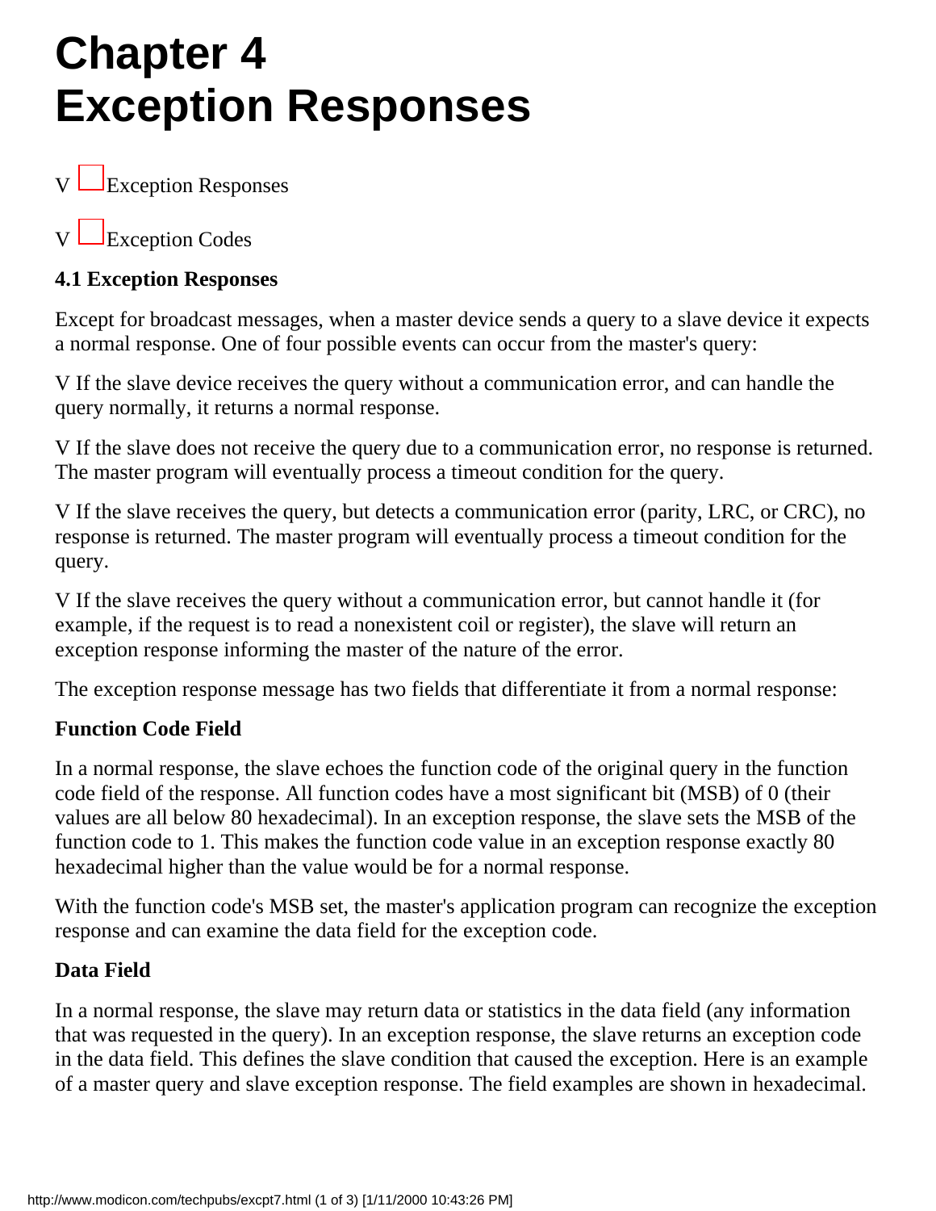# Chapter 4
# Exception Responses

- Exception Responses
- Exception Codes

### 4.1 Exception Responses

Except for broadcast messages, when a master device sends a query to a slave device it expects a normal response. One of four possible events can occur from the master's query:

- If the slave device receives the query without a communication error, and can handle the query normally, it returns a normal response.
- If the slave does not receive the query due to a communication error, no response is returned. The master program will eventually process a timeout condition for the query.
- If the slave receives the query, but detects a communication error (parity, LRC, or CRC), no response is returned. The master program will eventually process a timeout condition for the query.
- If the slave receives the query without a communication error, but cannot handle it (for example, if the request is to read a nonexistent coil or register), the slave will return an exception response informing the master of the nature of the error.

The exception response message has two fields that differentiate it from a normal response:

**Function Code Field**

In a normal response, the slave echoes the function code of the original query in the function code field of the response. All function codes have a most significant bit (MSB) of 0 (their values are all below 80 hexadecimal). In an exception response, the slave sets the MSB of the function code to 1. This makes the function code value in an exception response exactly 80 hexadecimal higher than the value would be for a normal response.

With the function code's MSB set, the master's application program can recognize the exception response and can examine the data field for the exception code.

**Data Field**

In a normal response, the slave may return data or statistics in the data field (any information that was requested in the query). In an exception response, the slave returns an exception code in the data field. This defines the slave condition that caused the exception. Here is an example of a master query and slave exception response. The field examples are shown in hexadecimal.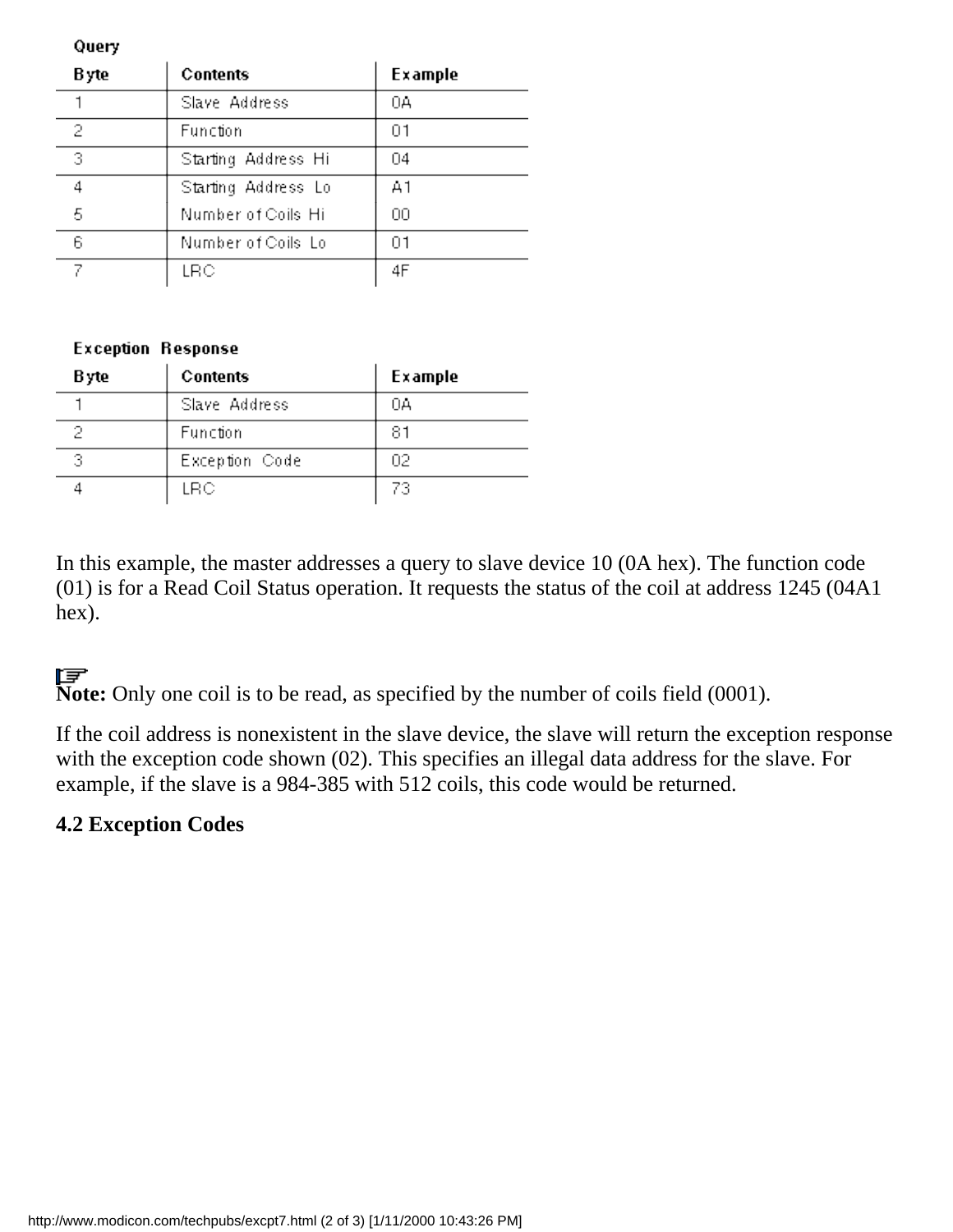**Query**

| Byte | Contents | Example |
| --- | --- | --- |
| 1 | Slave Address | 0A |
| 2 | Function | 01 |
| 3 | Starting Address Hi | 04 |
| 4 | Starting Address Lo | A1 |
| 5 | Number of Coils Hi | 00 |
| 6 | Number of Coils Lo | 01 |
| 7 | LRC | 4F |

**Exception Response**

| Byte | Contents | Example |
| --- | --- | --- |
| 1 | Slave Address | 0A |
| 2 | Function | 81 |
| 3 | Exception Code | 02 |
| 4 | LRC | 73 |

In this example, the master addresses a query to slave device 10 (0A hex). The function code (01) is for a Read Coil Status operation. It requests the status of the coil at address 1245 (04A1 hex).

**Note:** Only one coil is to be read, as specified by the number of coils field (0001).

If the coil address is nonexistent in the slave device, the slave will return the exception response with the exception code shown (02). This specifies an illegal data address for the slave. For example, if the slave is a 984-385 with 512 coils, this code would be returned.

**4.2 Exception Codes**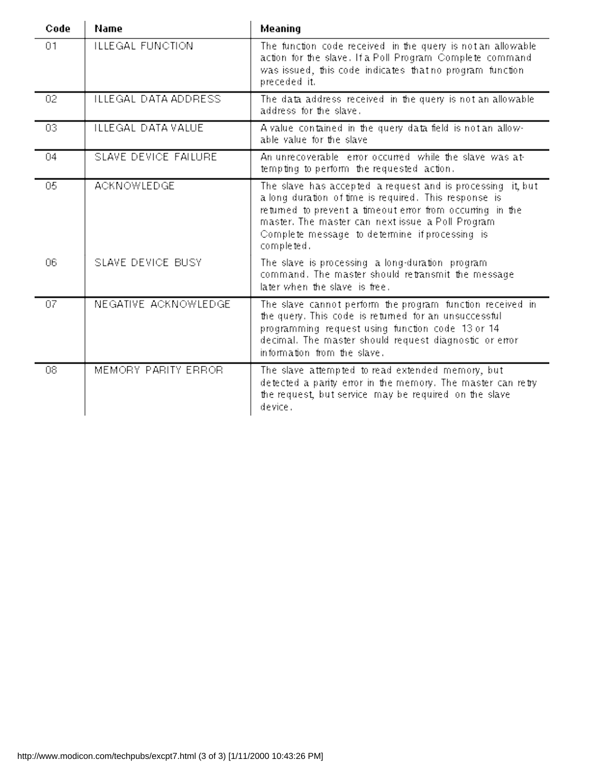| Code | Name | Meaning |
|---|---|---|
| 01 | ILLEGAL FUNCTION | The function code received in the query is not an allowable action for the slave. If a Poll Program Complete command was issued, this code indicates that no program function preceded it. |
| 02 | ILLEGAL DATA ADDRESS | The data address received in the query is not an allowable address for the slave. |
| 03 | ILLEGAL DATA VALUE | A value contained in the query data field is not an allowable value for the slave |
| 04 | SLAVE DEVICE FAILURE | An unrecoverable error occurred while the slave was attempting to perform the requested action. |
| 05 | ACKNOWLEDGE | The slave has accepted a request and is processing it, but a long duration of time is required. This response is returned to prevent a timeout error from occurring in the master. The master can next issue a Poll Program Complete message to determine if processing is completed. |
| 06 | SLAVE DEVICE BUSY | The slave is processing a long-duration program command. The master should retransmit the message later when the slave is free. |
| 07 | NEGATIVE ACKNOWLEDGE | The slave cannot perform the program function received in the query. This code is returned for an unsuccessful programming request using function code 13 or 14 decimal. The master should request diagnostic or error information from the slave. |
| 08 | MEMORY PARITY ERROR | The slave attempted to read extended memory, but detected a parity error in the memory. The master can retry the request, but service may be required on the slave device. |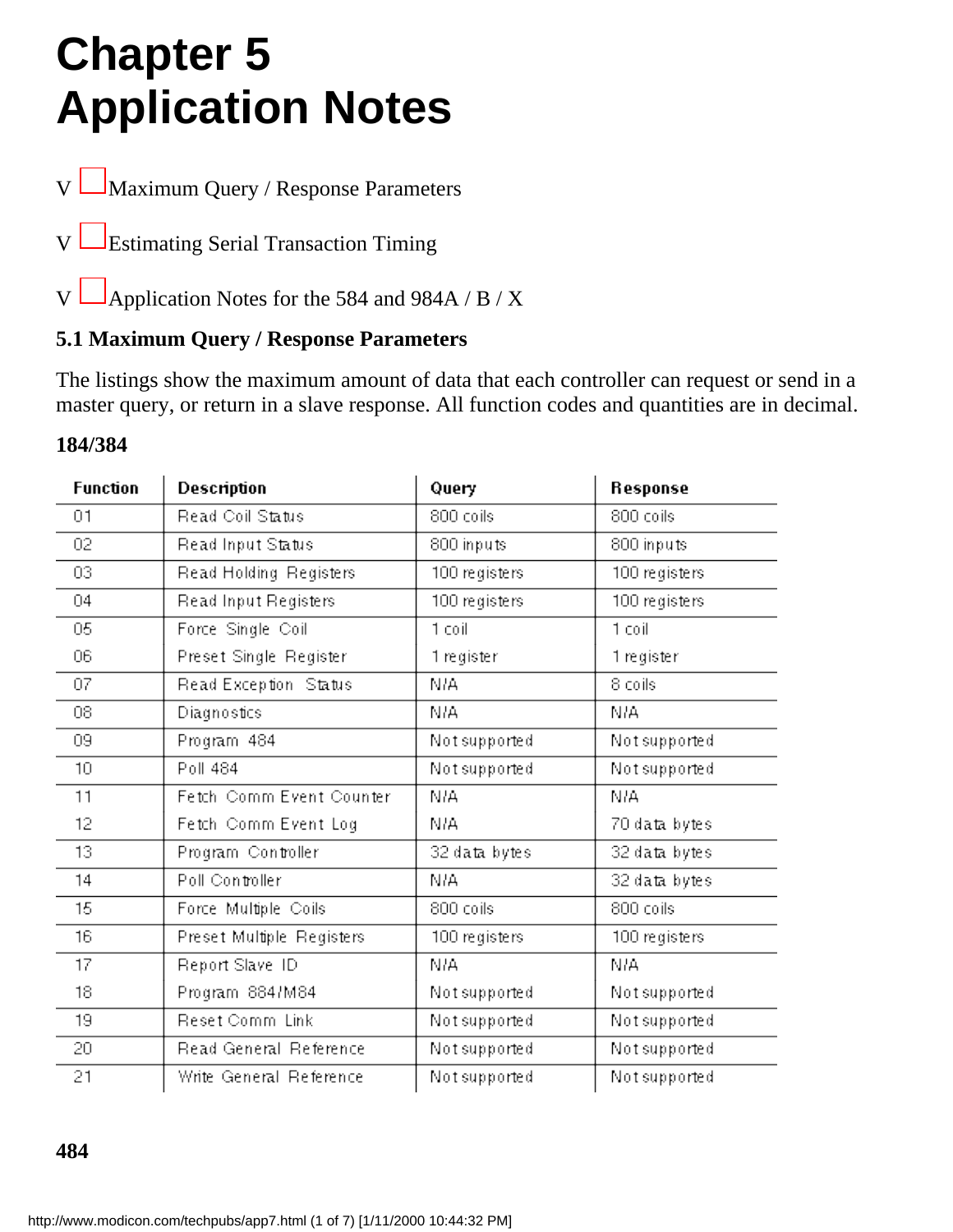# Chapter 5
# Application Notes

- Maximum Query / Response Parameters
- Estimating Serial Transaction Timing
- Application Notes for the 584 and 984A / B / X

### 5.1 Maximum Query / Response Parameters

The listings show the maximum amount of data that each controller can request or send in a master query, or return in a slave response. All function codes and quantities are in decimal.

**184/384**

| Function | Description | Query | Response |
|---|---|---|---|
| 01 | Read Coil Status | 800 coils | 800 coils |
| 02 | Read Input Status | 800 inputs | 800 inputs |
| 03 | Read Holding Registers | 100 registers | 100 registers |
| 04 | Read Input Registers | 100 registers | 100 registers |
| 05 | Force Single Coil | 1 coil | 1 coil |
| 06 | Preset Single Register | 1 register | 1 register |
| 07 | Read Exception Status | N/A | 8 coils |
| 08 | Diagnostics | N/A | N/A |
| 09 | Program 484 | Not supported | Not supported |
| 10 | Poll 484 | Not supported | Not supported |
| 11 | Fetch Comm Event Counter | N/A | N/A |
| 12 | Fetch Comm Event Log | N/A | 70 data bytes |
| 13 | Program Controller | 32 data bytes | 32 data bytes |
| 14 | Poll Controller | N/A | 32 data bytes |
| 15 | Force Multiple Coils | 800 coils | 800 coils |
| 16 | Preset Multiple Registers | 100 registers | 100 registers |
| 17 | Report Slave ID | N/A | N/A |
| 18 | Program 884/M84 | Not supported | Not supported |
| 19 | Reset Comm Link | Not supported | Not supported |
| 20 | Read General Reference | Not supported | Not supported |
| 21 | Write General Reference | Not supported | Not supported |

**484**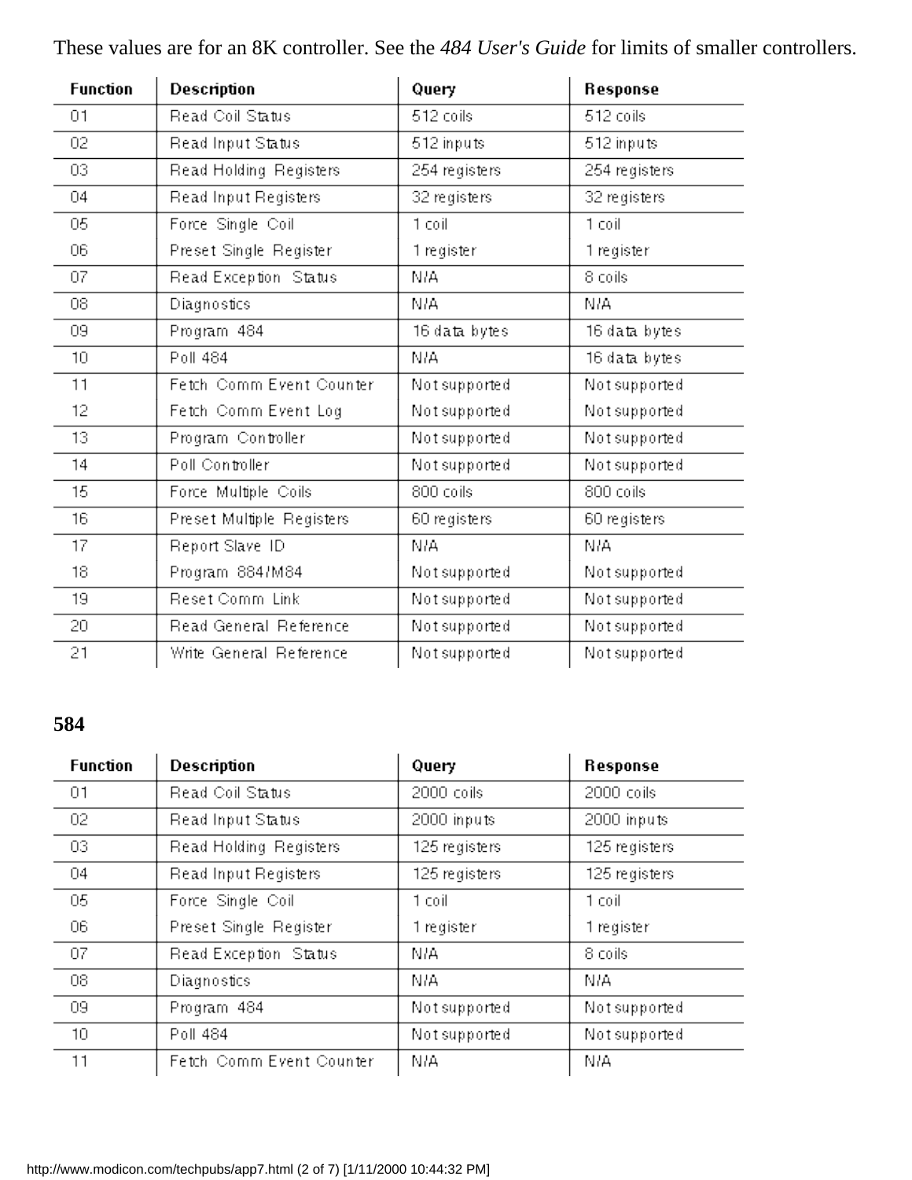These values are for an 8K controller. See the *484 User's Guide* for limits of smaller controllers.

| Function | Description | Query | Response |
|---|---|---|---|
| 01 | Read Coil Status | 512 coils | 512 coils |
| 02 | Read Input Status | 512 inputs | 512 inputs |
| 03 | Read Holding Registers | 254 registers | 254 registers |
| 04 | Read Input Registers | 32 registers | 32 registers |
| 05 | Force Single Coil | 1 coil | 1 coil |
| 06 | Preset Single Register | 1 register | 1 register |
| 07 | Read Exception Status | N/A | 8 coils |
| 08 | Diagnostics | N/A | N/A |
| 09 | Program 484 | 16 data bytes | 16 data bytes |
| 10 | Poll 484 | N/A | 16 data bytes |
| 11 | Fetch Comm Event Counter | Not supported | Not supported |
| 12 | Fetch Comm Event Log | Not supported | Not supported |
| 13 | Program Controller | Not supported | Not supported |
| 14 | Poll Controller | Not supported | Not supported |
| 15 | Force Multiple Coils | 800 coils | 800 coils |
| 16 | Preset Multiple Registers | 60 registers | 60 registers |
| 17 | Report Slave ID | N/A | N/A |
| 18 | Program 884/M84 | Not supported | Not supported |
| 19 | Reset Comm Link | Not supported | Not supported |
| 20 | Read General Reference | Not supported | Not supported |
| 21 | Write General Reference | Not supported | Not supported |

**584**

| Function | Description | Query | Response |
|---|---|---|---|
| 01 | Read Coil Status | 2000 coils | 2000 coils |
| 02 | Read Input Status | 2000 inputs | 2000 inputs |
| 03 | Read Holding Registers | 125 registers | 125 registers |
| 04 | Read Input Registers | 125 registers | 125 registers |
| 05 | Force Single Coil | 1 coil | 1 coil |
| 06 | Preset Single Register | 1 register | 1 register |
| 07 | Read Exception Status | N/A | 8 coils |
| 08 | Diagnostics | N/A | N/A |
| 09 | Program 484 | Not supported | Not supported |
| 10 | Poll 484 | Not supported | Not supported |
| 11 | Fetch Comm Event Counter | N/A | N/A |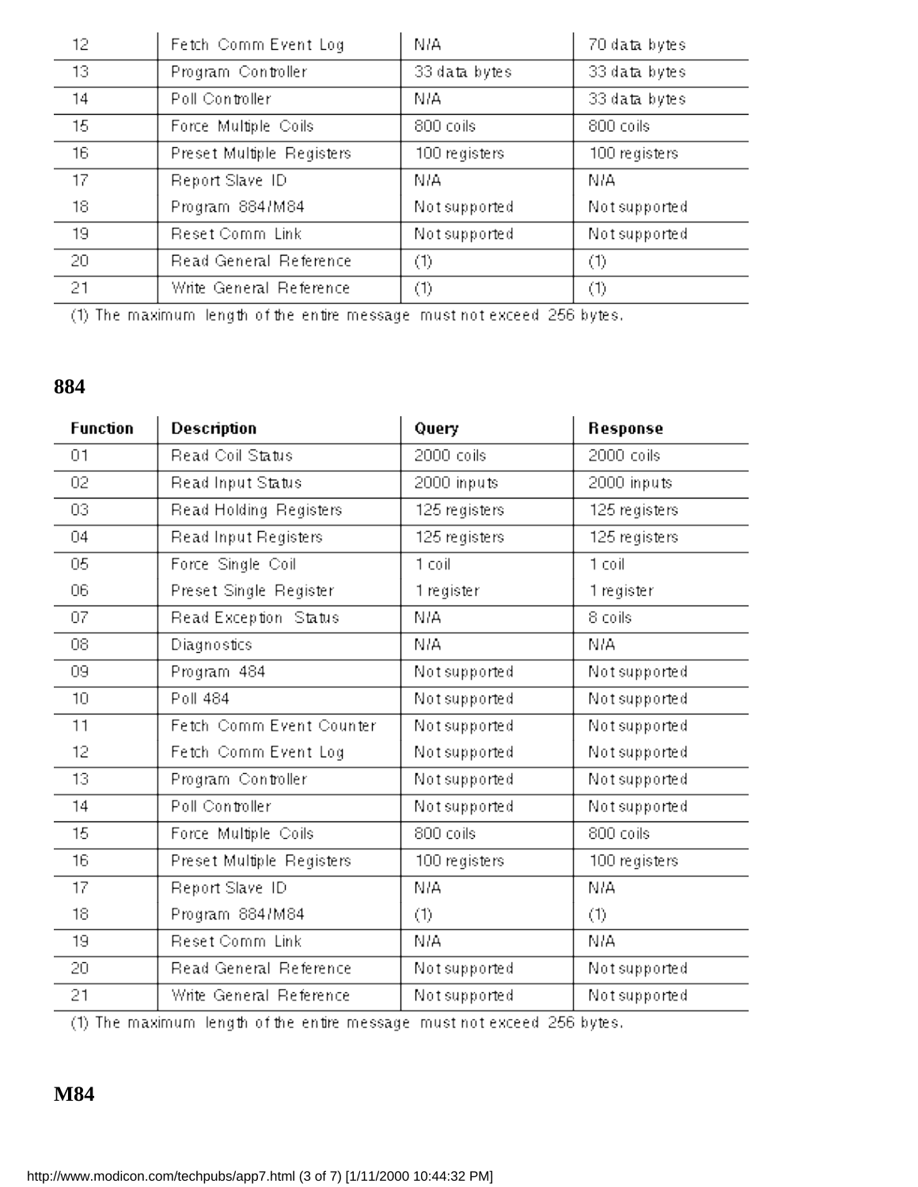| | | | |
|---|---|---|---|
| 12 | Fetch Comm Event Log | N/A | 70 data bytes |
| 13 | Program Controller | 33 data bytes | 33 data bytes |
| 14 | Poll Controller | N/A | 33 data bytes |
| 15 | Force Multiple Coils | 800 coils | 800 coils |
| 16 | Preset Multiple Registers | 100 registers | 100 registers |
| 17 | Report Slave ID | N/A | N/A |
| 18 | Program 884/M84 | Not supported | Not supported |
| 19 | Reset Comm Link | Not supported | Not supported |
| 20 | Read General Reference | (1) | (1) |
| 21 | Write General Reference | (1) | (1) |

(1) The maximum length of the entire message must not exceed 256 bytes.

## 884

| Function | Description | Query | Response |
|---|---|---|---|
| 01 | Read Coil Status | 2000 coils | 2000 coils |
| 02 | Read Input Status | 2000 inputs | 2000 inputs |
| 03 | Read Holding Registers | 125 registers | 125 registers |
| 04 | Read Input Registers | 125 registers | 125 registers |
| 05 | Force Single Coil | 1 coil | 1 coil |
| 06 | Preset Single Register | 1 register | 1 register |
| 07 | Read Exception Status | N/A | 8 coils |
| 08 | Diagnostics | N/A | N/A |
| 09 | Program 484 | Not supported | Not supported |
| 10 | Poll 484 | Not supported | Not supported |
| 11 | Fetch Comm Event Counter | Not supported | Not supported |
| 12 | Fetch Comm Event Log | Not supported | Not supported |
| 13 | Program Controller | Not supported | Not supported |
| 14 | Poll Controller | Not supported | Not supported |
| 15 | Force Multiple Coils | 800 coils | 800 coils |
| 16 | Preset Multiple Registers | 100 registers | 100 registers |
| 17 | Report Slave ID | N/A | N/A |
| 18 | Program 884/M84 | (1) | (1) |
| 19 | Reset Comm Link | N/A | N/A |
| 20 | Read General Reference | Not supported | Not supported |
| 21 | Write General Reference | Not supported | Not supported |

(1) The maximum length of the entire message must not exceed 256 bytes.

## M84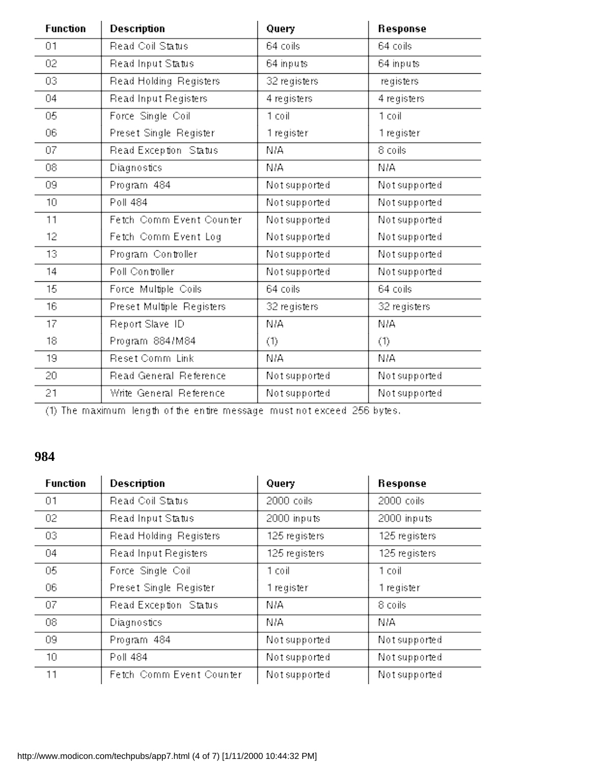| Function | Description | Query | Response |
| --- | --- | --- | --- |
| 01 | Read Coil Status | 64 coils | 64 coils |
| 02 | Read Input Status | 64 inputs | 64 inputs |
| 03 | Read Holding Registers | 32 registers | registers |
| 04 | Read Input Registers | 4 registers | 4 registers |
| 05 | Force Single Coil | 1 coil | 1 coil |
| 06 | Preset Single Register | 1 register | 1 register |
| 07 | Read Exception Status | N/A | 8 coils |
| 08 | Diagnostics | N/A | N/A |
| 09 | Program 484 | Not supported | Not supported |
| 10 | Poll 484 | Not supported | Not supported |
| 11 | Fetch Comm Event Counter | Not supported | Not supported |
| 12 | Fetch Comm Event Log | Not supported | Not supported |
| 13 | Program Controller | Not supported | Not supported |
| 14 | Poll Controller | Not supported | Not supported |
| 15 | Force Multiple Coils | 64 coils | 64 coils |
| 16 | Preset Multiple Registers | 32 registers | 32 registers |
| 17 | Report Slave ID | N/A | N/A |
| 18 | Program 884/M84 | (1) | (1) |
| 19 | Reset Comm Link | N/A | N/A |
| 20 | Read General Reference | Not supported | Not supported |
| 21 | Write General Reference | Not supported | Not supported |

(1) The maximum length of the entire message must not exceed 256 bytes.

## 984

| Function | Description | Query | Response |
| --- | --- | --- | --- |
| 01 | Read Coil Status | 2000 coils | 2000 coils |
| 02 | Read Input Status | 2000 inputs | 2000 inputs |
| 03 | Read Holding Registers | 125 registers | 125 registers |
| 04 | Read Input Registers | 125 registers | 125 registers |
| 05 | Force Single Coil | 1 coil | 1 coil |
| 06 | Preset Single Register | 1 register | 1 register |
| 07 | Read Exception Status | N/A | 8 coils |
| 08 | Diagnostics | N/A | N/A |
| 09 | Program 484 | Not supported | Not supported |
| 10 | Poll 484 | Not supported | Not supported |
| 11 | Fetch Comm Event Counter | Not supported | Not supported |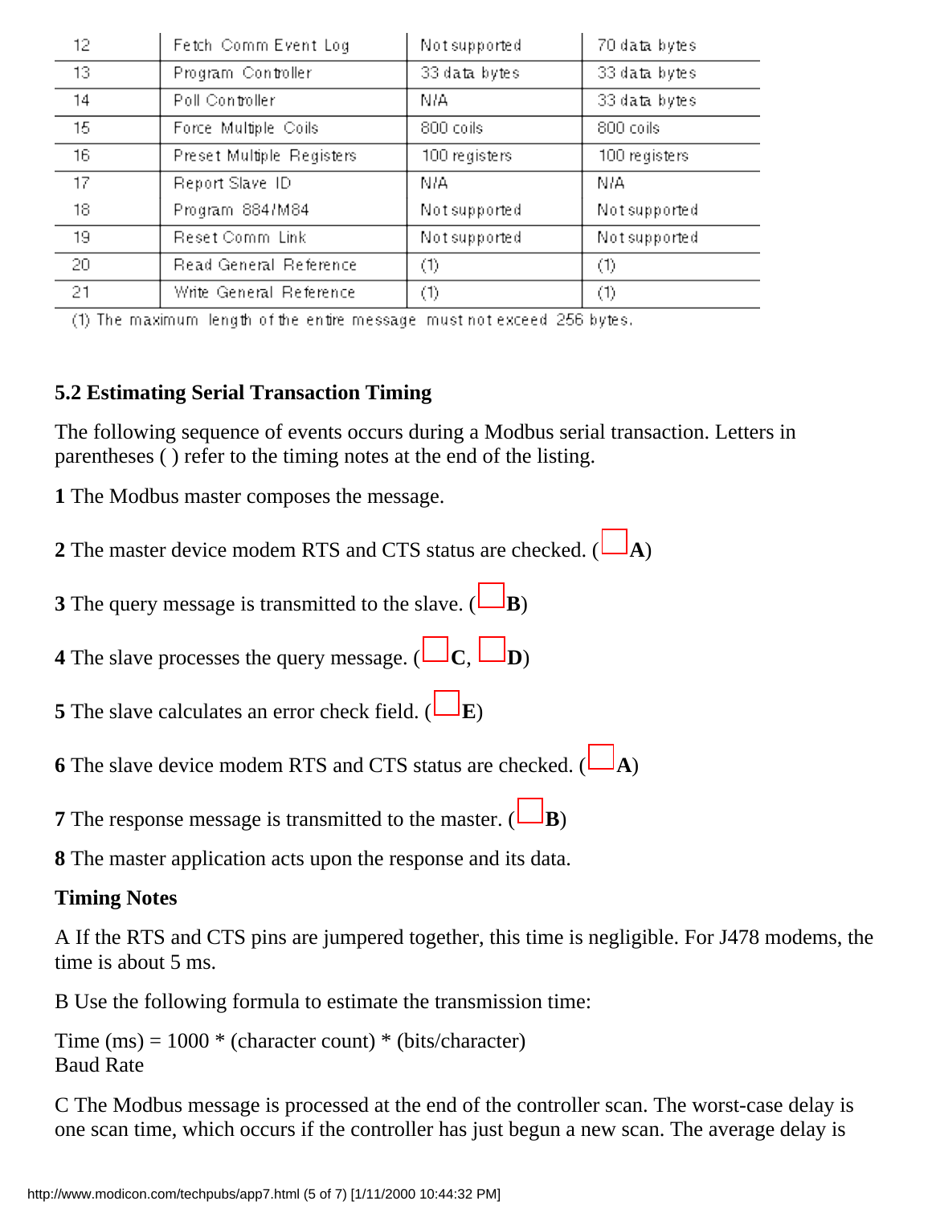| 12 | Fetch Comm Event Log | Not supported | 70 data bytes |
|---|---|---|---|
| 13 | Program Controller | 33 data bytes | 33 data bytes |
| 14 | Poll Controller | N/A | 33 data bytes |
| 15 | Force Multiple Coils | 800 coils | 800 coils |
| 16 | Preset Multiple Registers | 100 registers | 100 registers |
| 17 | Report Slave ID | N/A | N/A |
| 18 | Program 884/M84 | Not supported | Not supported |
| 19 | Reset Comm Link | Not supported | Not supported |
| 20 | Read General Reference | (1) | (1) |
| 21 | Write General Reference | (1) | (1) |

(1) The maximum length of the entire message must not exceed 256 bytes.

### 5.2 Estimating Serial Transaction Timing

The following sequence of events occurs during a Modbus serial transaction. Letters in parentheses ( ) refer to the timing notes at the end of the listing.

**1** The Modbus master composes the message.

**2** The master device modem RTS and CTS status are checked. (**A**)

**3** The query message is transmitted to the slave. (**B**)

**4** The slave processes the query message. (**C**, **D**)

**5** The slave calculates an error check field. (**E**)

**6** The slave device modem RTS and CTS status are checked. (**A**)

**7** The response message is transmitted to the master. (**B**)

**8** The master application acts upon the response and its data.

**Timing Notes**

A If the RTS and CTS pins are jumpered together, this time is negligible. For J478 modems, the time is about 5 ms.

B Use the following formula to estimate the transmission time:

$$\text{Time (ms)} = \frac{1000 * (\text{character count}) * (\text{bits/character})}{\text{Baud Rate}}$$

C The Modbus message is processed at the end of the controller scan. The worst-case delay is one scan time, which occurs if the controller has just begun a new scan. The average delay is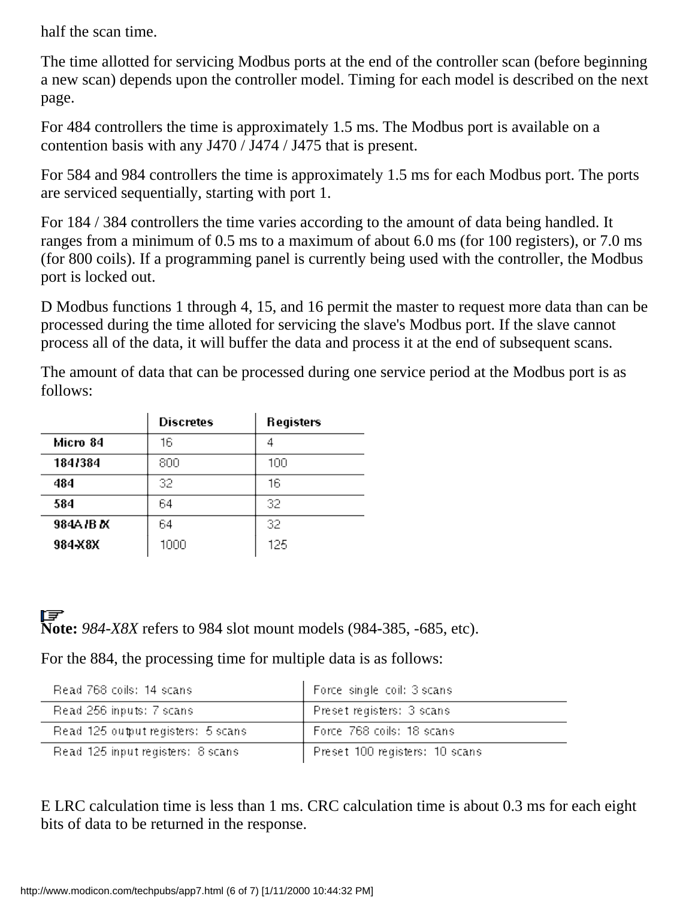half the scan time.

The time allotted for servicing Modbus ports at the end of the controller scan (before beginning a new scan) depends upon the controller model. Timing for each model is described on the next page.

For 484 controllers the time is approximately 1.5 ms. The Modbus port is available on a contention basis with any J470 / J474 / J475 that is present.

For 584 and 984 controllers the time is approximately 1.5 ms for each Modbus port. The ports are serviced sequentially, starting with port 1.

For 184 / 384 controllers the time varies according to the amount of data being handled. It ranges from a minimum of 0.5 ms to a maximum of about 6.0 ms (for 100 registers), or 7.0 ms (for 800 coils). If a programming panel is currently being used with the controller, the Modbus port is locked out.

D Modbus functions 1 through 4, 15, and 16 permit the master to request more data than can be processed during the time alloted for servicing the slave's Modbus port. If the slave cannot process all of the data, it will buffer the data and process it at the end of subsequent scans.

The amount of data that can be processed during one service period at the Modbus port is as follows:

| | Discretes | Registers |
|---|---|---|
| Micro 84 | 16 | 4 |
| 184/384 | 800 | 100 |
| 484 | 32 | 16 |
| 584 | 64 | 32 |
| 984A/B/X | 64 | 32 |
| 984-X8X | 1000 | 125 |

**Note:** *984-X8X* refers to 984 slot mount models (984-385, -685, etc).

For the 884, the processing time for multiple data is as follows:

| | |
|---|---|
| Read 768 coils: 14 scans | Force single coil: 3 scans |
| Read 256 inputs: 7 scans | Preset registers: 3 scans |
| Read 125 output registers: 5 scans | Force 768 coils: 18 scans |
| Read 125 input registers: 8 scans | Preset 100 registers: 10 scans |

E LRC calculation time is less than 1 ms. CRC calculation time is about 0.3 ms for each eight bits of data to be returned in the response.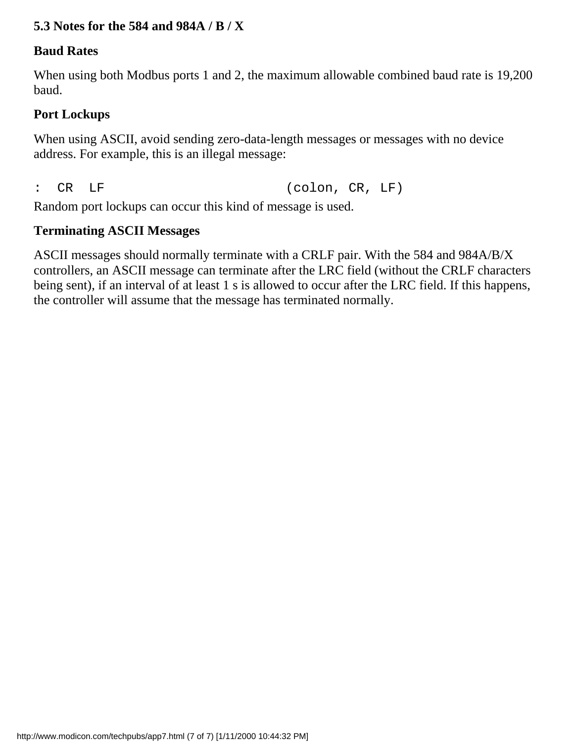### 5.3 Notes for the 584 and 984A / B / X

**Baud Rates**

When using both Modbus ports 1 and 2, the maximum allowable combined baud rate is 19,200 baud.

**Port Lockups**

When using ASCII, avoid sending zero-data-length messages or messages with no device address. For example, this is an illegal message:

```
:  CR  LF                        (colon, CR, LF)
```

Random port lockups can occur this kind of message is used.

**Terminating ASCII Messages**

ASCII messages should normally terminate with a CRLF pair. With the 584 and 984A/B/X controllers, an ASCII message can terminate after the LRC field (without the CRLF characters being sent), if an interval of at least 1 s is allowed to occur after the LRC field. If this happens, the controller will assume that the message has terminated normally.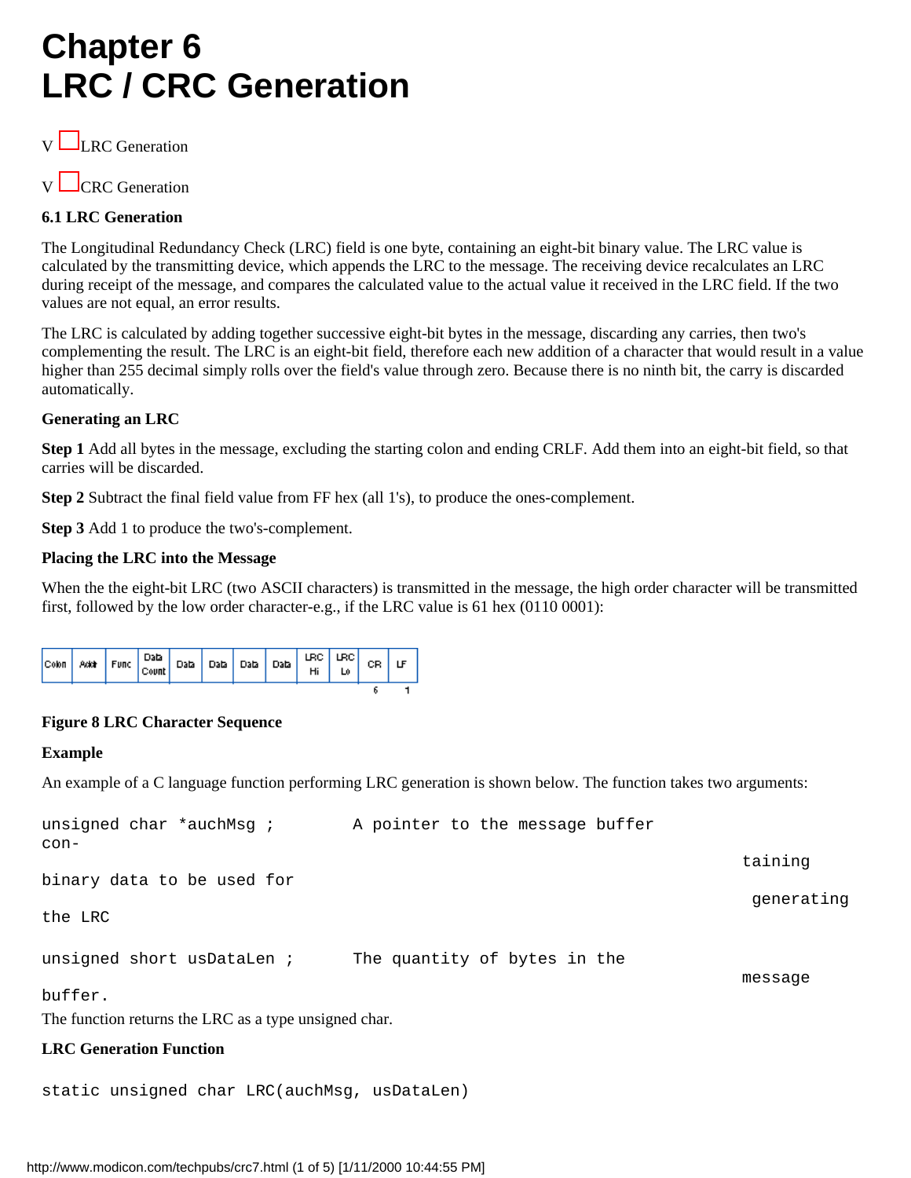# Chapter 6
# LRC / CRC Generation

- LRC Generation
- CRC Generation

### 6.1 LRC Generation

The Longitudinal Redundancy Check (LRC) field is one byte, containing an eight-bit binary value. The LRC value is calculated by the transmitting device, which appends the LRC to the message. The receiving device recalculates an LRC during receipt of the message, and compares the calculated value to the actual value it received in the LRC field. If the two values are not equal, an error results.

The LRC is calculated by adding together successive eight-bit bytes in the message, discarding any carries, then two's complementing the result. The LRC is an eight-bit field, therefore each new addition of a character that would result in a value higher than 255 decimal simply rolls over the field's value through zero. Because there is no ninth bit, the carry is discarded automatically.

**Generating an LRC**

**Step 1** Add all bytes in the message, excluding the starting colon and ending CRLF. Add them into an eight-bit field, so that carries will be discarded.

**Step 2** Subtract the final field value from FF hex (all 1's), to produce the ones-complement.

**Step 3** Add 1 to produce the two's-complement.

**Placing the LRC into the Message**

When the the eight-bit LRC (two ASCII characters) is transmitted in the message, the high order character will be transmitted first, followed by the low order character-e.g., if the LRC value is 61 hex (0110 0001):

| Colon | Addr | Func | Data Count | Data | Data | Data | Data | LRC Hi | LRC Lo | CR | LF |
|---|---|---|---|---|---|---|---|---|---|---|---|
| | | | | | | | | | | 6 | 1 |

**Figure 8 LRC Character Sequence**

**Example**

An example of a C language function performing LRC generation is shown below. The function takes two arguments:

```
unsigned char *auchMsg ;        A pointer to the message buffer
con-
                                                                taining
binary data to be used for
                                                                 generating
the LRC

unsigned short usDataLen ;      The quantity of bytes in the
                                                                message
buffer.
```

The function returns the LRC as a type unsigned char.

**LRC Generation Function**

```
static unsigned char LRC(auchMsg, usDataLen)
```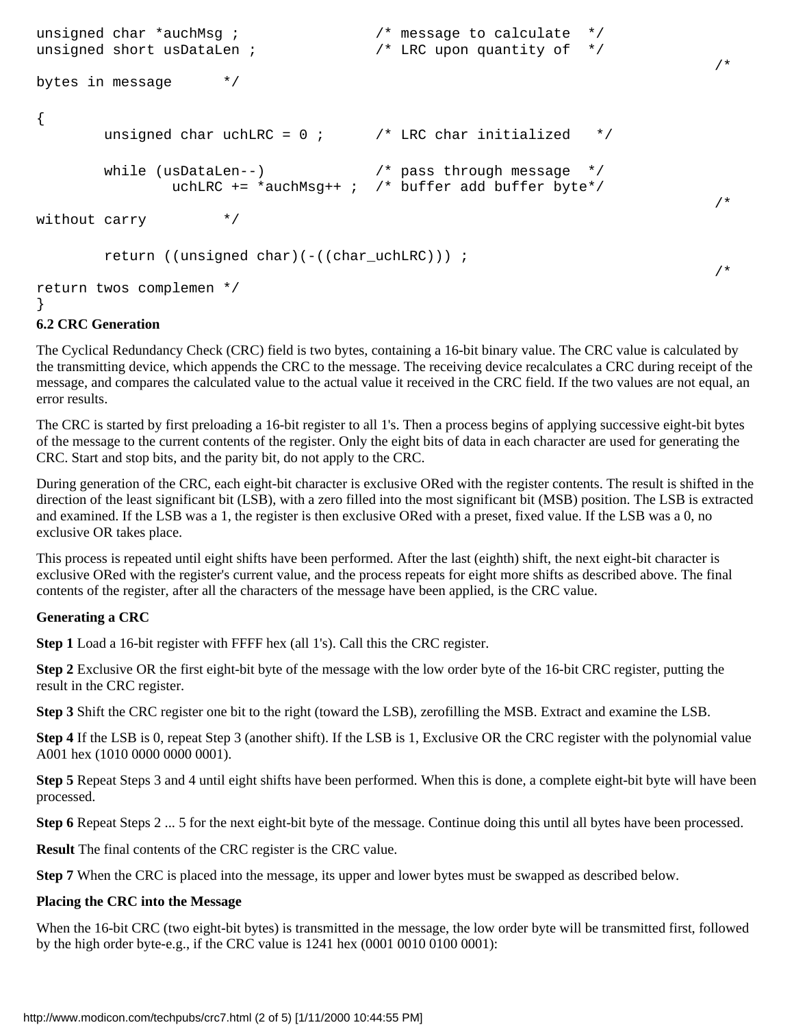```
unsigned char *auchMsg ;                /* message to calculate  */
unsigned short usDataLen ;              /* LRC upon quantity of  */
                                                                           /*
bytes in message      */

{
        unsigned char uchLRC = 0 ;      /* LRC char initialized   */

        while (usDataLen--)             /* pass through message  */
                uchLRC += *auchMsg++ ;  /* buffer add buffer byte*/
                                                                           /*
without carry         */

        return ((unsigned char)(-((char_uchLRC))) ;
                                                                           /*
return twos complemen */
}
```

### 6.2 CRC Generation

The Cyclical Redundancy Check (CRC) field is two bytes, containing a 16-bit binary value. The CRC value is calculated by the transmitting device, which appends the CRC to the message. The receiving device recalculates a CRC during receipt of the message, and compares the calculated value to the actual value it received in the CRC field. If the two values are not equal, an error results.

The CRC is started by first preloading a 16-bit register to all 1's. Then a process begins of applying successive eight-bit bytes of the message to the current contents of the register. Only the eight bits of data in each character are used for generating the CRC. Start and stop bits, and the parity bit, do not apply to the CRC.

During generation of the CRC, each eight-bit character is exclusive ORed with the register contents. The result is shifted in the direction of the least significant bit (LSB), with a zero filled into the most significant bit (MSB) position. The LSB is extracted and examined. If the LSB was a 1, the register is then exclusive ORed with a preset, fixed value. If the LSB was a 0, no exclusive OR takes place.

This process is repeated until eight shifts have been performed. After the last (eighth) shift, the next eight-bit character is exclusive ORed with the register's current value, and the process repeats for eight more shifts as described above. The final contents of the register, after all the characters of the message have been applied, is the CRC value.

**Generating a CRC**

**Step 1** Load a 16-bit register with FFFF hex (all 1's). Call this the CRC register.

**Step 2** Exclusive OR the first eight-bit byte of the message with the low order byte of the 16-bit CRC register, putting the result in the CRC register.

**Step 3** Shift the CRC register one bit to the right (toward the LSB), zerofilling the MSB. Extract and examine the LSB.

**Step 4** If the LSB is 0, repeat Step 3 (another shift). If the LSB is 1, Exclusive OR the CRC register with the polynomial value A001 hex (1010 0000 0000 0001).

**Step 5** Repeat Steps 3 and 4 until eight shifts have been performed. When this is done, a complete eight-bit byte will have been processed.

**Step 6** Repeat Steps 2 ... 5 for the next eight-bit byte of the message. Continue doing this until all bytes have been processed.

**Result** The final contents of the CRC register is the CRC value.

**Step 7** When the CRC is placed into the message, its upper and lower bytes must be swapped as described below.

**Placing the CRC into the Message**

When the 16-bit CRC (two eight-bit bytes) is transmitted in the message, the low order byte will be transmitted first, followed by the high order byte-e.g., if the CRC value is 1241 hex (0001 0010 0100 0001):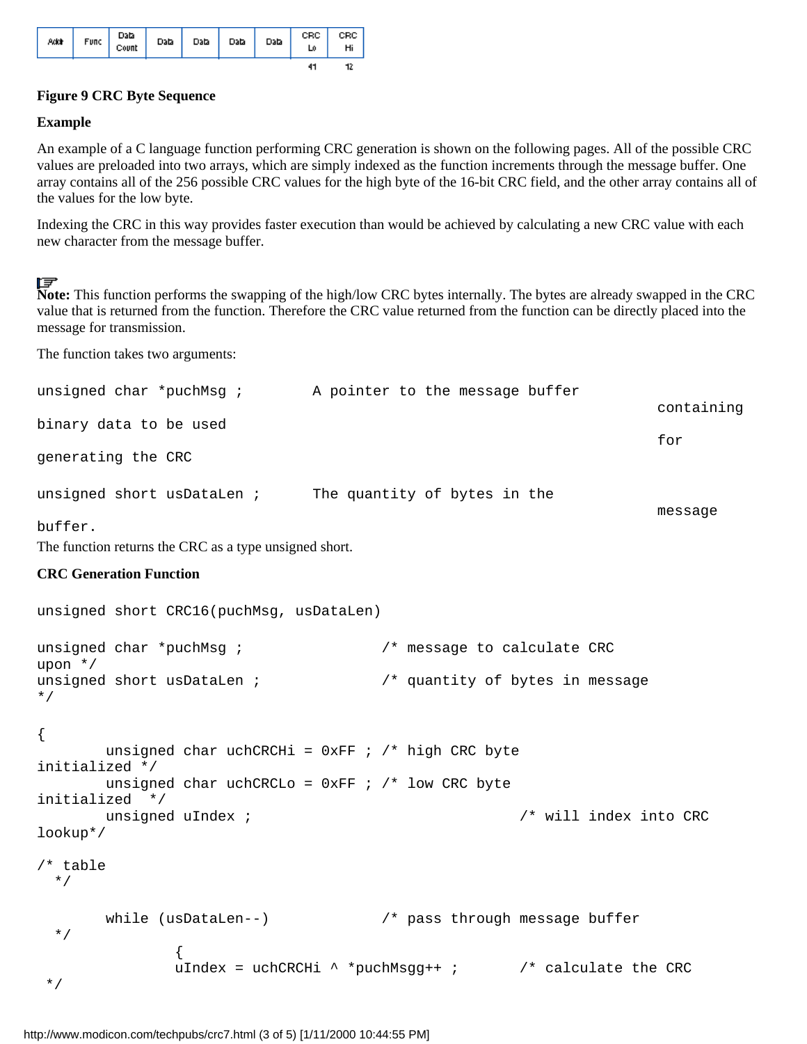| Addr | Func | Data Count | Data | Data | Data | Data | CRC Lo | CRC Hi |
|---|---|---|---|---|---|---|---|---|
| | | | | | | | 41 | 12 |

**Figure 9 CRC Byte Sequence**

**Example**

An example of a C language function performing CRC generation is shown on the following pages. All of the possible CRC values are preloaded into two arrays, which are simply indexed as the function increments through the message buffer. One array contains all of the 256 possible CRC values for the high byte of the 16-bit CRC field, and the other array contains all of the values for the low byte.

Indexing the CRC in this way provides faster execution than would be achieved by calculating a new CRC value with each new character from the message buffer.

**Note:** This function performs the swapping of the high/low CRC bytes internally. The bytes are already swapped in the CRC value that is returned from the function. Therefore the CRC value returned from the function can be directly placed into the message for transmission.

The function takes two arguments:

```
unsigned char *puchMsg ;        A pointer to the message buffer
                                                              containing
binary data to be used
                                                              for
generating the CRC

unsigned short usDataLen ;      The quantity of bytes in the
                                                              message
buffer.
```

The function returns the CRC as a type unsigned short.

**CRC Generation Function**

```
unsigned short CRC16(puchMsg, usDataLen)

unsigned char *puchMsg ;                /* message to calculate CRC
upon */
unsigned short usDataLen ;              /* quantity of bytes in message
*/

{
        unsigned char uchCRCHi = 0xFF ; /* high CRC byte
initialized */
        unsigned char uchCRCLo = 0xFF ; /* low CRC byte
initialized  */
        unsigned uIndex ;                               /* will index into CRC
lookup*/

/* table
  */

        while (usDataLen--)             /* pass through message buffer
  */
                {
                uIndex = uchCRCHi ^ *puchMsgg++ ;       /* calculate the CRC
 */
```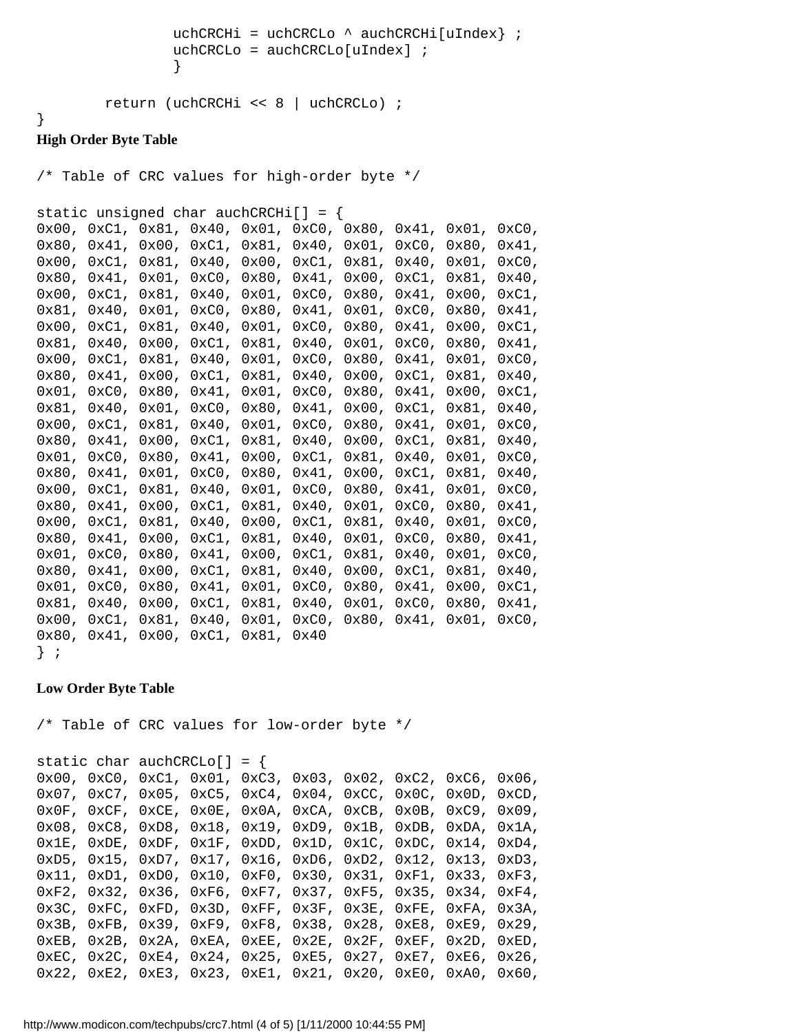```
                uchCRCHi = uchCRCLo ^ auchCRCHi[uIndex} ;
                uchCRCLo = auchCRCLo[uIndex] ;
                }

        return (uchCRCHi << 8 | uchCRCLo) ;
}
```

**High Order Byte Table**

```
/* Table of CRC values for high-order byte */

static unsigned char auchCRCHi[] = {
0x00, 0xC1, 0x81, 0x40, 0x01, 0xC0, 0x80, 0x41, 0x01, 0xC0,
0x80, 0x41, 0x00, 0xC1, 0x81, 0x40, 0x01, 0xC0, 0x80, 0x41,
0x00, 0xC1, 0x81, 0x40, 0x00, 0xC1, 0x81, 0x40, 0x01, 0xC0,
0x80, 0x41, 0x01, 0xC0, 0x80, 0x41, 0x00, 0xC1, 0x81, 0x40,
0x00, 0xC1, 0x81, 0x40, 0x01, 0xC0, 0x80, 0x41, 0x00, 0xC1,
0x81, 0x40, 0x01, 0xC0, 0x80, 0x41, 0x01, 0xC0, 0x80, 0x41,
0x00, 0xC1, 0x81, 0x40, 0x01, 0xC0, 0x80, 0x41, 0x00, 0xC1,
0x81, 0x40, 0x00, 0xC1, 0x81, 0x40, 0x01, 0xC0, 0x80, 0x41,
0x00, 0xC1, 0x81, 0x40, 0x01, 0xC0, 0x80, 0x41, 0x01, 0xC0,
0x80, 0x41, 0x00, 0xC1, 0x81, 0x40, 0x00, 0xC1, 0x81, 0x40,
0x01, 0xC0, 0x80, 0x41, 0x01, 0xC0, 0x80, 0x41, 0x00, 0xC1,
0x81, 0x40, 0x01, 0xC0, 0x80, 0x41, 0x00, 0xC1, 0x81, 0x40,
0x00, 0xC1, 0x81, 0x40, 0x01, 0xC0, 0x80, 0x41, 0x01, 0xC0,
0x80, 0x41, 0x00, 0xC1, 0x81, 0x40, 0x00, 0xC1, 0x81, 0x40,
0x01, 0xC0, 0x80, 0x41, 0x00, 0xC1, 0x81, 0x40, 0x01, 0xC0,
0x80, 0x41, 0x01, 0xC0, 0x80, 0x41, 0x00, 0xC1, 0x81, 0x40,
0x00, 0xC1, 0x81, 0x40, 0x01, 0xC0, 0x80, 0x41, 0x01, 0xC0,
0x80, 0x41, 0x00, 0xC1, 0x81, 0x40, 0x01, 0xC0, 0x80, 0x41,
0x00, 0xC1, 0x81, 0x40, 0x00, 0xC1, 0x81, 0x40, 0x01, 0xC0,
0x80, 0x41, 0x00, 0xC1, 0x81, 0x40, 0x01, 0xC0, 0x80, 0x41,
0x01, 0xC0, 0x80, 0x41, 0x00, 0xC1, 0x81, 0x40, 0x01, 0xC0,
0x80, 0x41, 0x00, 0xC1, 0x81, 0x40, 0x00, 0xC1, 0x81, 0x40,
0x01, 0xC0, 0x80, 0x41, 0x01, 0xC0, 0x80, 0x41, 0x00, 0xC1,
0x81, 0x40, 0x00, 0xC1, 0x81, 0x40, 0x01, 0xC0, 0x80, 0x41,
0x00, 0xC1, 0x81, 0x40, 0x01, 0xC0, 0x80, 0x41, 0x01, 0xC0,
0x80, 0x41, 0x00, 0xC1, 0x81, 0x40
} ;
```

**Low Order Byte Table**

```
/* Table of CRC values for low-order byte */

static char auchCRCLo[] = {
0x00, 0xC0, 0xC1, 0x01, 0xC3, 0x03, 0x02, 0xC2, 0xC6, 0x06,
0x07, 0xC7, 0x05, 0xC5, 0xC4, 0x04, 0xCC, 0x0C, 0x0D, 0xCD,
0x0F, 0xCF, 0xCE, 0x0E, 0x0A, 0xCA, 0xCB, 0x0B, 0xC9, 0x09,
0x08, 0xC8, 0xD8, 0x18, 0x19, 0xD9, 0x1B, 0xDB, 0xDA, 0x1A,
0x1E, 0xDE, 0xDF, 0x1F, 0xDD, 0x1D, 0x1C, 0xDC, 0x14, 0xD4,
0xD5, 0x15, 0xD7, 0x17, 0x16, 0xD6, 0xD2, 0x12, 0x13, 0xD3,
0x11, 0xD1, 0xD0, 0x10, 0xF0, 0x30, 0x31, 0xF1, 0x33, 0xF3,
0xF2, 0x32, 0x36, 0xF6, 0xF7, 0x37, 0xF5, 0x35, 0x34, 0xF4,
0x3C, 0xFC, 0xFD, 0x3D, 0xFF, 0x3F, 0x3E, 0xFE, 0xFA, 0x3A,
0x3B, 0xFB, 0x39, 0xF9, 0xF8, 0x38, 0x28, 0xE8, 0xE9, 0x29,
0xEB, 0x2B, 0x2A, 0xEA, 0xEE, 0x2E, 0x2F, 0xEF, 0x2D, 0xED,
0xEC, 0x2C, 0xE4, 0x24, 0x25, 0xE5, 0x27, 0xE7, 0xE6, 0x26,
0x22, 0xE2, 0xE3, 0x23, 0xE1, 0x21, 0x20, 0xE0, 0xA0, 0x60,
```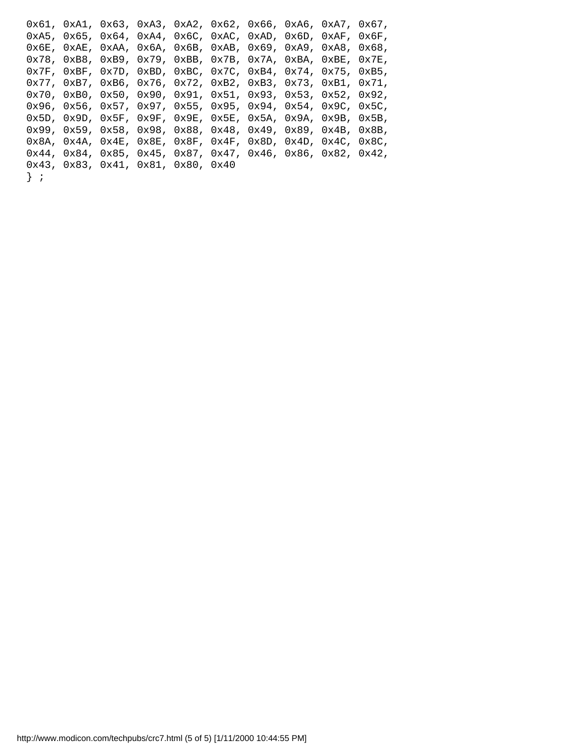```
0x61, 0xA1, 0x63, 0xA3, 0xA2, 0x62, 0x66, 0xA6, 0xA7, 0x67,
0xA5, 0x65, 0x64, 0xA4, 0x6C, 0xAC, 0xAD, 0x6D, 0xAF, 0x6F,
0x6E, 0xAE, 0xAA, 0x6A, 0x6B, 0xAB, 0x69, 0xA9, 0xA8, 0x68,
0x78, 0xB8, 0xB9, 0x79, 0xBB, 0x7B, 0x7A, 0xBA, 0xBE, 0x7E,
0x7F, 0xBF, 0x7D, 0xBD, 0xBC, 0x7C, 0xB4, 0x74, 0x75, 0xB5,
0x77, 0xB7, 0xB6, 0x76, 0x72, 0xB2, 0xB3, 0x73, 0xB1, 0x71,
0x70, 0xB0, 0x50, 0x90, 0x91, 0x51, 0x93, 0x53, 0x52, 0x92,
0x96, 0x56, 0x57, 0x97, 0x55, 0x95, 0x94, 0x54, 0x9C, 0x5C,
0x5D, 0x9D, 0x5F, 0x9F, 0x9E, 0x5E, 0x5A, 0x9A, 0x9B, 0x5B,
0x99, 0x59, 0x58, 0x98, 0x88, 0x48, 0x49, 0x89, 0x4B, 0x8B,
0x8A, 0x4A, 0x4E, 0x8E, 0x8F, 0x4F, 0x8D, 0x4D, 0x4C, 0x8C,
0x44, 0x84, 0x85, 0x45, 0x87, 0x47, 0x46, 0x86, 0x82, 0x42,
0x43, 0x83, 0x41, 0x81, 0x80, 0x40
} ;
```